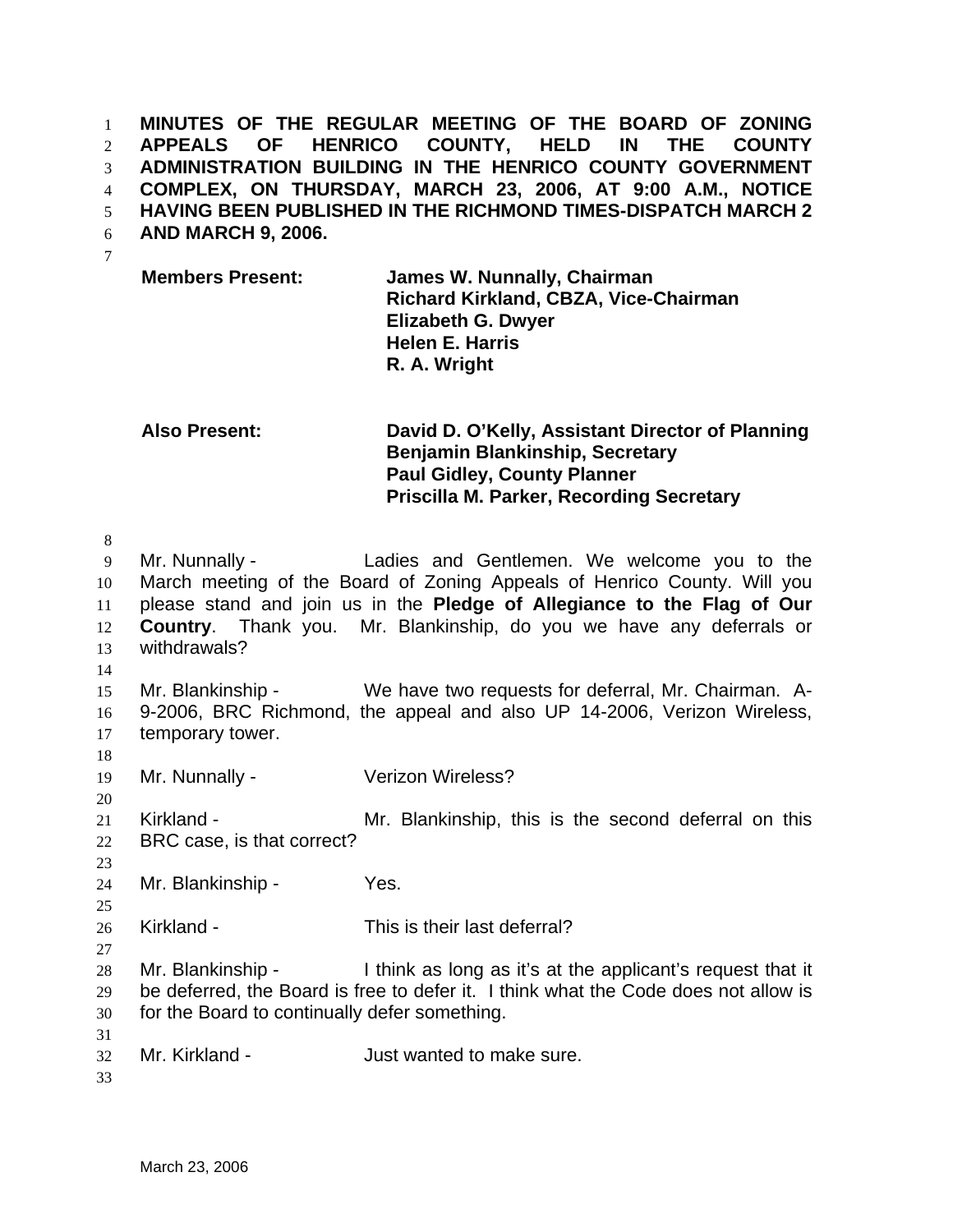**MINUTES OF THE REGULAR MEETING OF THE BOARD OF ZONING APPEALS OF HENRICO COUNTY, HELD IN THE COUNTY ADMINISTRATION BUILDING IN THE HENRICO COUNTY GOVERNMENT COMPLEX, ON THURSDAY, MARCH 23, 2006, AT 9:00 A.M., NOTICE HAVING BEEN PUBLISHED IN THE RICHMOND TIMES-DISPATCH MARCH 2 AND MARCH 9, 2006.**

| | |
|---|---|
| **Members Present:** | **James W. Nunnally, Chairman** |
| | **Richard Kirkland, CBZA, Vice-Chairman** |
| | **Elizabeth G. Dwyer** |
| | **Helen E. Harris** |
| | **R. A. Wright** |
| | |
| **Also Present:** | **David D. O'Kelly, Assistant Director of Planning** |
| | **Benjamin Blankinship, Secretary** |
| | **Paul Gidley, County Planner** |
| | **Priscilla M. Parker, Recording Secretary** |

Mr. Nunnally - Ladies and Gentlemen. We welcome you to the March meeting of the Board of Zoning Appeals of Henrico County. Will you please stand and join us in the **Pledge of Allegiance to the Flag of Our Country**. Thank you. Mr. Blankinship, do you we have any deferrals or withdrawals?

Mr. Blankinship - We have two requests for deferral, Mr. Chairman. A-9-2006, BRC Richmond, the appeal and also UP 14-2006, Verizon Wireless, temporary tower.

Mr. Nunnally - Verizon Wireless?

Kirkland - Mr. Blankinship, this is the second deferral on this BRC case, is that correct?

Mr. Blankinship - Yes.

Kirkland - This is their last deferral?

Mr. Blankinship - I think as long as it's at the applicant's request that it be deferred, the Board is free to defer it. I think what the Code does not allow is for the Board to continually defer something.

Mr. Kirkland - Just wanted to make sure.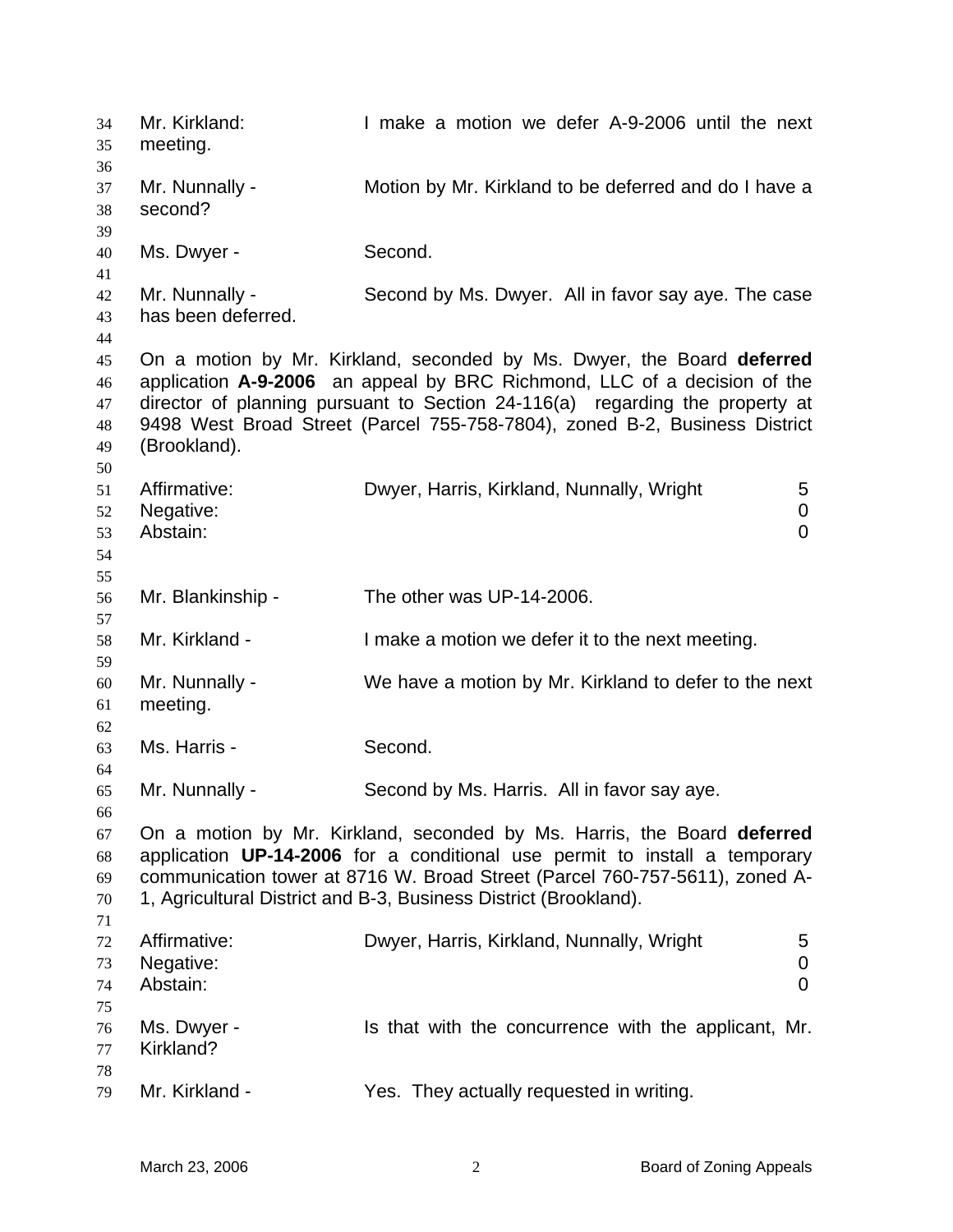Mr. Kirkland: I make a motion we defer A-9-2006 until the next meeting.

Mr. Nunnally - Motion by Mr. Kirkland to be deferred and do I have a second?

Ms. Dwyer - Second.

Mr. Nunnally - Second by Ms. Dwyer. All in favor say aye. The case has been deferred.

On a motion by Mr. Kirkland, seconded by Ms. Dwyer, the Board **deferred** application **A-9-2006** an appeal by BRC Richmond, LLC of a decision of the director of planning pursuant to Section 24-116(a) regarding the property at 9498 West Broad Street (Parcel 755-758-7804), zoned B-2, Business District (Brookland).

| | | |
|---|---|---|
| Affirmative: | Dwyer, Harris, Kirkland, Nunnally, Wright | 5 |
| Negative: | | 0 |
| Abstain: | | 0 |

Mr. Blankinship - The other was UP-14-2006.

Mr. Kirkland - I make a motion we defer it to the next meeting.

Mr. Nunnally - We have a motion by Mr. Kirkland to defer to the next meeting.

Ms. Harris - Second.

Mr. Nunnally - Second by Ms. Harris. All in favor say aye.

On a motion by Mr. Kirkland, seconded by Ms. Harris, the Board **deferred** application **UP-14-2006** for a conditional use permit to install a temporary communication tower at 8716 W. Broad Street (Parcel 760-757-5611), zoned A-1, Agricultural District and B-3, Business District (Brookland).

| | | |
|---|---|---|
| Affirmative: | Dwyer, Harris, Kirkland, Nunnally, Wright | 5 |
| Negative: | | 0 |
| Abstain: | | 0 |

Ms. Dwyer - Is that with the concurrence with the applicant, Mr. Kirkland?

Mr. Kirkland - Yes. They actually requested in writing.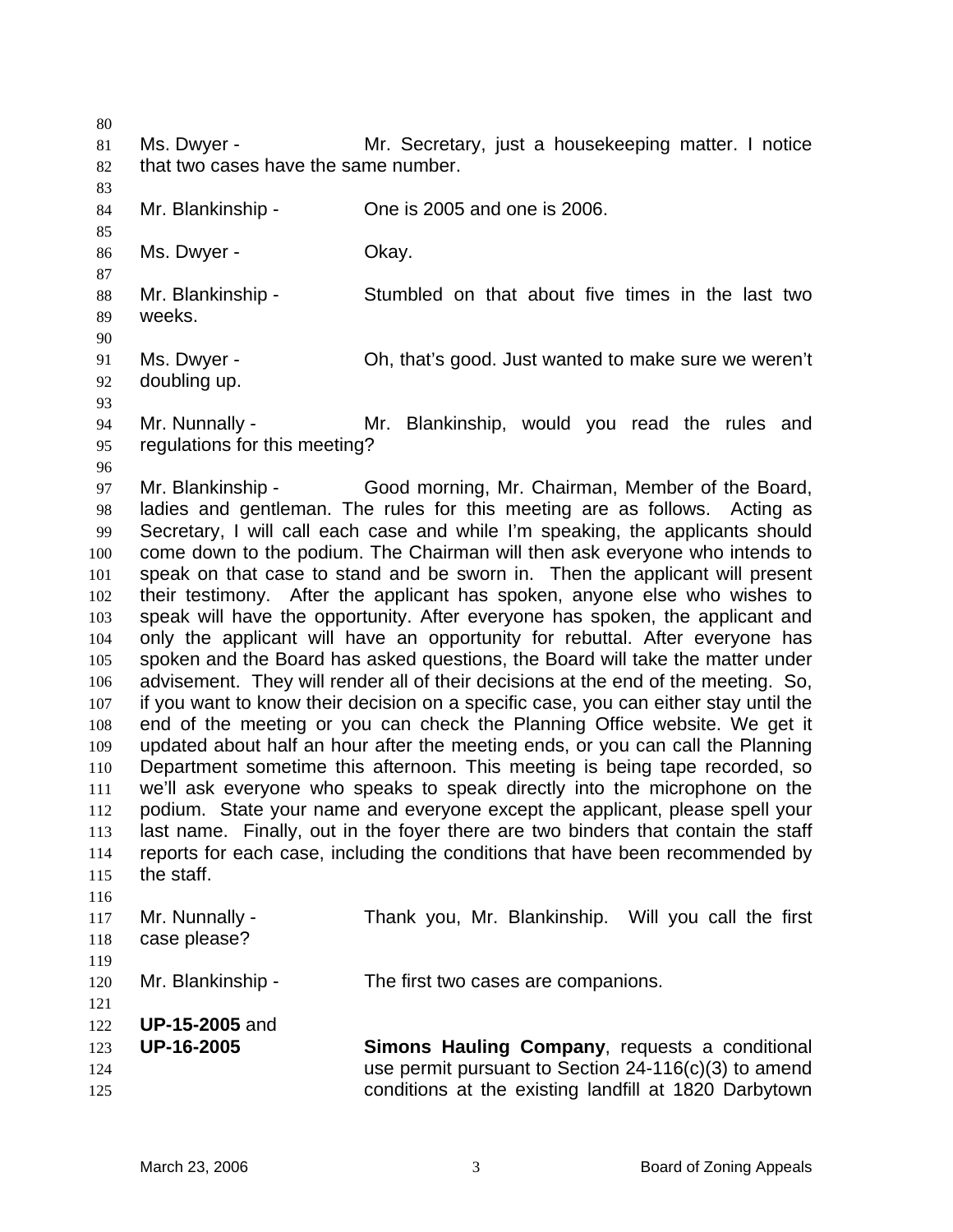Ms. Dwyer - Mr. Secretary, just a housekeeping matter. I notice that two cases have the same number.

Mr. Blankinship - One is 2005 and one is 2006.

Ms. Dwyer - Okay.

Mr. Blankinship - Stumbled on that about five times in the last two weeks.

Ms. Dwyer - Oh, that's good. Just wanted to make sure we weren't doubling up.

Mr. Nunnally - Mr. Blankinship, would you read the rules and regulations for this meeting?

Mr. Blankinship - Good morning, Mr. Chairman, Member of the Board, ladies and gentleman. The rules for this meeting are as follows. Acting as Secretary, I will call each case and while I'm speaking, the applicants should come down to the podium. The Chairman will then ask everyone who intends to speak on that case to stand and be sworn in. Then the applicant will present their testimony. After the applicant has spoken, anyone else who wishes to speak will have the opportunity. After everyone has spoken, the applicant and only the applicant will have an opportunity for rebuttal. After everyone has spoken and the Board has asked questions, the Board will take the matter under advisement. They will render all of their decisions at the end of the meeting. So, if you want to know their decision on a specific case, you can either stay until the end of the meeting or you can check the Planning Office website. We get it updated about half an hour after the meeting ends, or you can call the Planning Department sometime this afternoon. This meeting is being tape recorded, so we'll ask everyone who speaks to speak directly into the microphone on the podium. State your name and everyone except the applicant, please spell your last name. Finally, out in the foyer there are two binders that contain the staff reports for each case, including the conditions that have been recommended by the staff.

Mr. Nunnally - Thank you, Mr. Blankinship. Will you call the first case please?

Mr. Blankinship - The first two cases are companions.

**UP-15-2005** and
**UP-16-2005** **Simons Hauling Company**, requests a conditional use permit pursuant to Section 24-116(c)(3) to amend conditions at the existing landfill at 1820 Darbytown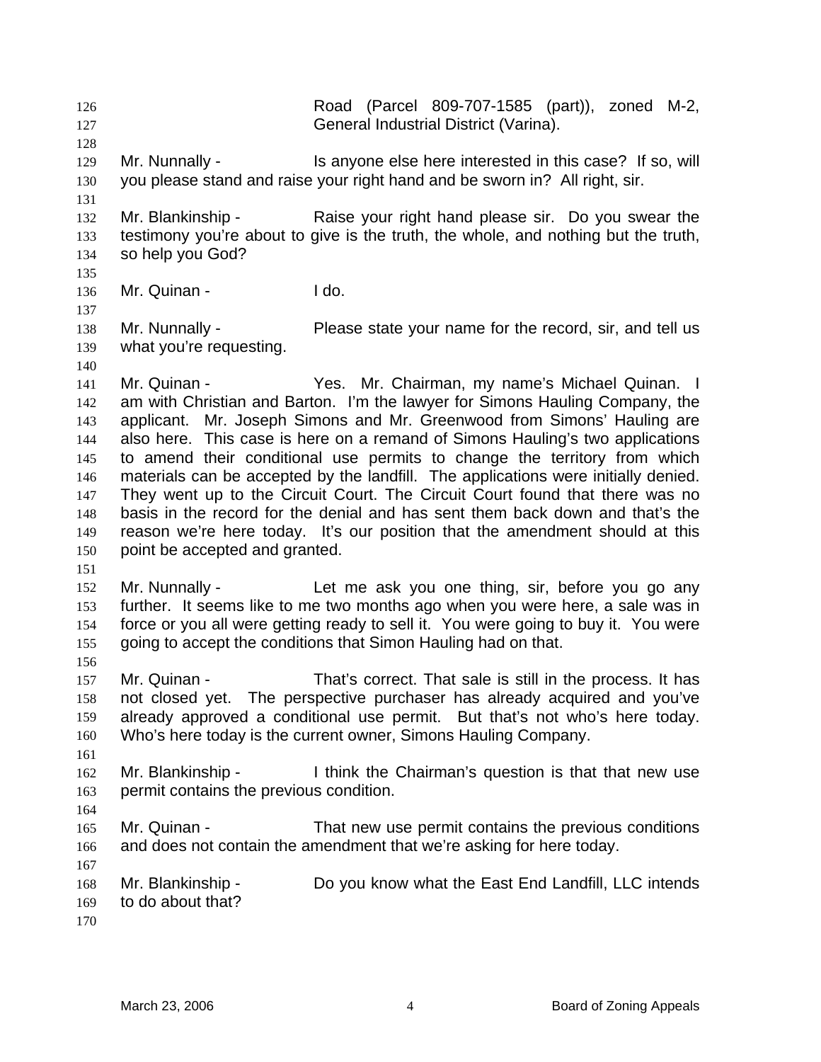Road (Parcel 809-707-1585 (part)), zoned M-2, General Industrial District (Varina).

Mr. Nunnally - Is anyone else here interested in this case? If so, will you please stand and raise your right hand and be sworn in? All right, sir.

Mr. Blankinship - Raise your right hand please sir. Do you swear the testimony you're about to give is the truth, the whole, and nothing but the truth, so help you God?

Mr. Quinan - I do.

Mr. Nunnally - Please state your name for the record, sir, and tell us what you're requesting.

Mr. Quinan - Yes. Mr. Chairman, my name's Michael Quinan. I am with Christian and Barton. I'm the lawyer for Simons Hauling Company, the applicant. Mr. Joseph Simons and Mr. Greenwood from Simons' Hauling are also here. This case is here on a remand of Simons Hauling's two applications to amend their conditional use permits to change the territory from which materials can be accepted by the landfill. The applications were initially denied. They went up to the Circuit Court. The Circuit Court found that there was no basis in the record for the denial and has sent them back down and that's the reason we're here today. It's our position that the amendment should at this point be accepted and granted.

Mr. Nunnally - Let me ask you one thing, sir, before you go any further. It seems like to me two months ago when you were here, a sale was in force or you all were getting ready to sell it. You were going to buy it. You were going to accept the conditions that Simon Hauling had on that.

Mr. Quinan - That's correct. That sale is still in the process. It has not closed yet. The perspective purchaser has already acquired and you've already approved a conditional use permit. But that's not who's here today. Who's here today is the current owner, Simons Hauling Company.

Mr. Blankinship - I think the Chairman's question is that that new use permit contains the previous condition.

Mr. Quinan - That new use permit contains the previous conditions and does not contain the amendment that we're asking for here today.

Mr. Blankinship - Do you know what the East End Landfill, LLC intends to do about that?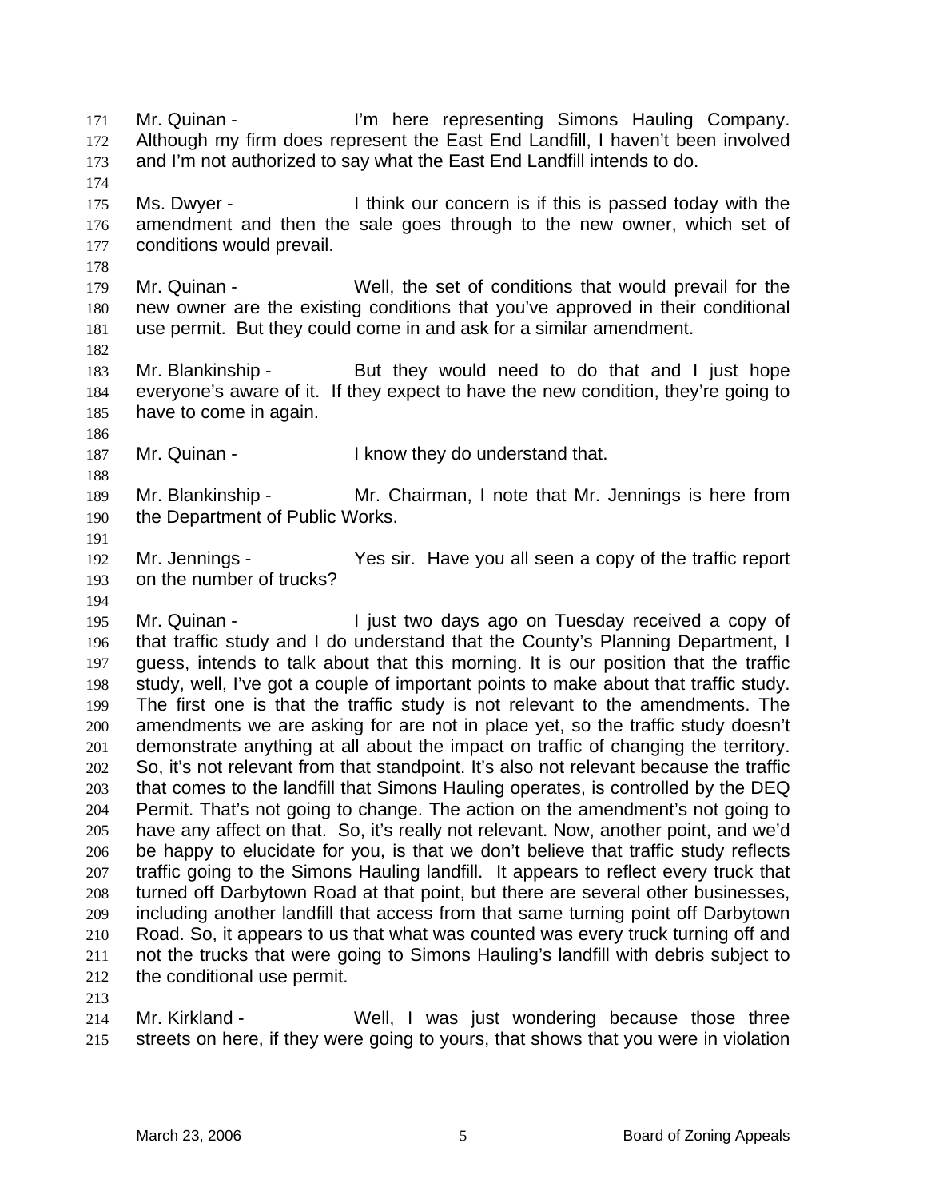Mr. Quinan - I'm here representing Simons Hauling Company. Although my firm does represent the East End Landfill, I haven't been involved and I'm not authorized to say what the East End Landfill intends to do.

Ms. Dwyer - I think our concern is if this is passed today with the amendment and then the sale goes through to the new owner, which set of conditions would prevail.

Mr. Quinan - Well, the set of conditions that would prevail for the new owner are the existing conditions that you've approved in their conditional use permit. But they could come in and ask for a similar amendment.

Mr. Blankinship - But they would need to do that and I just hope everyone's aware of it. If they expect to have the new condition, they're going to have to come in again.

Mr. Quinan - I know they do understand that.

Mr. Blankinship - Mr. Chairman, I note that Mr. Jennings is here from the Department of Public Works.

Mr. Jennings - Yes sir. Have you all seen a copy of the traffic report on the number of trucks?

Mr. Quinan - I just two days ago on Tuesday received a copy of that traffic study and I do understand that the County's Planning Department, I guess, intends to talk about that this morning. It is our position that the traffic study, well, I've got a couple of important points to make about that traffic study. The first one is that the traffic study is not relevant to the amendments. The amendments we are asking for are not in place yet, so the traffic study doesn't demonstrate anything at all about the impact on traffic of changing the territory. So, it's not relevant from that standpoint. It's also not relevant because the traffic that comes to the landfill that Simons Hauling operates, is controlled by the DEQ Permit. That's not going to change. The action on the amendment's not going to have any affect on that. So, it's really not relevant. Now, another point, and we'd be happy to elucidate for you, is that we don't believe that traffic study reflects traffic going to the Simons Hauling landfill. It appears to reflect every truck that turned off Darbytown Road at that point, but there are several other businesses, including another landfill that access from that same turning point off Darbytown Road. So, it appears to us that what was counted was every truck turning off and not the trucks that were going to Simons Hauling's landfill with debris subject to the conditional use permit.

Mr. Kirkland - Well, I was just wondering because those three streets on here, if they were going to yours, that shows that you were in violation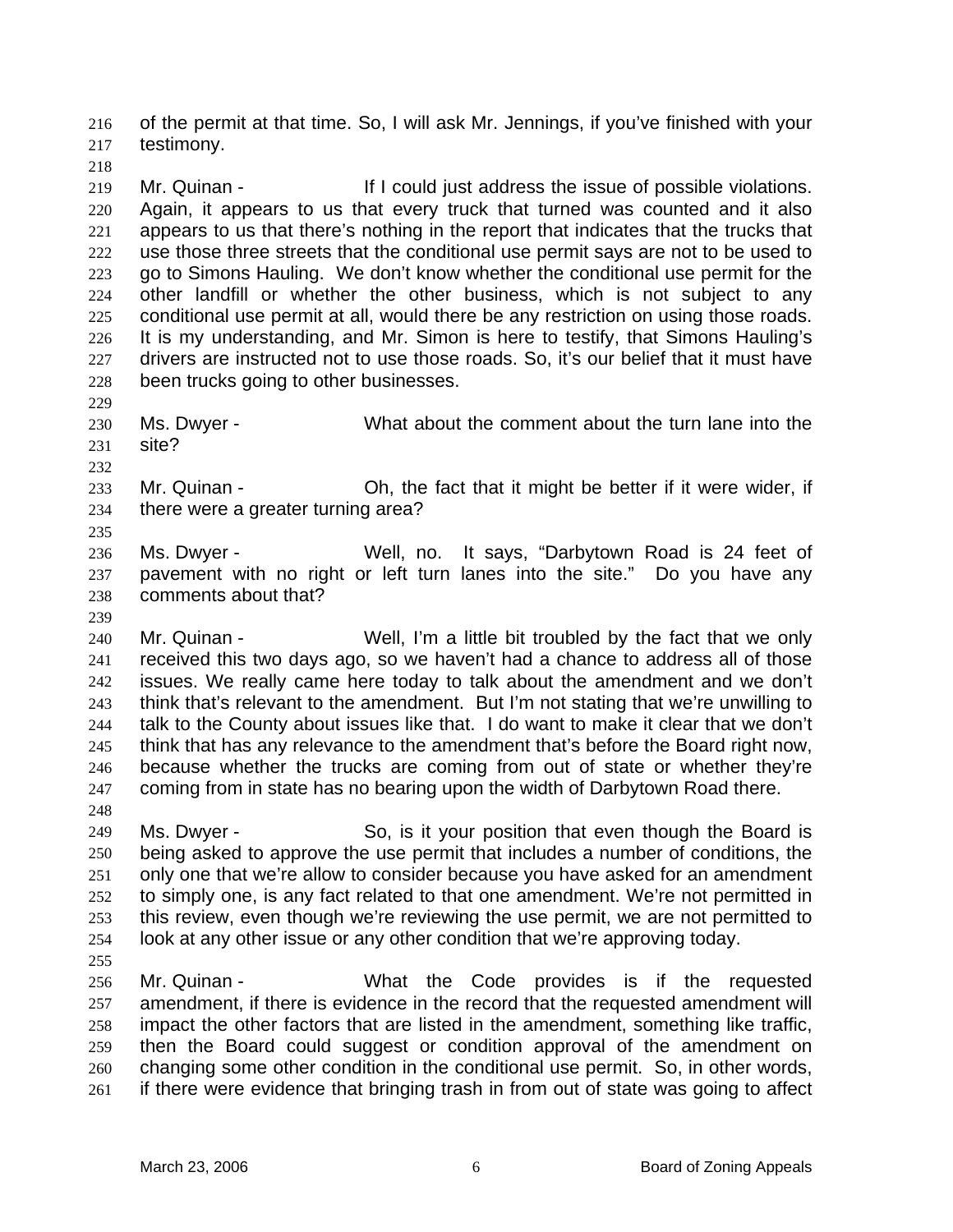of the permit at that time. So, I will ask Mr. Jennings, if you've finished with your testimony.

Mr. Quinan - If I could just address the issue of possible violations. Again, it appears to us that every truck that turned was counted and it also appears to us that there's nothing in the report that indicates that the trucks that use those three streets that the conditional use permit says are not to be used to go to Simons Hauling. We don't know whether the conditional use permit for the other landfill or whether the other business, which is not subject to any conditional use permit at all, would there be any restriction on using those roads. It is my understanding, and Mr. Simon is here to testify, that Simons Hauling's drivers are instructed not to use those roads. So, it's our belief that it must have been trucks going to other businesses.

Ms. Dwyer - What about the comment about the turn lane into the site?

Mr. Quinan - Oh, the fact that it might be better if it were wider, if there were a greater turning area?

Ms. Dwyer - Well, no. It says, "Darbytown Road is 24 feet of pavement with no right or left turn lanes into the site." Do you have any comments about that?

Mr. Quinan - Well, I'm a little bit troubled by the fact that we only received this two days ago, so we haven't had a chance to address all of those issues. We really came here today to talk about the amendment and we don't think that's relevant to the amendment. But I'm not stating that we're unwilling to talk to the County about issues like that. I do want to make it clear that we don't think that has any relevance to the amendment that's before the Board right now, because whether the trucks are coming from out of state or whether they're coming from in state has no bearing upon the width of Darbytown Road there.

Ms. Dwyer - So, is it your position that even though the Board is being asked to approve the use permit that includes a number of conditions, the only one that we're allow to consider because you have asked for an amendment to simply one, is any fact related to that one amendment. We're not permitted in this review, even though we're reviewing the use permit, we are not permitted to look at any other issue or any other condition that we're approving today.

Mr. Quinan - What the Code provides is if the requested amendment, if there is evidence in the record that the requested amendment will impact the other factors that are listed in the amendment, something like traffic, then the Board could suggest or condition approval of the amendment on changing some other condition in the conditional use permit. So, in other words, if there were evidence that bringing trash in from out of state was going to affect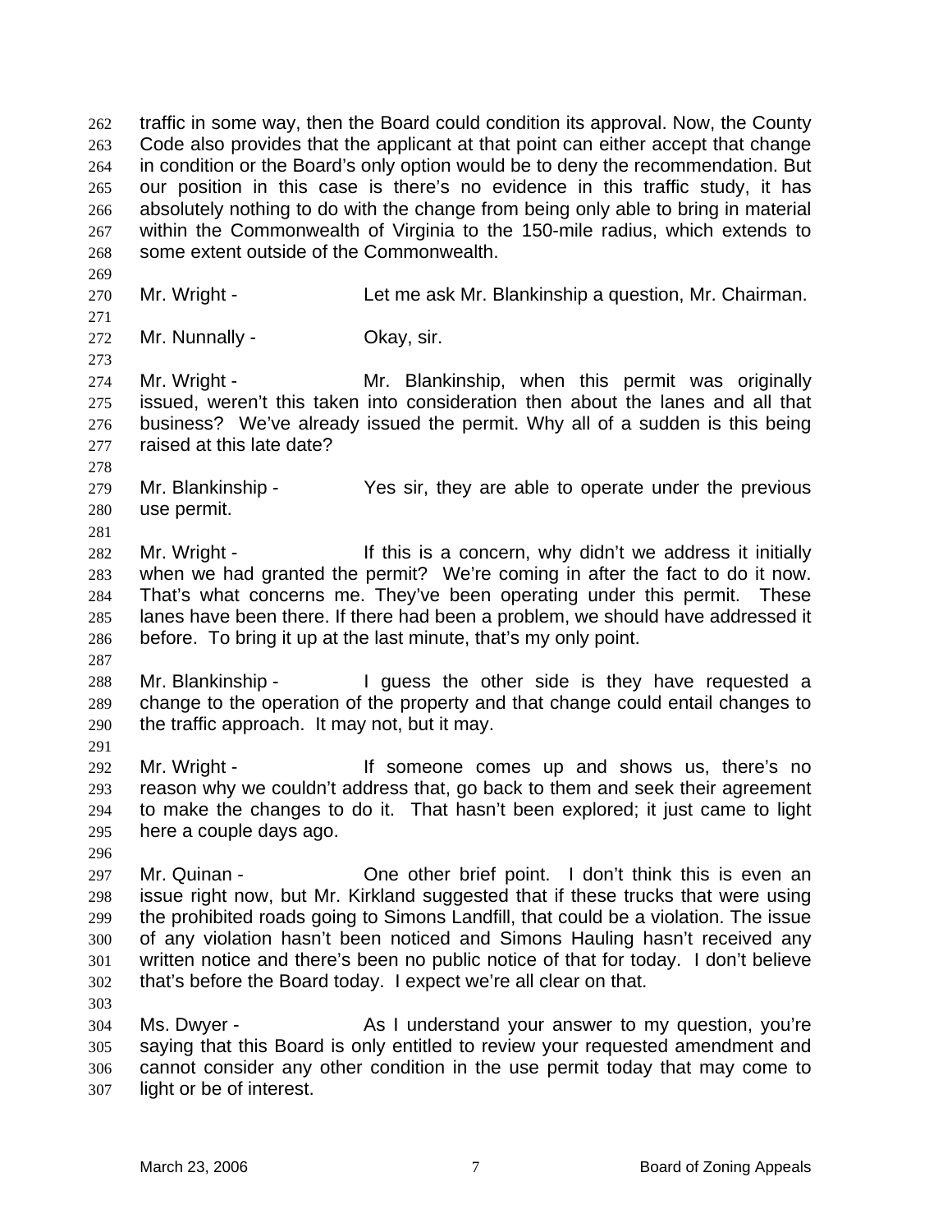traffic in some way, then the Board could condition its approval. Now, the County Code also provides that the applicant at that point can either accept that change in condition or the Board's only option would be to deny the recommendation. But our position in this case is there's no evidence in this traffic study, it has absolutely nothing to do with the change from being only able to bring in material within the Commonwealth of Virginia to the 150-mile radius, which extends to some extent outside of the Commonwealth.

Mr. Wright - Let me ask Mr. Blankinship a question, Mr. Chairman.

Mr. Nunnally - Okay, sir.

Mr. Wright - Mr. Blankinship, when this permit was originally issued, weren't this taken into consideration then about the lanes and all that business? We've already issued the permit. Why all of a sudden is this being raised at this late date?

Mr. Blankinship - Yes sir, they are able to operate under the previous use permit.

Mr. Wright - If this is a concern, why didn't we address it initially when we had granted the permit? We're coming in after the fact to do it now. That's what concerns me. They've been operating under this permit. These lanes have been there. If there had been a problem, we should have addressed it before. To bring it up at the last minute, that's my only point.

Mr. Blankinship - I guess the other side is they have requested a change to the operation of the property and that change could entail changes to the traffic approach. It may not, but it may.

Mr. Wright - If someone comes up and shows us, there's no reason why we couldn't address that, go back to them and seek their agreement to make the changes to do it. That hasn't been explored; it just came to light here a couple days ago.

Mr. Quinan - One other brief point. I don't think this is even an issue right now, but Mr. Kirkland suggested that if these trucks that were using the prohibited roads going to Simons Landfill, that could be a violation. The issue of any violation hasn't been noticed and Simons Hauling hasn't received any written notice and there's been no public notice of that for today. I don't believe that's before the Board today. I expect we're all clear on that.

Ms. Dwyer - As I understand your answer to my question, you're saying that this Board is only entitled to review your requested amendment and cannot consider any other condition in the use permit today that may come to light or be of interest.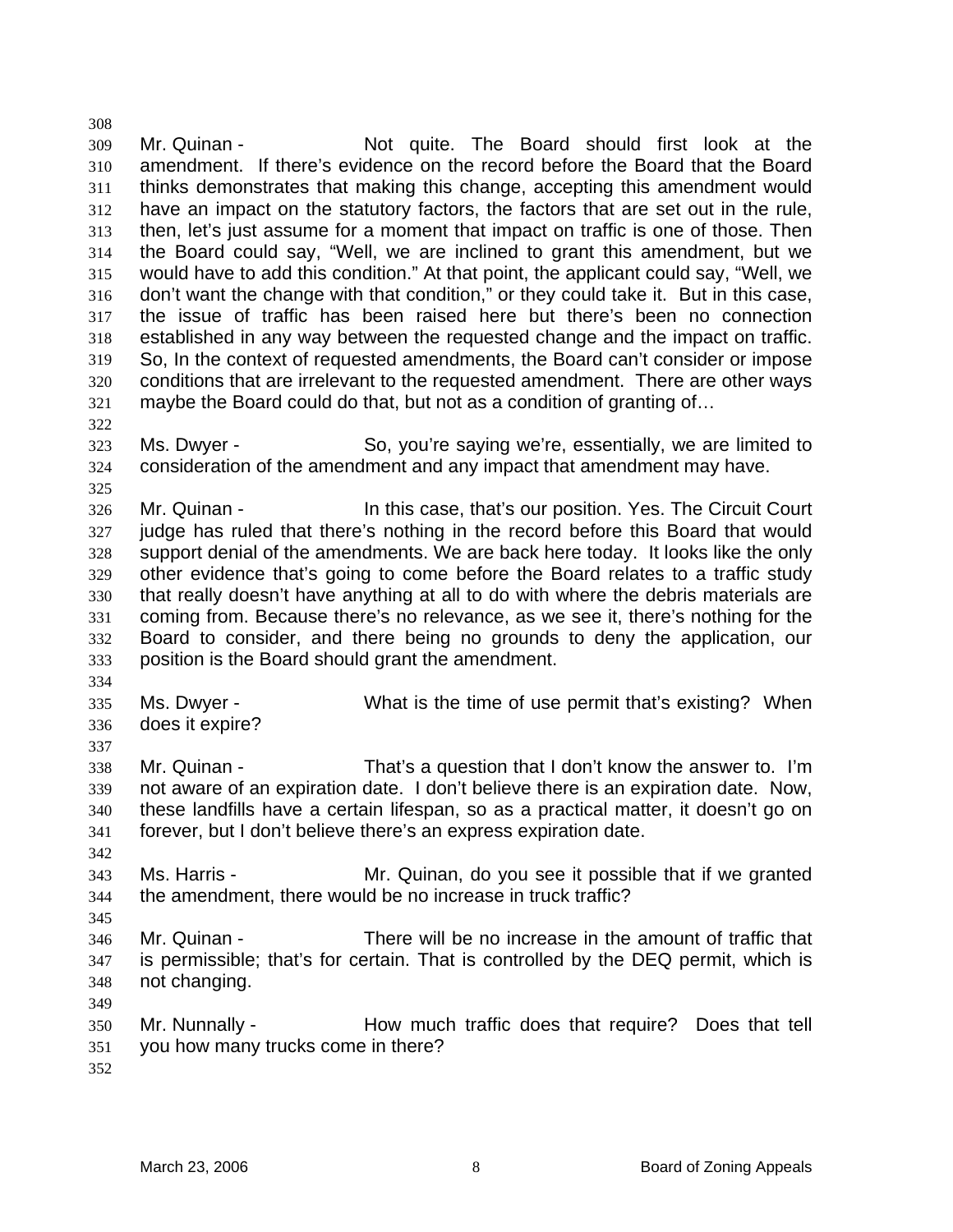Mr. Quinan - Not quite. The Board should first look at the amendment. If there's evidence on the record before the Board that the Board thinks demonstrates that making this change, accepting this amendment would have an impact on the statutory factors, the factors that are set out in the rule, then, let's just assume for a moment that impact on traffic is one of those. Then the Board could say, "Well, we are inclined to grant this amendment, but we would have to add this condition." At that point, the applicant could say, "Well, we don't want the change with that condition," or they could take it. But in this case, the issue of traffic has been raised here but there's been no connection established in any way between the requested change and the impact on traffic. So, In the context of requested amendments, the Board can't consider or impose conditions that are irrelevant to the requested amendment. There are other ways maybe the Board could do that, but not as a condition of granting of…

Ms. Dwyer - So, you're saying we're, essentially, we are limited to consideration of the amendment and any impact that amendment may have.

Mr. Quinan - In this case, that's our position. Yes. The Circuit Court judge has ruled that there's nothing in the record before this Board that would support denial of the amendments. We are back here today. It looks like the only other evidence that's going to come before the Board relates to a traffic study that really doesn't have anything at all to do with where the debris materials are coming from. Because there's no relevance, as we see it, there's nothing for the Board to consider, and there being no grounds to deny the application, our position is the Board should grant the amendment.

Ms. Dwyer - What is the time of use permit that's existing? When does it expire?

Mr. Quinan - That's a question that I don't know the answer to. I'm not aware of an expiration date. I don't believe there is an expiration date. Now, these landfills have a certain lifespan, so as a practical matter, it doesn't go on forever, but I don't believe there's an express expiration date.

Ms. Harris - Mr. Quinan, do you see it possible that if we granted the amendment, there would be no increase in truck traffic?

Mr. Quinan - There will be no increase in the amount of traffic that is permissible; that's for certain. That is controlled by the DEQ permit, which is not changing.

Mr. Nunnally - How much traffic does that require? Does that tell you how many trucks come in there?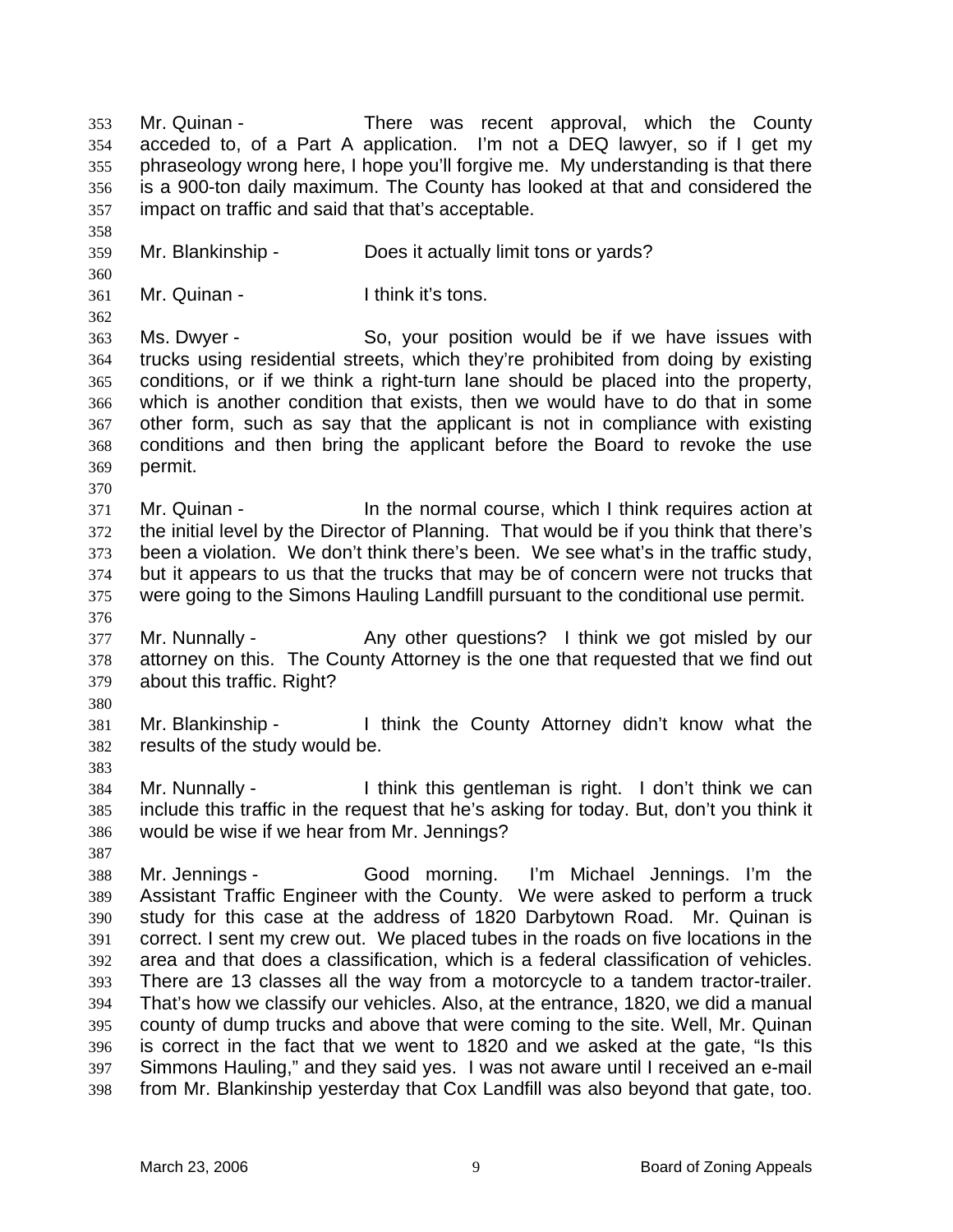Mr. Quinan - There was recent approval, which the County acceded to, of a Part A application. I'm not a DEQ lawyer, so if I get my phraseology wrong here, I hope you'll forgive me. My understanding is that there is a 900-ton daily maximum. The County has looked at that and considered the impact on traffic and said that that's acceptable.

Mr. Blankinship - Does it actually limit tons or yards?

Mr. Quinan - I think it's tons.

Ms. Dwyer - So, your position would be if we have issues with trucks using residential streets, which they're prohibited from doing by existing conditions, or if we think a right-turn lane should be placed into the property, which is another condition that exists, then we would have to do that in some other form, such as say that the applicant is not in compliance with existing conditions and then bring the applicant before the Board to revoke the use permit.

Mr. Quinan - In the normal course, which I think requires action at the initial level by the Director of Planning. That would be if you think that there's been a violation. We don't think there's been. We see what's in the traffic study, but it appears to us that the trucks that may be of concern were not trucks that were going to the Simons Hauling Landfill pursuant to the conditional use permit.

Mr. Nunnally - Any other questions? I think we got misled by our attorney on this. The County Attorney is the one that requested that we find out about this traffic. Right?

Mr. Blankinship - I think the County Attorney didn't know what the results of the study would be.

Mr. Nunnally - I think this gentleman is right. I don't think we can include this traffic in the request that he's asking for today. But, don't you think it would be wise if we hear from Mr. Jennings?

Mr. Jennings - Good morning. I'm Michael Jennings. I'm the Assistant Traffic Engineer with the County. We were asked to perform a truck study for this case at the address of 1820 Darbytown Road. Mr. Quinan is correct. I sent my crew out. We placed tubes in the roads on five locations in the area and that does a classification, which is a federal classification of vehicles. There are 13 classes all the way from a motorcycle to a tandem tractor-trailer. That's how we classify our vehicles. Also, at the entrance, 1820, we did a manual county of dump trucks and above that were coming to the site. Well, Mr. Quinan is correct in the fact that we went to 1820 and we asked at the gate, "Is this Simmons Hauling," and they said yes. I was not aware until I received an e-mail from Mr. Blankinship yesterday that Cox Landfill was also beyond that gate, too.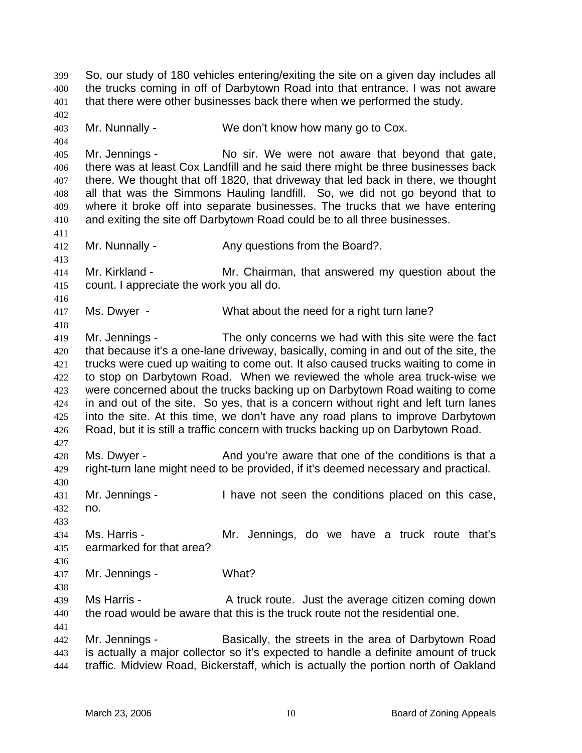So, our study of 180 vehicles entering/exiting the site on a given day includes all the trucks coming in off of Darbytown Road into that entrance. I was not aware that there were other businesses back there when we performed the study.

Mr. Nunnally - We don't know how many go to Cox.

Mr. Jennings - No sir. We were not aware that beyond that gate, there was at least Cox Landfill and he said there might be three businesses back there. We thought that off 1820, that driveway that led back in there, we thought all that was the Simmons Hauling landfill. So, we did not go beyond that to where it broke off into separate businesses. The trucks that we have entering and exiting the site off Darbytown Road could be to all three businesses.

Mr. Nunnally - Any questions from the Board?.

Mr. Kirkland - Mr. Chairman, that answered my question about the count. I appreciate the work you all do.

Ms. Dwyer - What about the need for a right turn lane?

Mr. Jennings - The only concerns we had with this site were the fact that because it's a one-lane driveway, basically, coming in and out of the site, the trucks were cued up waiting to come out. It also caused trucks waiting to come in to stop on Darbytown Road. When we reviewed the whole area truck-wise we were concerned about the trucks backing up on Darbytown Road waiting to come in and out of the site. So yes, that is a concern without right and left turn lanes into the site. At this time, we don't have any road plans to improve Darbytown Road, but it is still a traffic concern with trucks backing up on Darbytown Road.

Ms. Dwyer - And you're aware that one of the conditions is that a right-turn lane might need to be provided, if it's deemed necessary and practical.

Mr. Jennings - I have not seen the conditions placed on this case, no.

Ms. Harris - Mr. Jennings, do we have a truck route that's earmarked for that area?

Mr. Jennings - What?

Ms Harris - A truck route. Just the average citizen coming down the road would be aware that this is the truck route not the residential one.

Mr. Jennings - Basically, the streets in the area of Darbytown Road is actually a major collector so it's expected to handle a definite amount of truck traffic. Midview Road, Bickerstaff, which is actually the portion north of Oakland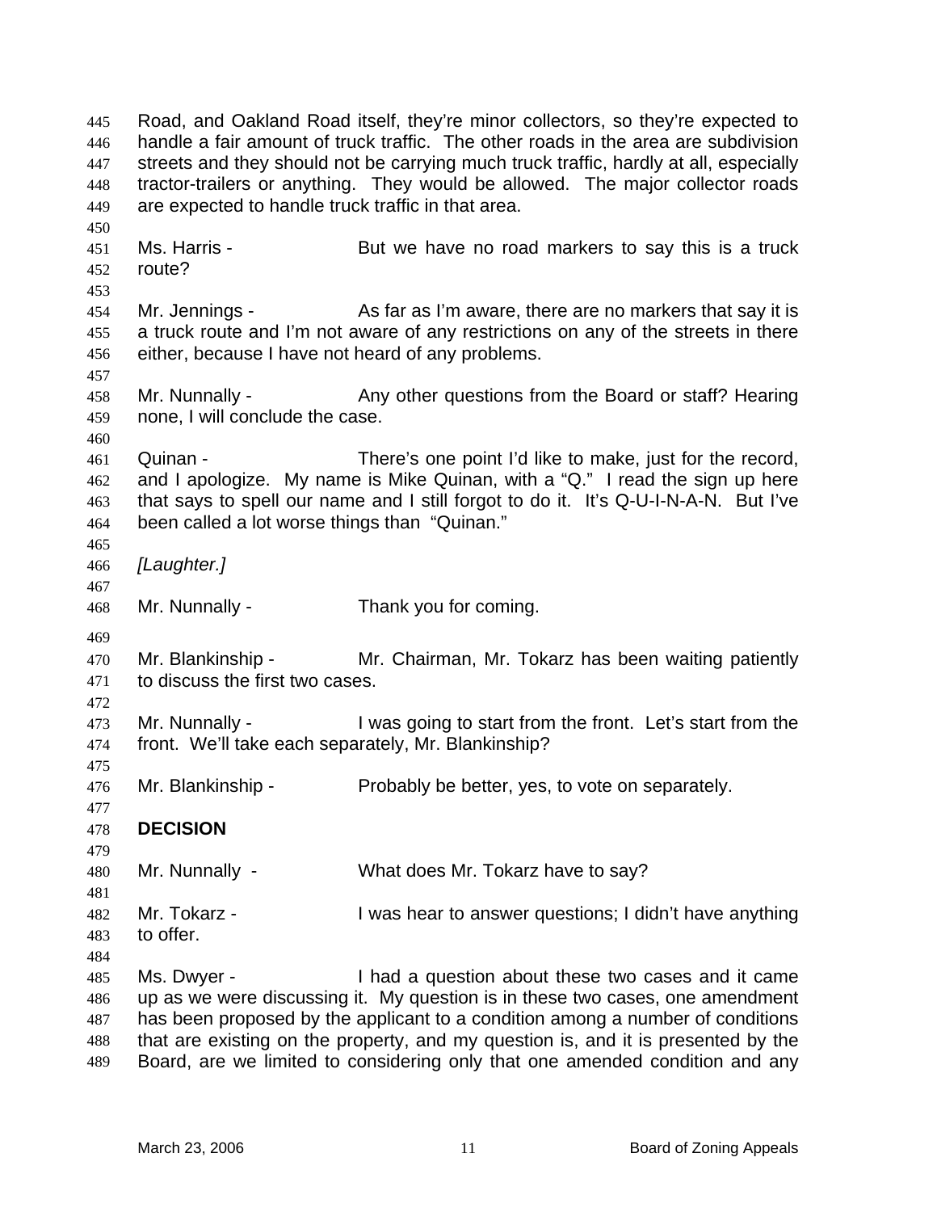Road, and Oakland Road itself, they're minor collectors, so they're expected to handle a fair amount of truck traffic. The other roads in the area are subdivision streets and they should not be carrying much truck traffic, hardly at all, especially tractor-trailers or anything. They would be allowed. The major collector roads are expected to handle truck traffic in that area.

Ms. Harris - But we have no road markers to say this is a truck route?

Mr. Jennings - As far as I'm aware, there are no markers that say it is a truck route and I'm not aware of any restrictions on any of the streets in there either, because I have not heard of any problems.

Mr. Nunnally - Any other questions from the Board or staff? Hearing none, I will conclude the case.

Quinan - There's one point I'd like to make, just for the record, and I apologize. My name is Mike Quinan, with a "Q." I read the sign up here that says to spell our name and I still forgot to do it. It's Q-U-I-N-A-N. But I've been called a lot worse things than "Quinan."

*[Laughter.]*

Mr. Nunnally - Thank you for coming.

Mr. Blankinship - Mr. Chairman, Mr. Tokarz has been waiting patiently to discuss the first two cases.

Mr. Nunnally - I was going to start from the front. Let's start from the front. We'll take each separately, Mr. Blankinship?

Mr. Blankinship - Probably be better, yes, to vote on separately.

**DECISION**

Mr. Nunnally - What does Mr. Tokarz have to say?

Mr. Tokarz - I was hear to answer questions; I didn't have anything to offer.

Ms. Dwyer - I had a question about these two cases and it came up as we were discussing it. My question is in these two cases, one amendment has been proposed by the applicant to a condition among a number of conditions that are existing on the property, and my question is, and it is presented by the Board, are we limited to considering only that one amended condition and any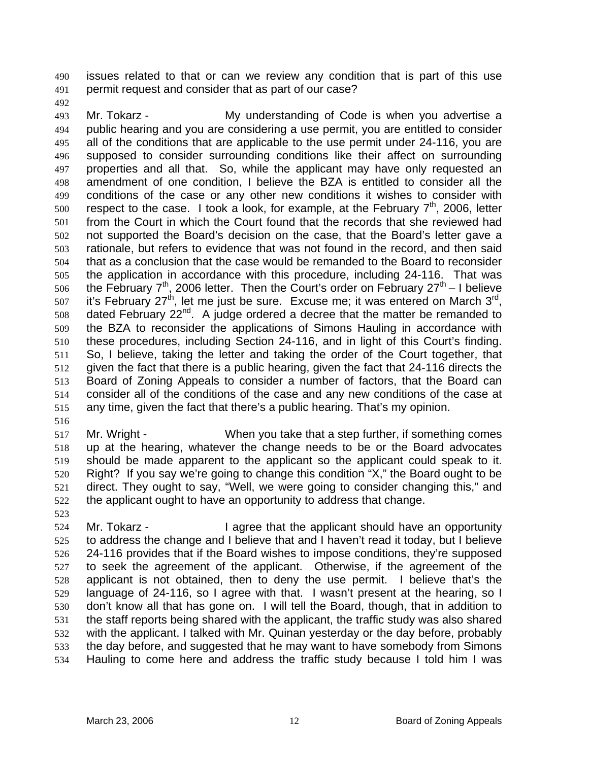issues related to that or can we review any condition that is part of this use permit request and consider that as part of our case?

Mr. Tokarz - My understanding of Code is when you advertise a public hearing and you are considering a use permit, you are entitled to consider all of the conditions that are applicable to the use permit under 24-116, you are supposed to consider surrounding conditions like their affect on surrounding properties and all that. So, while the applicant may have only requested an amendment of one condition, I believe the BZA is entitled to consider all the conditions of the case or any other new conditions it wishes to consider with respect to the case. I took a look, for example, at the February 7th, 2006, letter from the Court in which the Court found that the records that she reviewed had not supported the Board's decision on the case, that the Board's letter gave a rationale, but refers to evidence that was not found in the record, and then said that as a conclusion that the case would be remanded to the Board to reconsider the application in accordance with this procedure, including 24-116. That was the February 7th, 2006 letter. Then the Court's order on February 27th – I believe it's February 27th, let me just be sure. Excuse me; it was entered on March 3rd, dated February 22nd. A judge ordered a decree that the matter be remanded to the BZA to reconsider the applications of Simons Hauling in accordance with these procedures, including Section 24-116, and in light of this Court's finding. So, I believe, taking the letter and taking the order of the Court together, that given the fact that there is a public hearing, given the fact that 24-116 directs the Board of Zoning Appeals to consider a number of factors, that the Board can consider all of the conditions of the case and any new conditions of the case at any time, given the fact that there's a public hearing. That's my opinion.

Mr. Wright - When you take that a step further, if something comes up at the hearing, whatever the change needs to be or the Board advocates should be made apparent to the applicant so the applicant could speak to it. Right? If you say we're going to change this condition "X," the Board ought to be direct. They ought to say, "Well, we were going to consider changing this," and the applicant ought to have an opportunity to address that change.

Mr. Tokarz - I agree that the applicant should have an opportunity to address the change and I believe that and I haven't read it today, but I believe 24-116 provides that if the Board wishes to impose conditions, they're supposed to seek the agreement of the applicant. Otherwise, if the agreement of the applicant is not obtained, then to deny the use permit. I believe that's the language of 24-116, so I agree with that. I wasn't present at the hearing, so I don't know all that has gone on. I will tell the Board, though, that in addition to the staff reports being shared with the applicant, the traffic study was also shared with the applicant. I talked with Mr. Quinan yesterday or the day before, probably the day before, and suggested that he may want to have somebody from Simons Hauling to come here and address the traffic study because I told him I was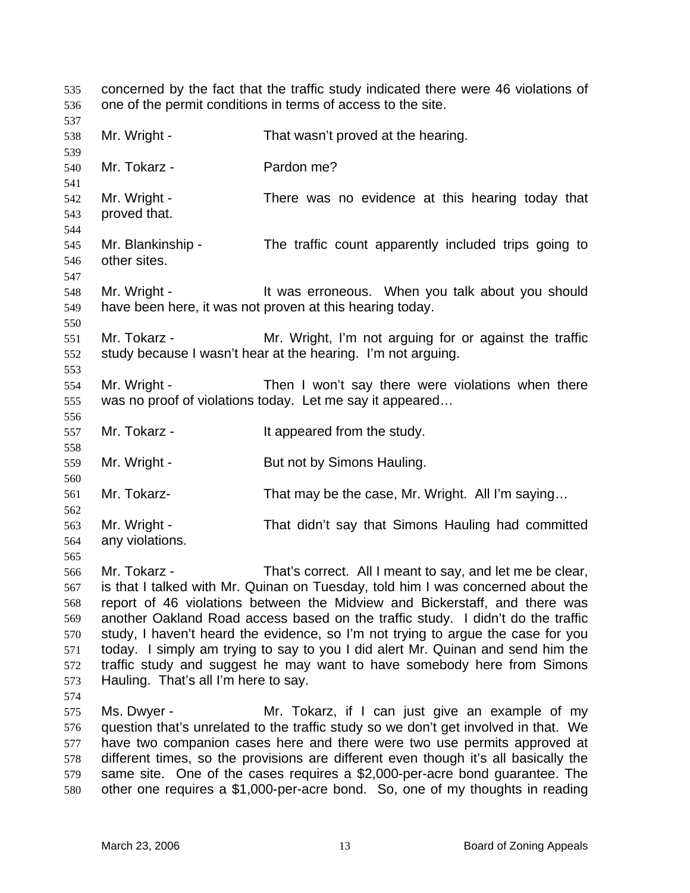concerned by the fact that the traffic study indicated there were 46 violations of one of the permit conditions in terms of access to the site.

Mr. Wright - That wasn't proved at the hearing.

Mr. Tokarz - Pardon me?

Mr. Wright - There was no evidence at this hearing today that proved that.

Mr. Blankinship - The traffic count apparently included trips going to other sites.

Mr. Wright - It was erroneous. When you talk about you should have been here, it was not proven at this hearing today.

Mr. Tokarz - Mr. Wright, I'm not arguing for or against the traffic study because I wasn't hear at the hearing. I'm not arguing.

Mr. Wright - Then I won't say there were violations when there was no proof of violations today. Let me say it appeared…

Mr. Tokarz - It appeared from the study.

Mr. Wright - But not by Simons Hauling.

Mr. Tokarz- That may be the case, Mr. Wright. All I'm saying…

Mr. Wright - That didn't say that Simons Hauling had committed any violations.

Mr. Tokarz - That's correct. All I meant to say, and let me be clear, is that I talked with Mr. Quinan on Tuesday, told him I was concerned about the report of 46 violations between the Midview and Bickerstaff, and there was another Oakland Road access based on the traffic study. I didn't do the traffic study, I haven't heard the evidence, so I'm not trying to argue the case for you today. I simply am trying to say to you I did alert Mr. Quinan and send him the traffic study and suggest he may want to have somebody here from Simons Hauling. That's all I'm here to say.

Ms. Dwyer - Mr. Tokarz, if I can just give an example of my question that's unrelated to the traffic study so we don't get involved in that. We have two companion cases here and there were two use permits approved at different times, so the provisions are different even though it's all basically the same site. One of the cases requires a $2,000-per-acre bond guarantee. The other one requires a $1,000-per-acre bond. So, one of my thoughts in reading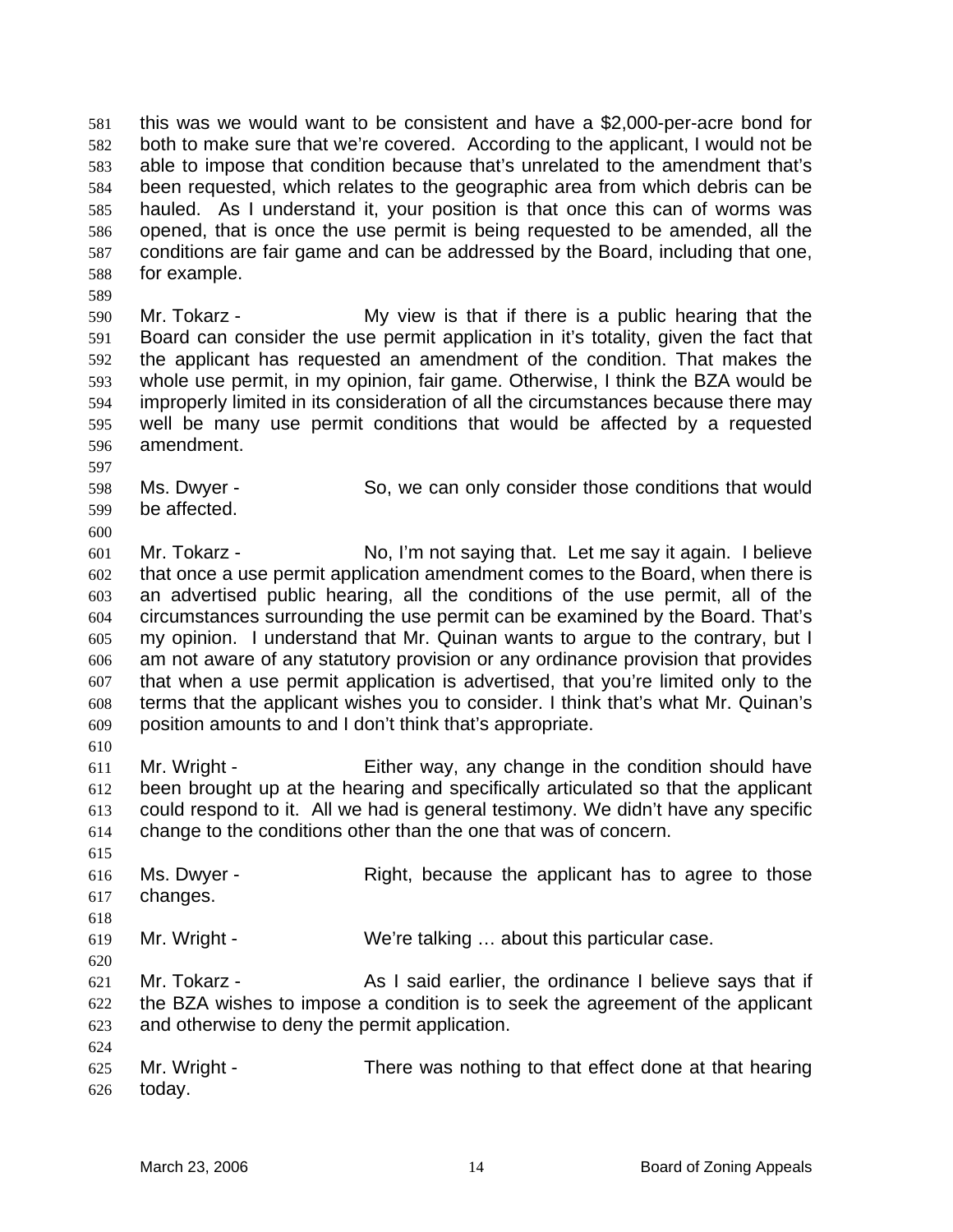this was we would want to be consistent and have a $2,000-per-acre bond for both to make sure that we're covered. According to the applicant, I would not be able to impose that condition because that's unrelated to the amendment that's been requested, which relates to the geographic area from which debris can be hauled. As I understand it, your position is that once this can of worms was opened, that is once the use permit is being requested to be amended, all the conditions are fair game and can be addressed by the Board, including that one, for example.

Mr. Tokarz - My view is that if there is a public hearing that the Board can consider the use permit application in it's totality, given the fact that the applicant has requested an amendment of the condition. That makes the whole use permit, in my opinion, fair game. Otherwise, I think the BZA would be improperly limited in its consideration of all the circumstances because there may well be many use permit conditions that would be affected by a requested amendment.

Ms. Dwyer - So, we can only consider those conditions that would be affected.

Mr. Tokarz - No, I'm not saying that. Let me say it again. I believe that once a use permit application amendment comes to the Board, when there is an advertised public hearing, all the conditions of the use permit, all of the circumstances surrounding the use permit can be examined by the Board. That's my opinion. I understand that Mr. Quinan wants to argue to the contrary, but I am not aware of any statutory provision or any ordinance provision that provides that when a use permit application is advertised, that you're limited only to the terms that the applicant wishes you to consider. I think that's what Mr. Quinan's position amounts to and I don't think that's appropriate.

Mr. Wright - Either way, any change in the condition should have been brought up at the hearing and specifically articulated so that the applicant could respond to it. All we had is general testimony. We didn't have any specific change to the conditions other than the one that was of concern.

Ms. Dwyer - Right, because the applicant has to agree to those changes.

Mr. Wright - We're talking … about this particular case.

Mr. Tokarz - As I said earlier, the ordinance I believe says that if the BZA wishes to impose a condition is to seek the agreement of the applicant and otherwise to deny the permit application.

Mr. Wright - There was nothing to that effect done at that hearing today.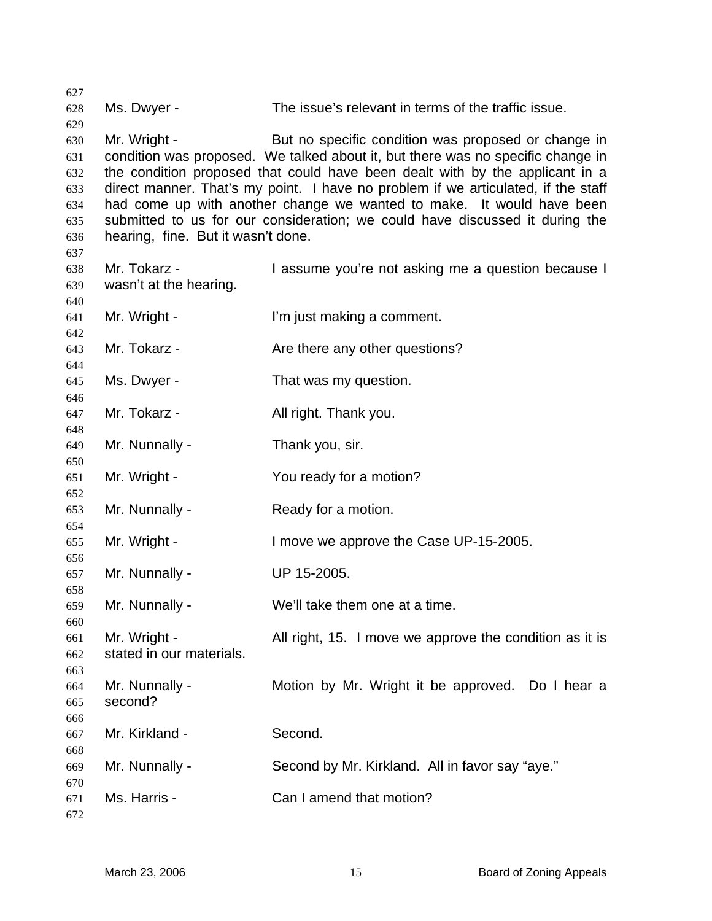Ms. Dwyer - The issue's relevant in terms of the traffic issue.

Mr. Wright - But no specific condition was proposed or change in condition was proposed. We talked about it, but there was no specific change in the condition proposed that could have been dealt with by the applicant in a direct manner. That's my point. I have no problem if we articulated, if the staff had come up with another change we wanted to make. It would have been submitted to us for our consideration; we could have discussed it during the hearing, fine. But it wasn't done.

Mr. Tokarz - I assume you're not asking me a question because I wasn't at the hearing.

Mr. Wright - I'm just making a comment.

Mr. Tokarz - Are there any other questions?

Ms. Dwyer - That was my question.

Mr. Tokarz - All right. Thank you.

Mr. Nunnally - Thank you, sir.

Mr. Wright - You ready for a motion?

Mr. Nunnally - Ready for a motion.

Mr. Wright - I move we approve the Case UP-15-2005.

Mr. Nunnally - UP 15-2005.

Mr. Nunnally - We'll take them one at a time.

Mr. Wright - All right, 15. I move we approve the condition as it is stated in our materials.

Mr. Nunnally - Motion by Mr. Wright it be approved. Do I hear a second?

Mr. Kirkland - Second.

Mr. Nunnally - Second by Mr. Kirkland. All in favor say "aye."

Ms. Harris - Can I amend that motion?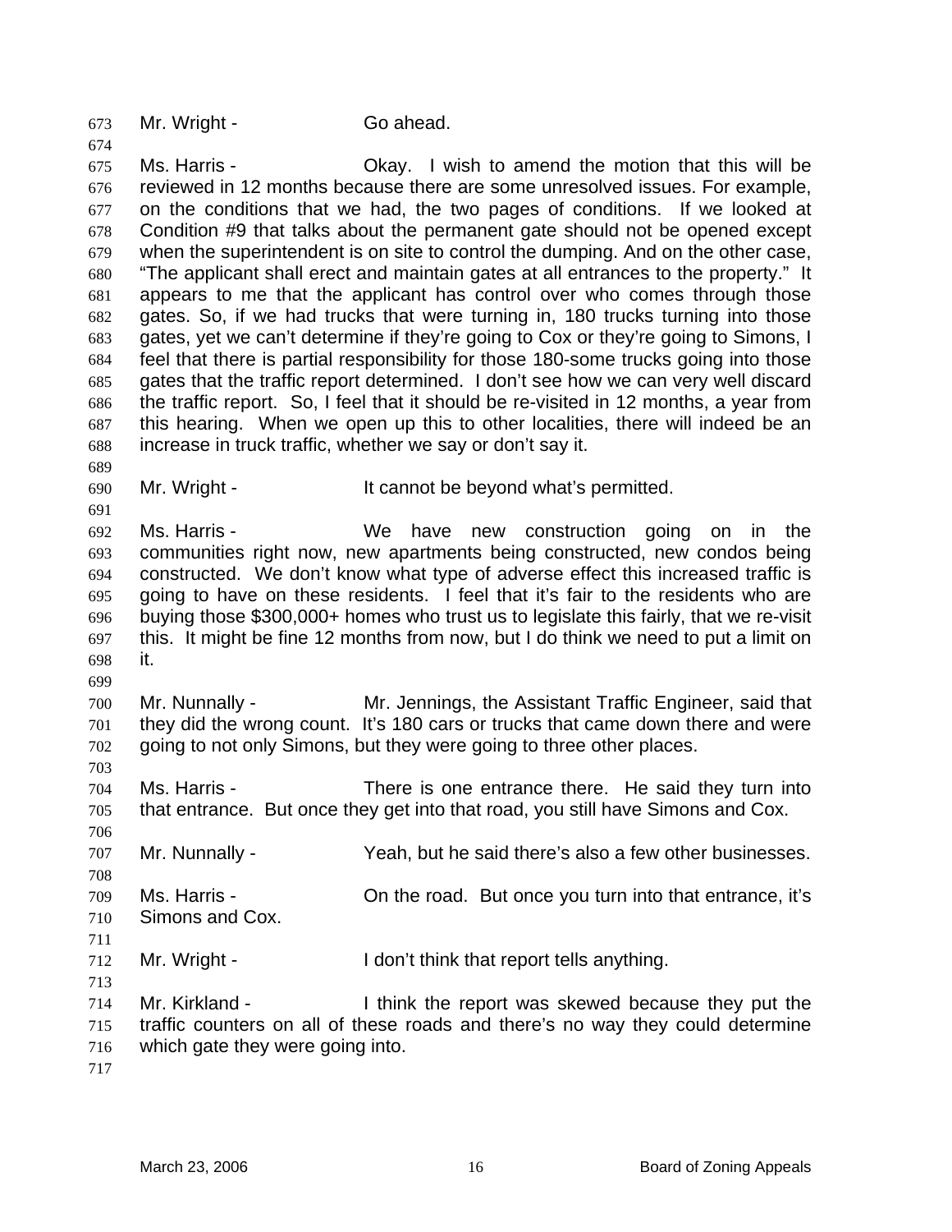Mr. Wright - Go ahead.

Ms. Harris - Okay. I wish to amend the motion that this will be reviewed in 12 months because there are some unresolved issues. For example, on the conditions that we had, the two pages of conditions. If we looked at Condition #9 that talks about the permanent gate should not be opened except when the superintendent is on site to control the dumping. And on the other case, "The applicant shall erect and maintain gates at all entrances to the property." It appears to me that the applicant has control over who comes through those gates. So, if we had trucks that were turning in, 180 trucks turning into those gates, yet we can't determine if they're going to Cox or they're going to Simons, I feel that there is partial responsibility for those 180-some trucks going into those gates that the traffic report determined. I don't see how we can very well discard the traffic report. So, I feel that it should be re-visited in 12 months, a year from this hearing. When we open up this to other localities, there will indeed be an increase in truck traffic, whether we say or don't say it.

Mr. Wright - It cannot be beyond what's permitted.

Ms. Harris - We have new construction going on in the communities right now, new apartments being constructed, new condos being constructed. We don't know what type of adverse effect this increased traffic is going to have on these residents. I feel that it's fair to the residents who are buying those $300,000+ homes who trust us to legislate this fairly, that we re-visit this. It might be fine 12 months from now, but I do think we need to put a limit on it.

Mr. Nunnally - Mr. Jennings, the Assistant Traffic Engineer, said that they did the wrong count. It's 180 cars or trucks that came down there and were going to not only Simons, but they were going to three other places.

Ms. Harris - There is one entrance there. He said they turn into that entrance. But once they get into that road, you still have Simons and Cox.

Mr. Nunnally - Yeah, but he said there's also a few other businesses.

Ms. Harris - On the road. But once you turn into that entrance, it's Simons and Cox.

Mr. Wright - I don't think that report tells anything.

Mr. Kirkland - I think the report was skewed because they put the traffic counters on all of these roads and there's no way they could determine which gate they were going into.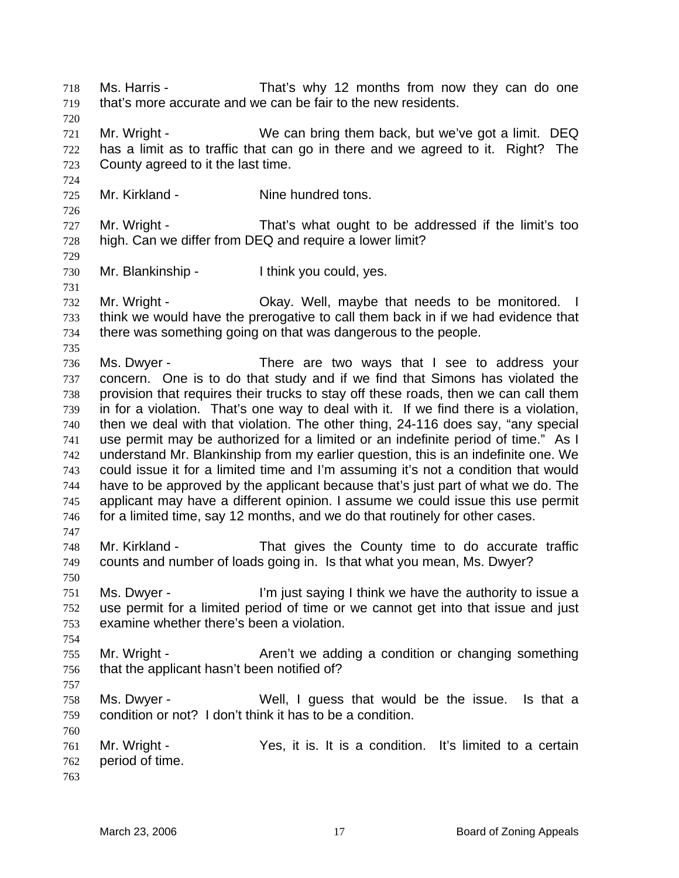Ms. Harris - That's why 12 months from now they can do one that's more accurate and we can be fair to the new residents.

Mr. Wright - We can bring them back, but we've got a limit. DEQ has a limit as to traffic that can go in there and we agreed to it. Right? The County agreed to it the last time.

Mr. Kirkland - Nine hundred tons.

Mr. Wright - That's what ought to be addressed if the limit's too high. Can we differ from DEQ and require a lower limit?

Mr. Blankinship - I think you could, yes.

Mr. Wright - Okay. Well, maybe that needs to be monitored. I think we would have the prerogative to call them back in if we had evidence that there was something going on that was dangerous to the people.

Ms. Dwyer - There are two ways that I see to address your concern. One is to do that study and if we find that Simons has violated the provision that requires their trucks to stay off these roads, then we can call them in for a violation. That's one way to deal with it. If we find there is a violation, then we deal with that violation. The other thing, 24-116 does say, "any special use permit may be authorized for a limited or an indefinite period of time." As I understand Mr. Blankinship from my earlier question, this is an indefinite one. We could issue it for a limited time and I'm assuming it's not a condition that would have to be approved by the applicant because that's just part of what we do. The applicant may have a different opinion. I assume we could issue this use permit for a limited time, say 12 months, and we do that routinely for other cases.

Mr. Kirkland - That gives the County time to do accurate traffic counts and number of loads going in. Is that what you mean, Ms. Dwyer?

Ms. Dwyer - I'm just saying I think we have the authority to issue a use permit for a limited period of time or we cannot get into that issue and just examine whether there's been a violation.

Mr. Wright - Aren't we adding a condition or changing something that the applicant hasn't been notified of?

Ms. Dwyer - Well, I guess that would be the issue. Is that a condition or not? I don't think it has to be a condition.

Mr. Wright - Yes, it is. It is a condition. It's limited to a certain period of time.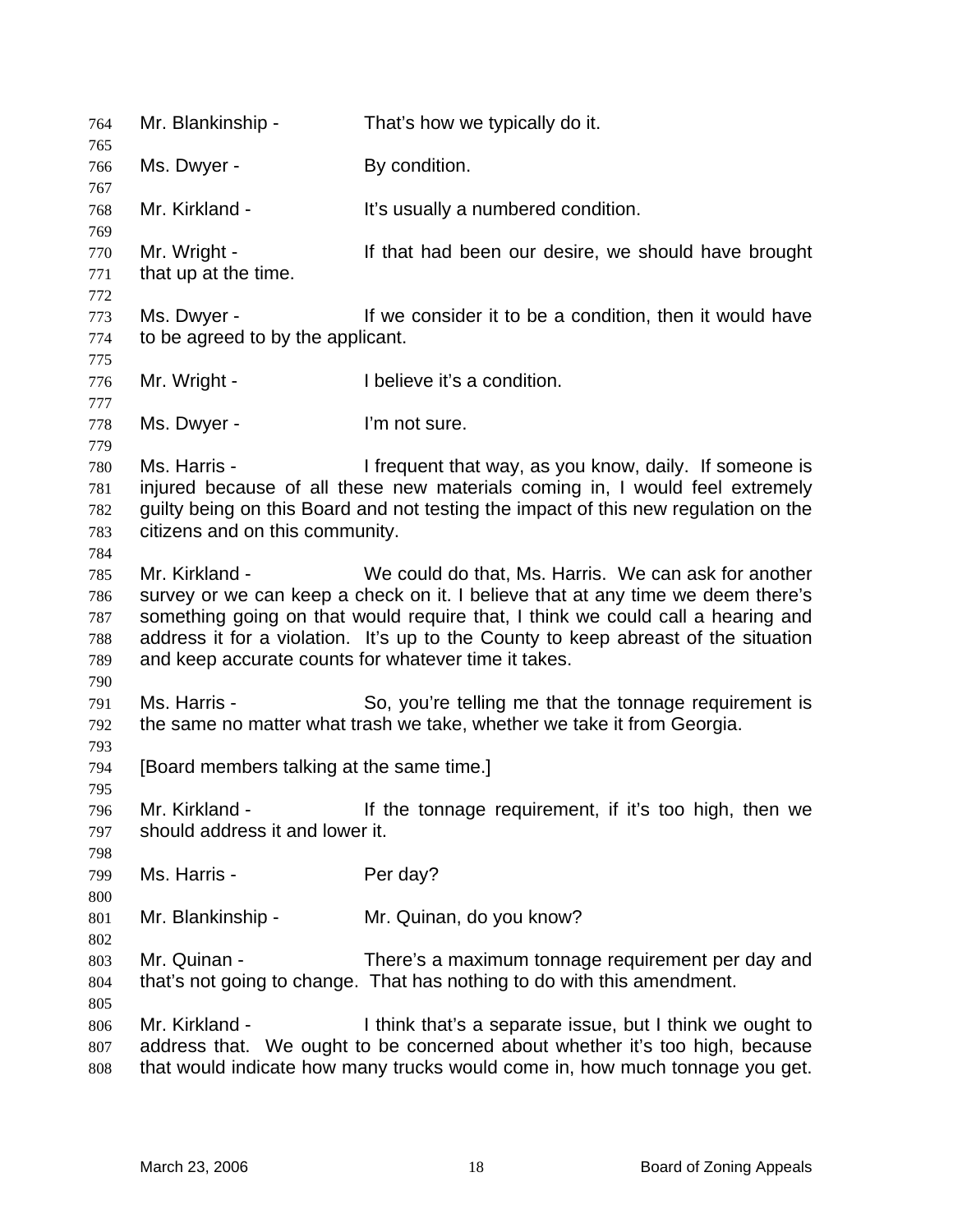Mr. Blankinship - That's how we typically do it.

Ms. Dwyer - By condition.

Mr. Kirkland - It's usually a numbered condition.

Mr. Wright - If that had been our desire, we should have brought that up at the time.

Ms. Dwyer - If we consider it to be a condition, then it would have to be agreed to by the applicant.

Mr. Wright - I believe it's a condition.

Ms. Dwyer - I'm not sure.

Ms. Harris - I frequent that way, as you know, daily. If someone is injured because of all these new materials coming in, I would feel extremely guilty being on this Board and not testing the impact of this new regulation on the citizens and on this community.

Mr. Kirkland - We could do that, Ms. Harris. We can ask for another survey or we can keep a check on it. I believe that at any time we deem there's something going on that would require that, I think we could call a hearing and address it for a violation. It's up to the County to keep abreast of the situation and keep accurate counts for whatever time it takes.

Ms. Harris - So, you're telling me that the tonnage requirement is the same no matter what trash we take, whether we take it from Georgia.

[Board members talking at the same time.]

Mr. Kirkland - If the tonnage requirement, if it's too high, then we should address it and lower it.

Ms. Harris - Per day?

Mr. Blankinship - Mr. Quinan, do you know?

Mr. Quinan - There's a maximum tonnage requirement per day and that's not going to change. That has nothing to do with this amendment.

Mr. Kirkland - I think that's a separate issue, but I think we ought to address that. We ought to be concerned about whether it's too high, because that would indicate how many trucks would come in, how much tonnage you get.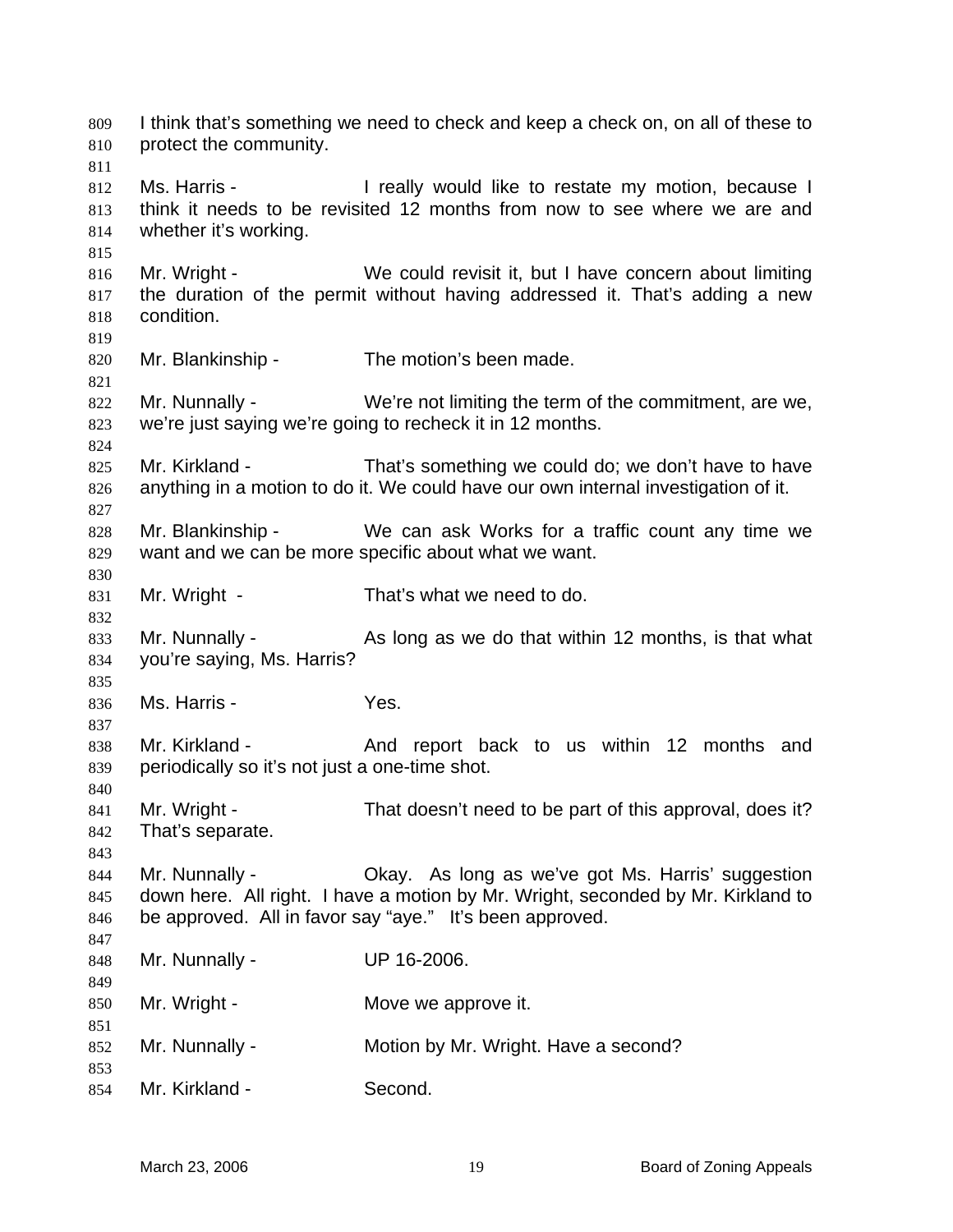I think that's something we need to check and keep a check on, on all of these to protect the community.

Ms. Harris - I really would like to restate my motion, because I think it needs to be revisited 12 months from now to see where we are and whether it's working.

Mr. Wright - We could revisit it, but I have concern about limiting the duration of the permit without having addressed it. That's adding a new condition.

Mr. Blankinship - The motion's been made.

Mr. Nunnally - We're not limiting the term of the commitment, are we, we're just saying we're going to recheck it in 12 months.

Mr. Kirkland - That's something we could do; we don't have to have anything in a motion to do it. We could have our own internal investigation of it.

Mr. Blankinship - We can ask Works for a traffic count any time we want and we can be more specific about what we want.

Mr. Wright - That's what we need to do.

Mr. Nunnally - As long as we do that within 12 months, is that what you're saying, Ms. Harris?

Ms. Harris - Yes.

Mr. Kirkland - And report back to us within 12 months and periodically so it's not just a one-time shot.

Mr. Wright - That doesn't need to be part of this approval, does it? That's separate.

Mr. Nunnally - Okay. As long as we've got Ms. Harris' suggestion down here. All right. I have a motion by Mr. Wright, seconded by Mr. Kirkland to be approved. All in favor say "aye." It's been approved.

Mr. Nunnally - UP 16-2006.

Mr. Wright - Move we approve it.

Mr. Nunnally - Motion by Mr. Wright. Have a second?

Mr. Kirkland - Second.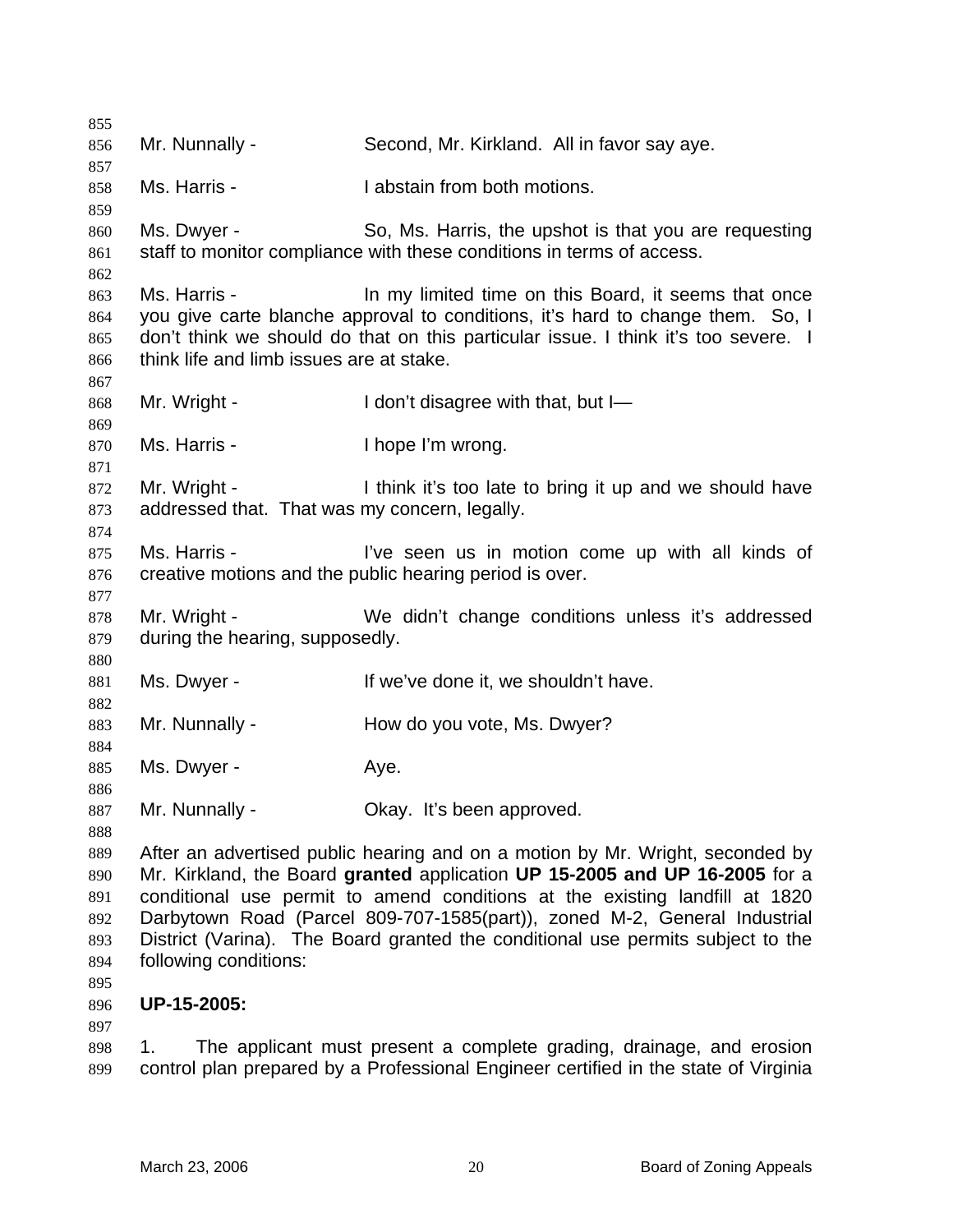Mr. Nunnally - Second, Mr. Kirkland. All in favor say aye.

Ms. Harris - I abstain from both motions.

Ms. Dwyer - So, Ms. Harris, the upshot is that you are requesting staff to monitor compliance with these conditions in terms of access.

Ms. Harris - In my limited time on this Board, it seems that once you give carte blanche approval to conditions, it's hard to change them. So, I don't think we should do that on this particular issue. I think it's too severe. I think life and limb issues are at stake.

Mr. Wright - I don't disagree with that, but I—

Ms. Harris - I hope I'm wrong.

Mr. Wright - I think it's too late to bring it up and we should have addressed that. That was my concern, legally.

Ms. Harris - I've seen us in motion come up with all kinds of creative motions and the public hearing period is over.

Mr. Wright - We didn't change conditions unless it's addressed during the hearing, supposedly.

Ms. Dwyer - If we've done it, we shouldn't have.

Mr. Nunnally - How do you vote, Ms. Dwyer?

Ms. Dwyer - Aye.

Mr. Nunnally - Okay. It's been approved.

After an advertised public hearing and on a motion by Mr. Wright, seconded by Mr. Kirkland, the Board **granted** application **UP 15-2005 and UP 16-2005** for a conditional use permit to amend conditions at the existing landfill at 1820 Darbytown Road (Parcel 809-707-1585(part)), zoned M-2, General Industrial District (Varina). The Board granted the conditional use permits subject to the following conditions:

**UP-15-2005:**

1. The applicant must present a complete grading, drainage, and erosion control plan prepared by a Professional Engineer certified in the state of Virginia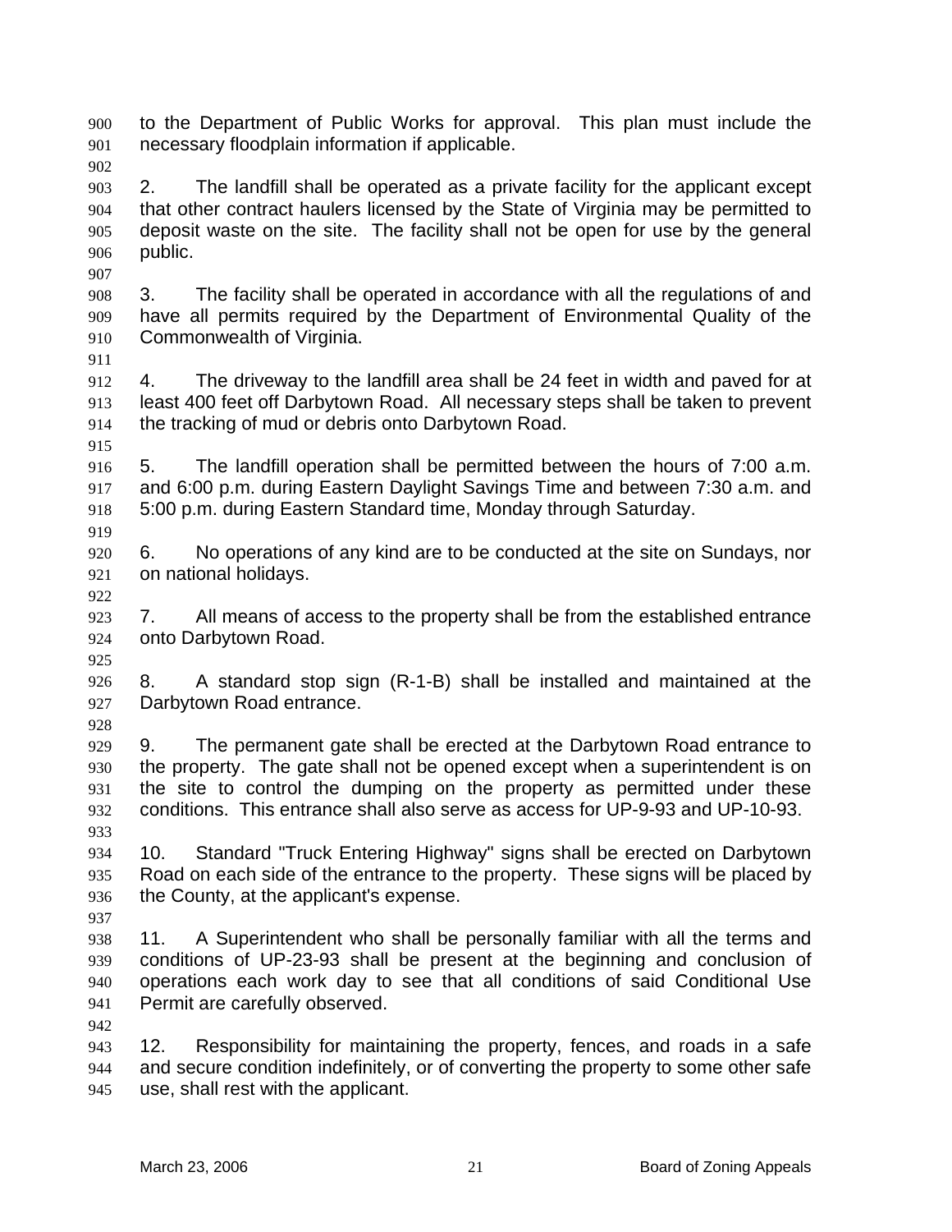to the Department of Public Works for approval. This plan must include the necessary floodplain information if applicable.

2. The landfill shall be operated as a private facility for the applicant except that other contract haulers licensed by the State of Virginia may be permitted to deposit waste on the site. The facility shall not be open for use by the general public.

3. The facility shall be operated in accordance with all the regulations of and have all permits required by the Department of Environmental Quality of the Commonwealth of Virginia.

4. The driveway to the landfill area shall be 24 feet in width and paved for at least 400 feet off Darbytown Road. All necessary steps shall be taken to prevent the tracking of mud or debris onto Darbytown Road.

5. The landfill operation shall be permitted between the hours of 7:00 a.m. and 6:00 p.m. during Eastern Daylight Savings Time and between 7:30 a.m. and 5:00 p.m. during Eastern Standard time, Monday through Saturday.

6. No operations of any kind are to be conducted at the site on Sundays, nor on national holidays.

7. All means of access to the property shall be from the established entrance onto Darbytown Road.

8. A standard stop sign (R-1-B) shall be installed and maintained at the Darbytown Road entrance.

9. The permanent gate shall be erected at the Darbytown Road entrance to the property. The gate shall not be opened except when a superintendent is on the site to control the dumping on the property as permitted under these conditions. This entrance shall also serve as access for UP-9-93 and UP-10-93.

10. Standard "Truck Entering Highway" signs shall be erected on Darbytown Road on each side of the entrance to the property. These signs will be placed by the County, at the applicant's expense.

11. A Superintendent who shall be personally familiar with all the terms and conditions of UP-23-93 shall be present at the beginning and conclusion of operations each work day to see that all conditions of said Conditional Use Permit are carefully observed.

12. Responsibility for maintaining the property, fences, and roads in a safe and secure condition indefinitely, or of converting the property to some other safe use, shall rest with the applicant.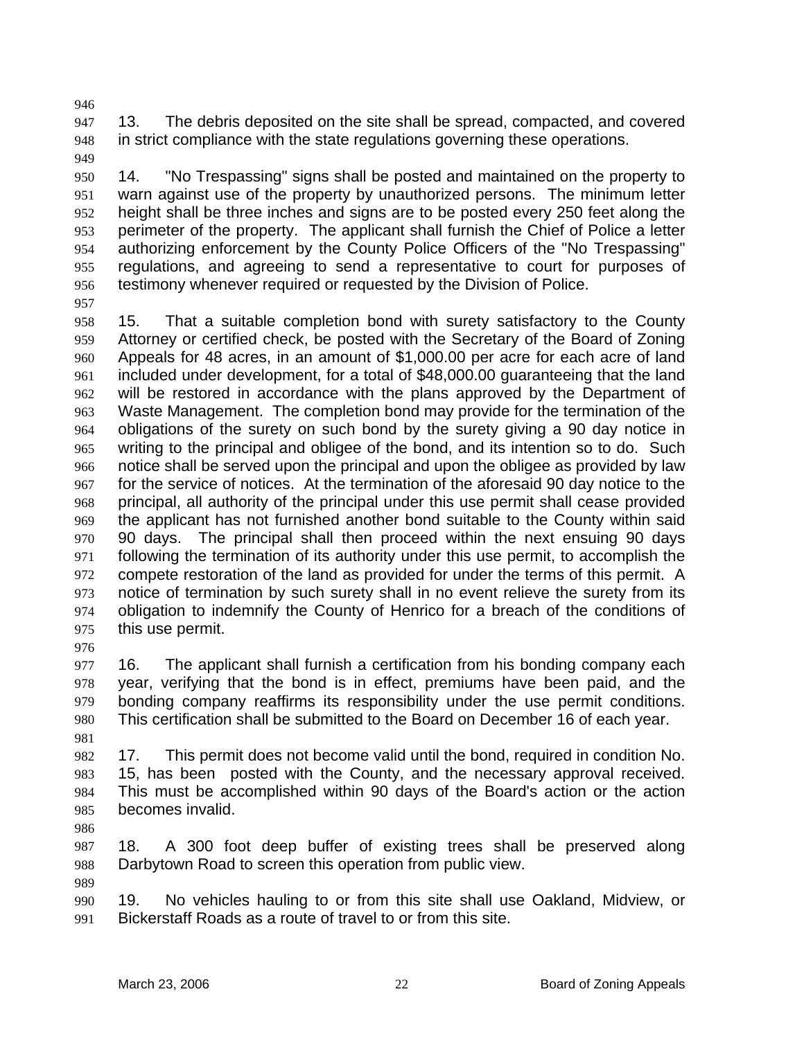13. The debris deposited on the site shall be spread, compacted, and covered in strict compliance with the state regulations governing these operations.

14. "No Trespassing" signs shall be posted and maintained on the property to warn against use of the property by unauthorized persons. The minimum letter height shall be three inches and signs are to be posted every 250 feet along the perimeter of the property. The applicant shall furnish the Chief of Police a letter authorizing enforcement by the County Police Officers of the "No Trespassing" regulations, and agreeing to send a representative to court for purposes of testimony whenever required or requested by the Division of Police.

15. That a suitable completion bond with surety satisfactory to the County Attorney or certified check, be posted with the Secretary of the Board of Zoning Appeals for 48 acres, in an amount of $1,000.00 per acre for each acre of land included under development, for a total of $48,000.00 guaranteeing that the land will be restored in accordance with the plans approved by the Department of Waste Management. The completion bond may provide for the termination of the obligations of the surety on such bond by the surety giving a 90 day notice in writing to the principal and obligee of the bond, and its intention so to do. Such notice shall be served upon the principal and upon the obligee as provided by law for the service of notices. At the termination of the aforesaid 90 day notice to the principal, all authority of the principal under this use permit shall cease provided the applicant has not furnished another bond suitable to the County within said 90 days. The principal shall then proceed within the next ensuing 90 days following the termination of its authority under this use permit, to accomplish the compete restoration of the land as provided for under the terms of this permit. A notice of termination by such surety shall in no event relieve the surety from its obligation to indemnify the County of Henrico for a breach of the conditions of this use permit.

16. The applicant shall furnish a certification from his bonding company each year, verifying that the bond is in effect, premiums have been paid, and the bonding company reaffirms its responsibility under the use permit conditions. This certification shall be submitted to the Board on December 16 of each year.

17. This permit does not become valid until the bond, required in condition No. 15, has been posted with the County, and the necessary approval received. This must be accomplished within 90 days of the Board's action or the action becomes invalid.

18. A 300 foot deep buffer of existing trees shall be preserved along Darbytown Road to screen this operation from public view.

19. No vehicles hauling to or from this site shall use Oakland, Midview, or Bickerstaff Roads as a route of travel to or from this site.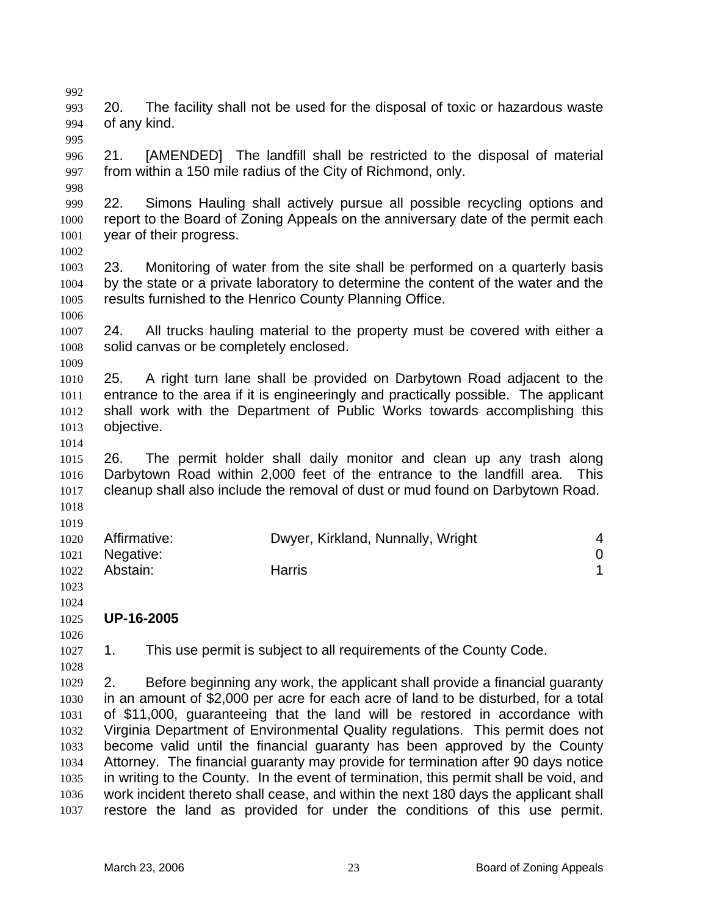20. The facility shall not be used for the disposal of toxic or hazardous waste of any kind.

21. [AMENDED] The landfill shall be restricted to the disposal of material from within a 150 mile radius of the City of Richmond, only.

22. Simons Hauling shall actively pursue all possible recycling options and report to the Board of Zoning Appeals on the anniversary date of the permit each year of their progress.

23. Monitoring of water from the site shall be performed on a quarterly basis by the state or a private laboratory to determine the content of the water and the results furnished to the Henrico County Planning Office.

24. All trucks hauling material to the property must be covered with either a solid canvas or be completely enclosed.

25. A right turn lane shall be provided on Darbytown Road adjacent to the entrance to the area if it is engineeringly and practically possible. The applicant shall work with the Department of Public Works towards accomplishing this objective.

26. The permit holder shall daily monitor and clean up any trash along Darbytown Road within 2,000 feet of the entrance to the landfill area. This cleanup shall also include the removal of dust or mud found on Darbytown Road.

| | | |
|---|---|---|
| Affirmative: | Dwyer, Kirkland, Nunnally, Wright | 4 |
| Negative: | | 0 |
| Abstain: | Harris | 1 |

**UP-16-2005**

1. This use permit is subject to all requirements of the County Code.

2. Before beginning any work, the applicant shall provide a financial guaranty in an amount of $2,000 per acre for each acre of land to be disturbed, for a total of $11,000, guaranteeing that the land will be restored in accordance with Virginia Department of Environmental Quality regulations. This permit does not become valid until the financial guaranty has been approved by the County Attorney. The financial guaranty may provide for termination after 90 days notice in writing to the County. In the event of termination, this permit shall be void, and work incident thereto shall cease, and within the next 180 days the applicant shall restore the land as provided for under the conditions of this use permit.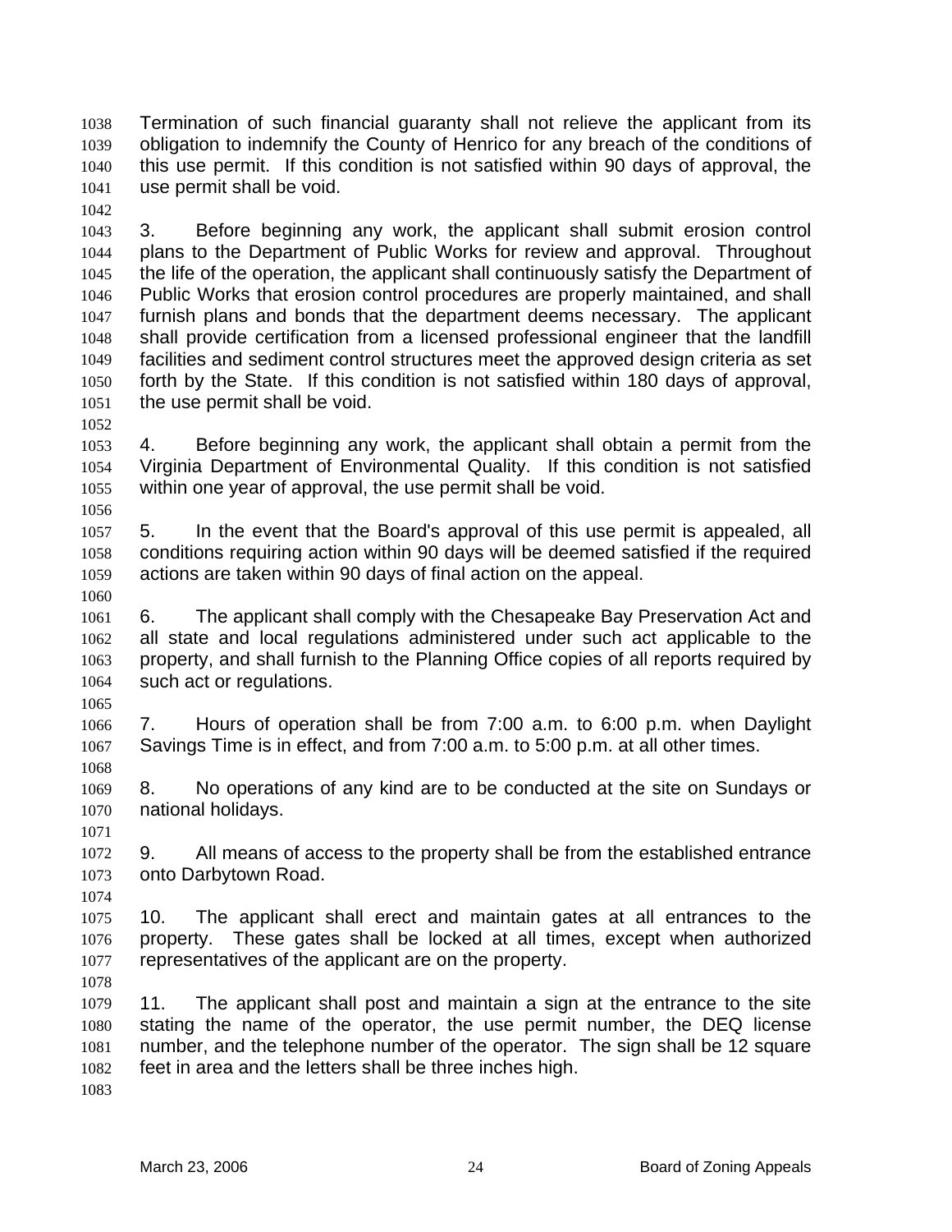Termination of such financial guaranty shall not relieve the applicant from its obligation to indemnify the County of Henrico for any breach of the conditions of this use permit. If this condition is not satisfied within 90 days of approval, the use permit shall be void.

3. Before beginning any work, the applicant shall submit erosion control plans to the Department of Public Works for review and approval. Throughout the life of the operation, the applicant shall continuously satisfy the Department of Public Works that erosion control procedures are properly maintained, and shall furnish plans and bonds that the department deems necessary. The applicant shall provide certification from a licensed professional engineer that the landfill facilities and sediment control structures meet the approved design criteria as set forth by the State. If this condition is not satisfied within 180 days of approval, the use permit shall be void.

4. Before beginning any work, the applicant shall obtain a permit from the Virginia Department of Environmental Quality. If this condition is not satisfied within one year of approval, the use permit shall be void.

5. In the event that the Board's approval of this use permit is appealed, all conditions requiring action within 90 days will be deemed satisfied if the required actions are taken within 90 days of final action on the appeal.

6. The applicant shall comply with the Chesapeake Bay Preservation Act and all state and local regulations administered under such act applicable to the property, and shall furnish to the Planning Office copies of all reports required by such act or regulations.

7. Hours of operation shall be from 7:00 a.m. to 6:00 p.m. when Daylight Savings Time is in effect, and from 7:00 a.m. to 5:00 p.m. at all other times.

8. No operations of any kind are to be conducted at the site on Sundays or national holidays.

9. All means of access to the property shall be from the established entrance onto Darbytown Road.

10. The applicant shall erect and maintain gates at all entrances to the property. These gates shall be locked at all times, except when authorized representatives of the applicant are on the property.

11. The applicant shall post and maintain a sign at the entrance to the site stating the name of the operator, the use permit number, the DEQ license number, and the telephone number of the operator. The sign shall be 12 square feet in area and the letters shall be three inches high.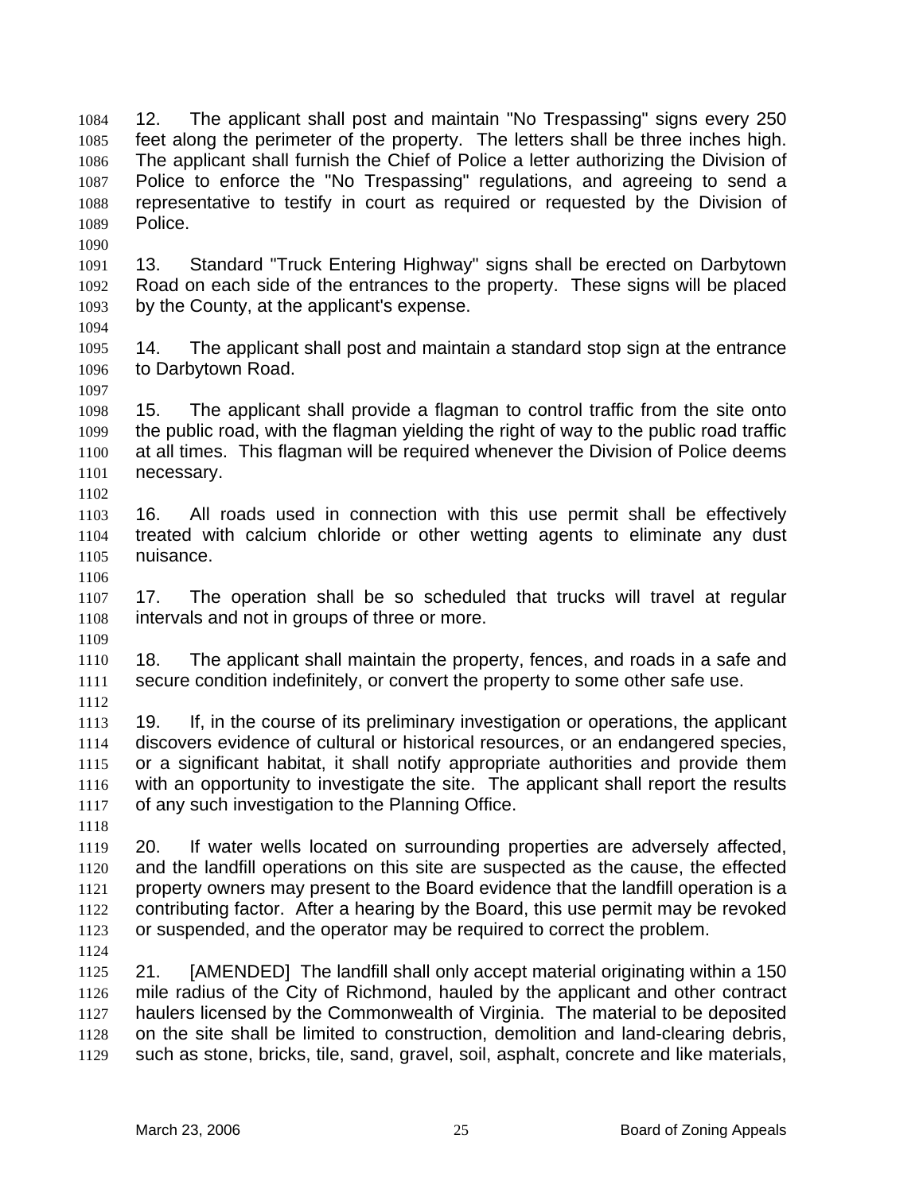12. The applicant shall post and maintain "No Trespassing" signs every 250 feet along the perimeter of the property. The letters shall be three inches high. The applicant shall furnish the Chief of Police a letter authorizing the Division of Police to enforce the "No Trespassing" regulations, and agreeing to send a representative to testify in court as required or requested by the Division of Police.

13. Standard "Truck Entering Highway" signs shall be erected on Darbytown Road on each side of the entrances to the property. These signs will be placed by the County, at the applicant's expense.

14. The applicant shall post and maintain a standard stop sign at the entrance to Darbytown Road.

15. The applicant shall provide a flagman to control traffic from the site onto the public road, with the flagman yielding the right of way to the public road traffic at all times. This flagman will be required whenever the Division of Police deems necessary.

16. All roads used in connection with this use permit shall be effectively treated with calcium chloride or other wetting agents to eliminate any dust nuisance.

17. The operation shall be so scheduled that trucks will travel at regular intervals and not in groups of three or more.

18. The applicant shall maintain the property, fences, and roads in a safe and secure condition indefinitely, or convert the property to some other safe use.

19. If, in the course of its preliminary investigation or operations, the applicant discovers evidence of cultural or historical resources, or an endangered species, or a significant habitat, it shall notify appropriate authorities and provide them with an opportunity to investigate the site. The applicant shall report the results of any such investigation to the Planning Office.

20. If water wells located on surrounding properties are adversely affected, and the landfill operations on this site are suspected as the cause, the effected property owners may present to the Board evidence that the landfill operation is a contributing factor. After a hearing by the Board, this use permit may be revoked or suspended, and the operator may be required to correct the problem.

21. [AMENDED] The landfill shall only accept material originating within a 150 mile radius of the City of Richmond, hauled by the applicant and other contract haulers licensed by the Commonwealth of Virginia. The material to be deposited on the site shall be limited to construction, demolition and land-clearing debris, such as stone, bricks, tile, sand, gravel, soil, asphalt, concrete and like materials,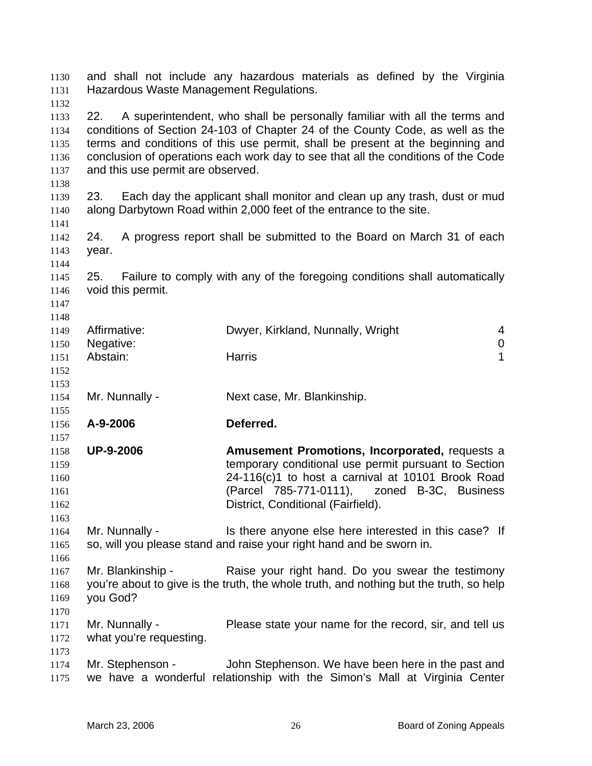and shall not include any hazardous materials as defined by the Virginia Hazardous Waste Management Regulations.

22. A superintendent, who shall be personally familiar with all the terms and conditions of Section 24-103 of Chapter 24 of the County Code, as well as the terms and conditions of this use permit, shall be present at the beginning and conclusion of operations each work day to see that all the conditions of the Code and this use permit are observed.

23. Each day the applicant shall monitor and clean up any trash, dust or mud along Darbytown Road within 2,000 feet of the entrance to the site.

24. A progress report shall be submitted to the Board on March 31 of each year.

25. Failure to comply with any of the foregoing conditions shall automatically void this permit.

| | | |
|---|---|---|
| Affirmative: | Dwyer, Kirkland, Nunnally, Wright | 4 |
| Negative: | | 0 |
| Abstain: | Harris | 1 |

Mr. Nunnally - Next case, Mr. Blankinship.

**A-9-2006** **Deferred.**

**UP-9-2006** **Amusement Promotions, Incorporated,** requests a temporary conditional use permit pursuant to Section 24-116(c)1 to host a carnival at 10101 Brook Road (Parcel 785-771-0111), zoned B-3C, Business District, Conditional (Fairfield).

Mr. Nunnally - Is there anyone else here interested in this case? If so, will you please stand and raise your right hand and be sworn in.

Mr. Blankinship - Raise your right hand. Do you swear the testimony you're about to give is the truth, the whole truth, and nothing but the truth, so help you God?

Mr. Nunnally - Please state your name for the record, sir, and tell us what you're requesting.

Mr. Stephenson - John Stephenson. We have been here in the past and we have a wonderful relationship with the Simon's Mall at Virginia Center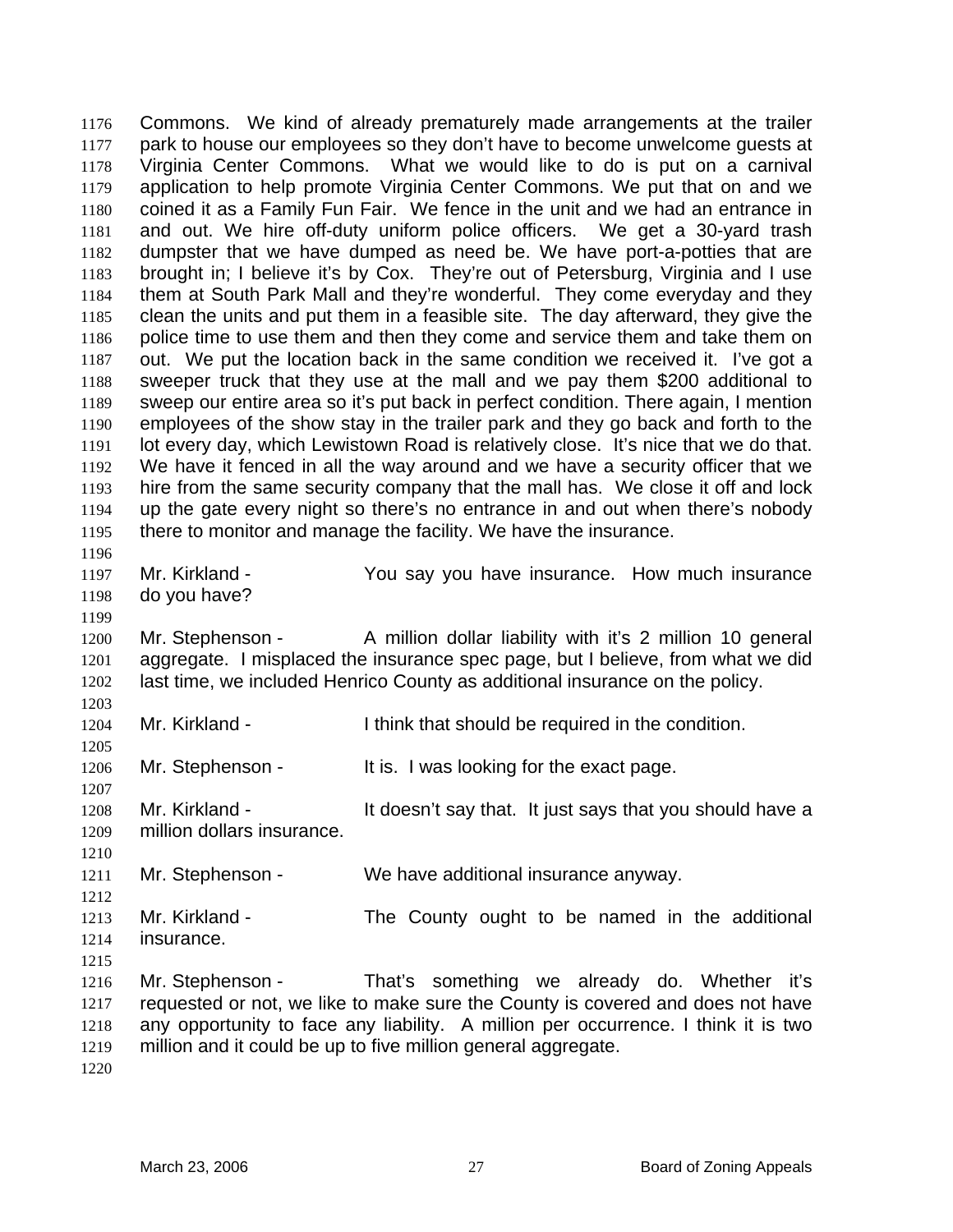Commons. We kind of already prematurely made arrangements at the trailer park to house our employees so they don't have to become unwelcome guests at Virginia Center Commons. What we would like to do is put on a carnival application to help promote Virginia Center Commons. We put that on and we coined it as a Family Fun Fair. We fence in the unit and we had an entrance in and out. We hire off-duty uniform police officers. We get a 30-yard trash dumpster that we have dumped as need be. We have port-a-potties that are brought in; I believe it's by Cox. They're out of Petersburg, Virginia and I use them at South Park Mall and they're wonderful. They come everyday and they clean the units and put them in a feasible site. The day afterward, they give the police time to use them and then they come and service them and take them on out. We put the location back in the same condition we received it. I've got a sweeper truck that they use at the mall and we pay them $200 additional to sweep our entire area so it's put back in perfect condition. There again, I mention employees of the show stay in the trailer park and they go back and forth to the lot every day, which Lewistown Road is relatively close. It's nice that we do that. We have it fenced in all the way around and we have a security officer that we hire from the same security company that the mall has. We close it off and lock up the gate every night so there's no entrance in and out when there's nobody there to monitor and manage the facility. We have the insurance.

Mr. Kirkland - You say you have insurance. How much insurance do you have?

Mr. Stephenson - A million dollar liability with it's 2 million 10 general aggregate. I misplaced the insurance spec page, but I believe, from what we did last time, we included Henrico County as additional insurance on the policy.

Mr. Kirkland - I think that should be required in the condition.

Mr. Stephenson - It is. I was looking for the exact page.

Mr. Kirkland - It doesn't say that. It just says that you should have a million dollars insurance.

Mr. Stephenson - We have additional insurance anyway.

Mr. Kirkland - The County ought to be named in the additional insurance.

Mr. Stephenson - That's something we already do. Whether it's requested or not, we like to make sure the County is covered and does not have any opportunity to face any liability. A million per occurrence. I think it is two million and it could be up to five million general aggregate.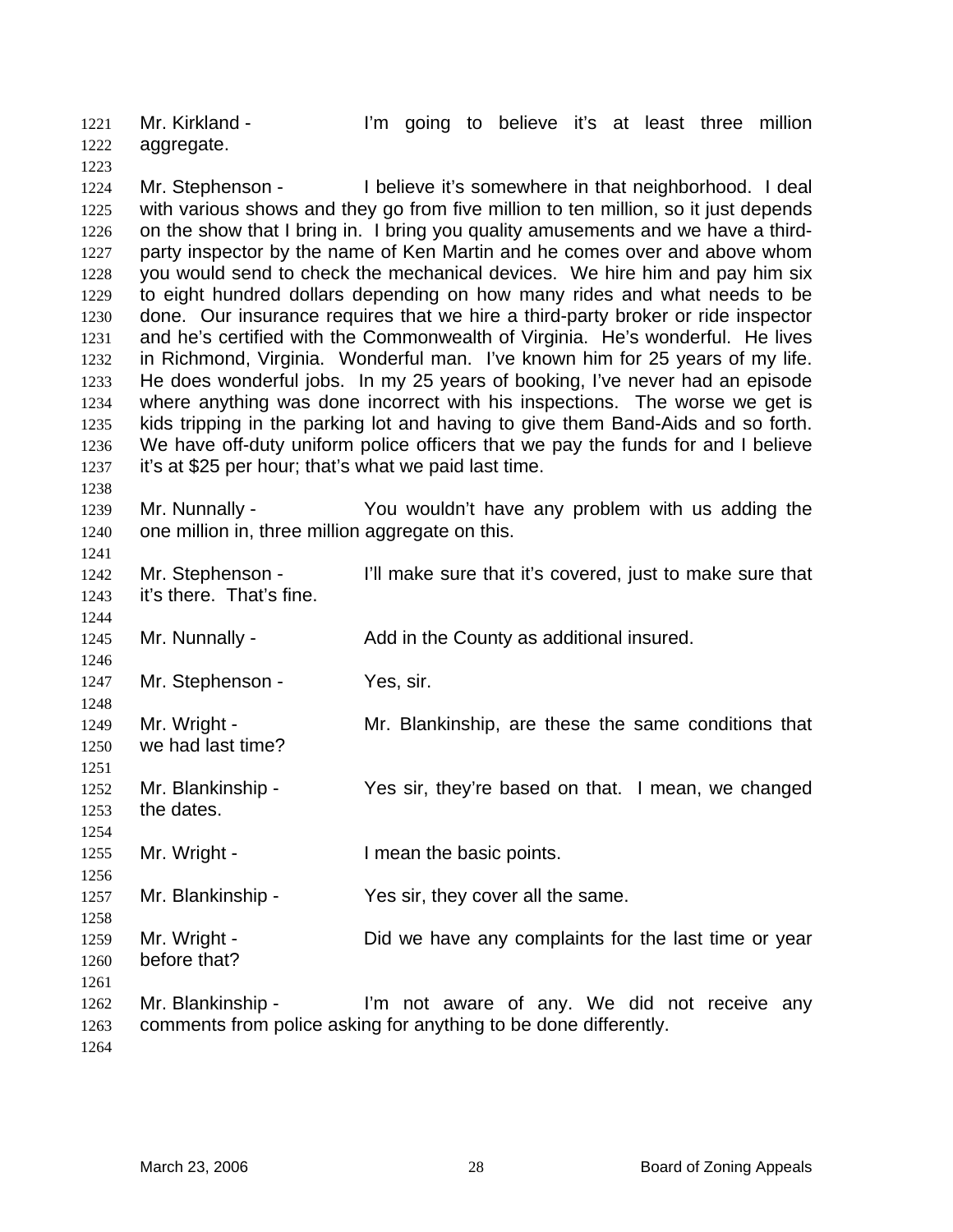Mr. Kirkland - I'm going to believe it's at least three million aggregate.

Mr. Stephenson - I believe it's somewhere in that neighborhood. I deal with various shows and they go from five million to ten million, so it just depends on the show that I bring in. I bring you quality amusements and we have a third-party inspector by the name of Ken Martin and he comes over and above whom you would send to check the mechanical devices. We hire him and pay him six to eight hundred dollars depending on how many rides and what needs to be done. Our insurance requires that we hire a third-party broker or ride inspector and he's certified with the Commonwealth of Virginia. He's wonderful. He lives in Richmond, Virginia. Wonderful man. I've known him for 25 years of my life. He does wonderful jobs. In my 25 years of booking, I've never had an episode where anything was done incorrect with his inspections. The worse we get is kids tripping in the parking lot and having to give them Band-Aids and so forth. We have off-duty uniform police officers that we pay the funds for and I believe it's at $25 per hour; that's what we paid last time.

Mr. Nunnally - You wouldn't have any problem with us adding the one million in, three million aggregate on this.

Mr. Stephenson - I'll make sure that it's covered, just to make sure that it's there. That's fine.

Mr. Nunnally - Add in the County as additional insured.

Mr. Stephenson - Yes, sir.

Mr. Wright - Mr. Blankinship, are these the same conditions that we had last time?

Mr. Blankinship - Yes sir, they're based on that. I mean, we changed the dates.

Mr. Wright - I mean the basic points.

Mr. Blankinship - Yes sir, they cover all the same.

Mr. Wright - Did we have any complaints for the last time or year before that?

Mr. Blankinship - I'm not aware of any. We did not receive any comments from police asking for anything to be done differently.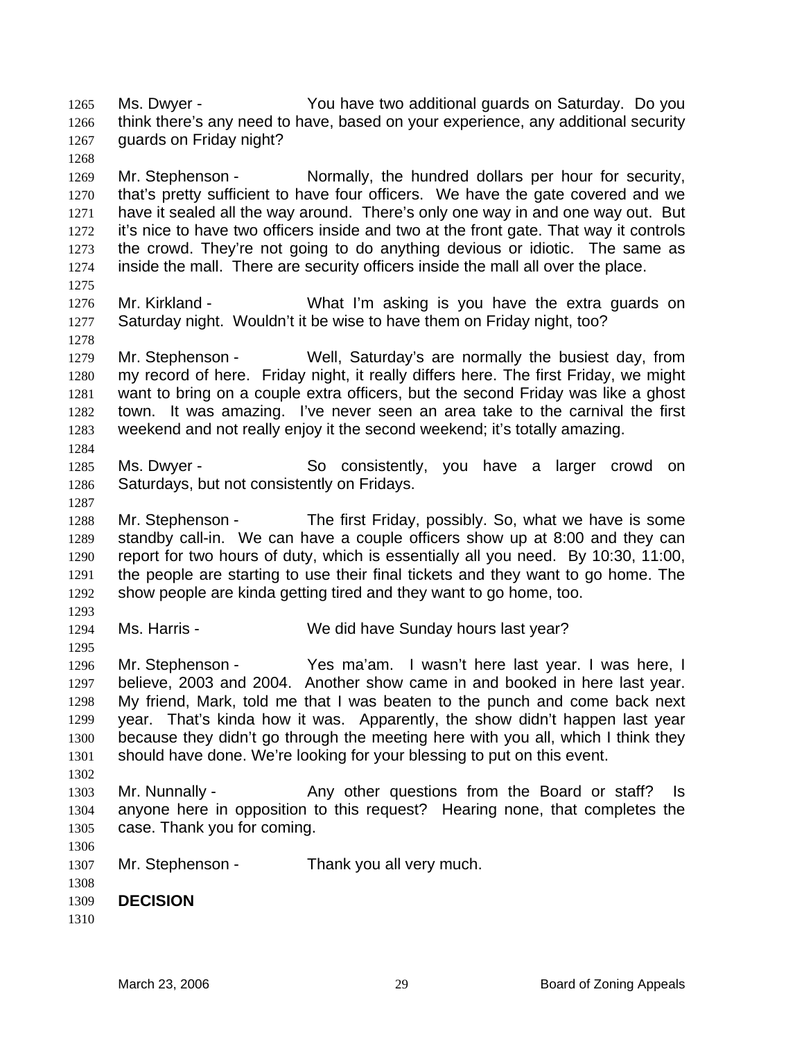Ms. Dwyer - You have two additional guards on Saturday. Do you think there's any need to have, based on your experience, any additional security guards on Friday night?

Mr. Stephenson - Normally, the hundred dollars per hour for security, that's pretty sufficient to have four officers. We have the gate covered and we have it sealed all the way around. There's only one way in and one way out. But it's nice to have two officers inside and two at the front gate. That way it controls the crowd. They're not going to do anything devious or idiotic. The same as inside the mall. There are security officers inside the mall all over the place.

Mr. Kirkland - What I'm asking is you have the extra guards on Saturday night. Wouldn't it be wise to have them on Friday night, too?

Mr. Stephenson - Well, Saturday's are normally the busiest day, from my record of here. Friday night, it really differs here. The first Friday, we might want to bring on a couple extra officers, but the second Friday was like a ghost town. It was amazing. I've never seen an area take to the carnival the first weekend and not really enjoy it the second weekend; it's totally amazing.

Ms. Dwyer - So consistently, you have a larger crowd on Saturdays, but not consistently on Fridays.

Mr. Stephenson - The first Friday, possibly. So, what we have is some standby call-in. We can have a couple officers show up at 8:00 and they can report for two hours of duty, which is essentially all you need. By 10:30, 11:00, the people are starting to use their final tickets and they want to go home. The show people are kinda getting tired and they want to go home, too.

Ms. Harris - We did have Sunday hours last year?

Mr. Stephenson - Yes ma'am. I wasn't here last year. I was here, I believe, 2003 and 2004. Another show came in and booked in here last year. My friend, Mark, told me that I was beaten to the punch and come back next year. That's kinda how it was. Apparently, the show didn't happen last year because they didn't go through the meeting here with you all, which I think they should have done. We're looking for your blessing to put on this event.

Mr. Nunnally - Any other questions from the Board or staff? Is anyone here in opposition to this request? Hearing none, that completes the case. Thank you for coming.

Mr. Stephenson - Thank you all very much.

**DECISION**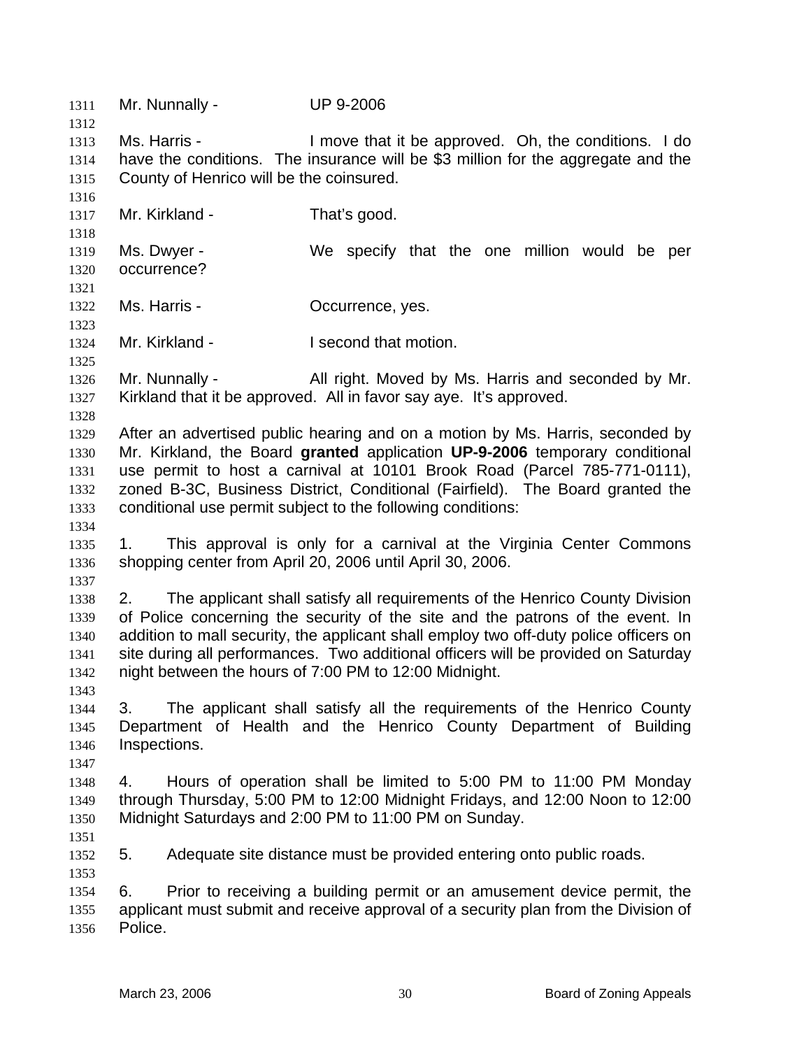Mr. Nunnally - UP 9-2006

Ms. Harris - I move that it be approved. Oh, the conditions. I do have the conditions. The insurance will be $3 million for the aggregate and the County of Henrico will be the coinsured.

Mr. Kirkland - That's good.

Ms. Dwyer - We specify that the one million would be per occurrence?

Ms. Harris - Occurrence, yes.

Mr. Kirkland - I second that motion.

Mr. Nunnally - All right. Moved by Ms. Harris and seconded by Mr. Kirkland that it be approved. All in favor say aye. It's approved.

After an advertised public hearing and on a motion by Ms. Harris, seconded by Mr. Kirkland, the Board **granted** application **UP-9-2006** temporary conditional use permit to host a carnival at 10101 Brook Road (Parcel 785-771-0111), zoned B-3C, Business District, Conditional (Fairfield). The Board granted the conditional use permit subject to the following conditions:

1. This approval is only for a carnival at the Virginia Center Commons shopping center from April 20, 2006 until April 30, 2006.

2. The applicant shall satisfy all requirements of the Henrico County Division of Police concerning the security of the site and the patrons of the event. In addition to mall security, the applicant shall employ two off-duty police officers on site during all performances. Two additional officers will be provided on Saturday night between the hours of 7:00 PM to 12:00 Midnight.

3. The applicant shall satisfy all the requirements of the Henrico County Department of Health and the Henrico County Department of Building Inspections.

4. Hours of operation shall be limited to 5:00 PM to 11:00 PM Monday through Thursday, 5:00 PM to 12:00 Midnight Fridays, and 12:00 Noon to 12:00 Midnight Saturdays and 2:00 PM to 11:00 PM on Sunday.

5. Adequate site distance must be provided entering onto public roads.

6. Prior to receiving a building permit or an amusement device permit, the applicant must submit and receive approval of a security plan from the Division of Police.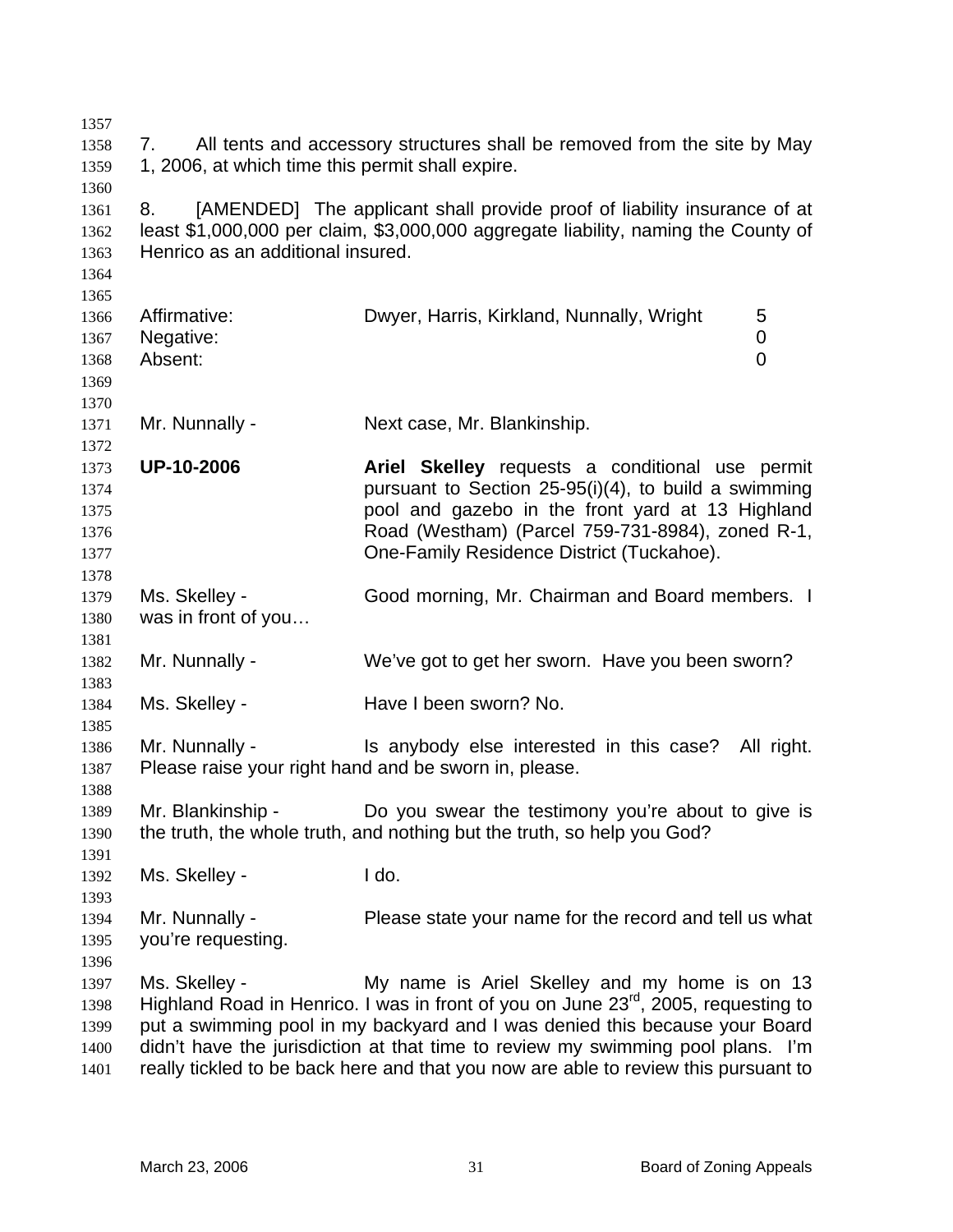7. All tents and accessory structures shall be removed from the site by May 1, 2006, at which time this permit shall expire.

8. [AMENDED] The applicant shall provide proof of liability insurance of at least $1,000,000 per claim, $3,000,000 aggregate liability, naming the County of Henrico as an additional insured.

| | | |
|---|---|---|
| Affirmative: | Dwyer, Harris, Kirkland, Nunnally, Wright | 5 |
| Negative: | | 0 |
| Absent: | | 0 |

Mr. Nunnally - Next case, Mr. Blankinship.

**UP-10-2006** **Ariel Skelley** requests a conditional use permit pursuant to Section 25-95(i)(4), to build a swimming pool and gazebo in the front yard at 13 Highland Road (Westham) (Parcel 759-731-8984), zoned R-1, One-Family Residence District (Tuckahoe).

Ms. Skelley - Good morning, Mr. Chairman and Board members. I was in front of you…

Mr. Nunnally - We've got to get her sworn. Have you been sworn?

Ms. Skelley - Have I been sworn? No.

Mr. Nunnally - Is anybody else interested in this case? All right. Please raise your right hand and be sworn in, please.

Mr. Blankinship - Do you swear the testimony you're about to give is the truth, the whole truth, and nothing but the truth, so help you God?

Ms. Skelley - I do.

Mr. Nunnally - Please state your name for the record and tell us what you're requesting.

Ms. Skelley - My name is Ariel Skelley and my home is on 13 Highland Road in Henrico. I was in front of you on June 23rd, 2005, requesting to put a swimming pool in my backyard and I was denied this because your Board didn't have the jurisdiction at that time to review my swimming pool plans. I'm really tickled to be back here and that you now are able to review this pursuant to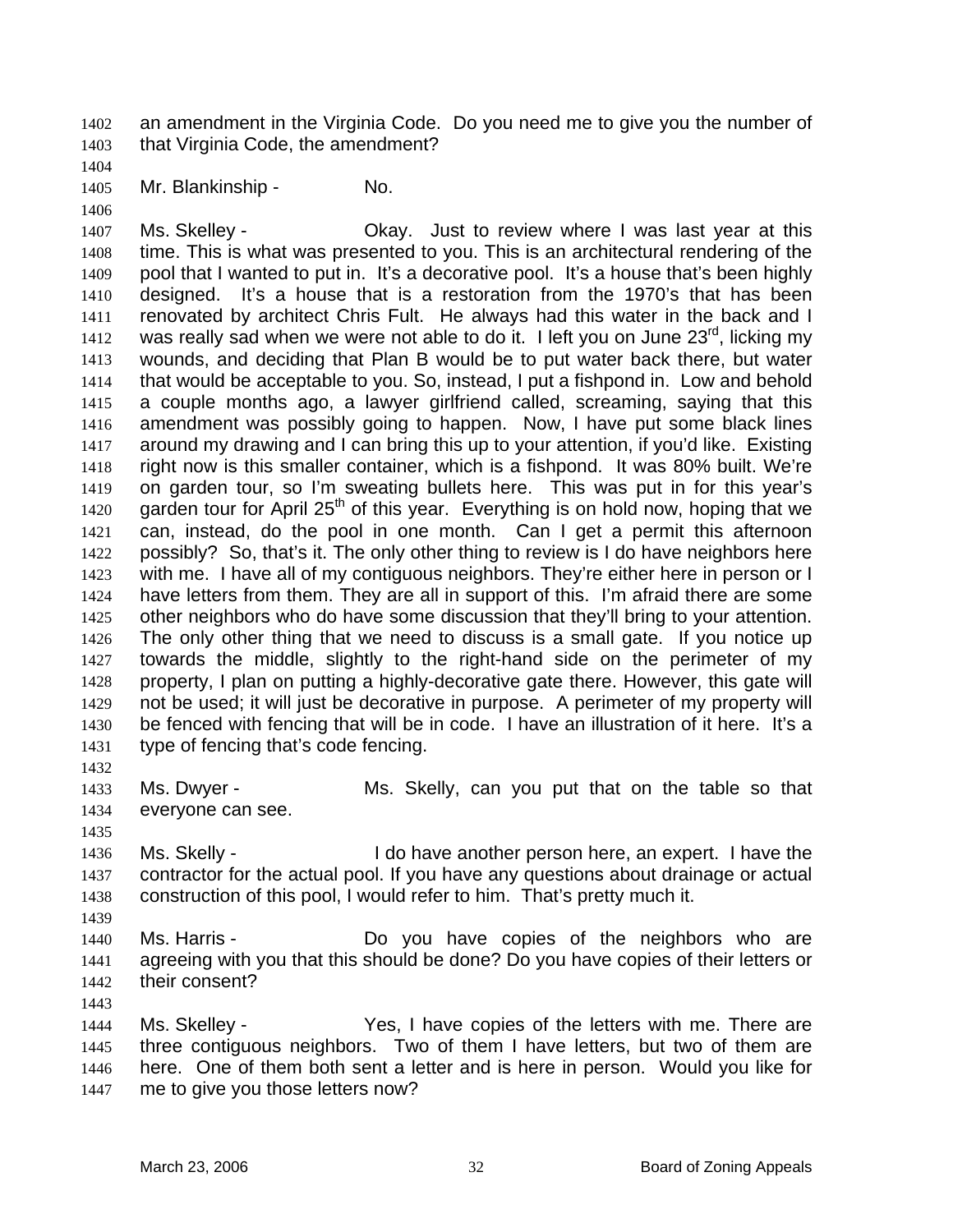an amendment in the Virginia Code. Do you need me to give you the number of that Virginia Code, the amendment?

Mr. Blankinship - No.

Ms. Skelley - Okay. Just to review where I was last year at this time. This is what was presented to you. This is an architectural rendering of the pool that I wanted to put in. It's a decorative pool. It's a house that's been highly designed. It's a house that is a restoration from the 1970's that has been renovated by architect Chris Fult. He always had this water in the back and I was really sad when we were not able to do it. I left you on June 23rd, licking my wounds, and deciding that Plan B would be to put water back there, but water that would be acceptable to you. So, instead, I put a fishpond in. Low and behold a couple months ago, a lawyer girlfriend called, screaming, saying that this amendment was possibly going to happen. Now, I have put some black lines around my drawing and I can bring this up to your attention, if you'd like. Existing right now is this smaller container, which is a fishpond. It was 80% built. We're on garden tour, so I'm sweating bullets here. This was put in for this year's garden tour for April 25th of this year. Everything is on hold now, hoping that we can, instead, do the pool in one month. Can I get a permit this afternoon possibly? So, that's it. The only other thing to review is I do have neighbors here with me. I have all of my contiguous neighbors. They're either here in person or I have letters from them. They are all in support of this. I'm afraid there are some other neighbors who do have some discussion that they'll bring to your attention. The only other thing that we need to discuss is a small gate. If you notice up towards the middle, slightly to the right-hand side on the perimeter of my property, I plan on putting a highly-decorative gate there. However, this gate will not be used; it will just be decorative in purpose. A perimeter of my property will be fenced with fencing that will be in code. I have an illustration of it here. It's a type of fencing that's code fencing.

Ms. Dwyer - Ms. Skelly, can you put that on the table so that everyone can see.

Ms. Skelly - I do have another person here, an expert. I have the contractor for the actual pool. If you have any questions about drainage or actual construction of this pool, I would refer to him. That's pretty much it.

Ms. Harris - Do you have copies of the neighbors who are agreeing with you that this should be done? Do you have copies of their letters or their consent?

Ms. Skelley - Yes, I have copies of the letters with me. There are three contiguous neighbors. Two of them I have letters, but two of them are here. One of them both sent a letter and is here in person. Would you like for me to give you those letters now?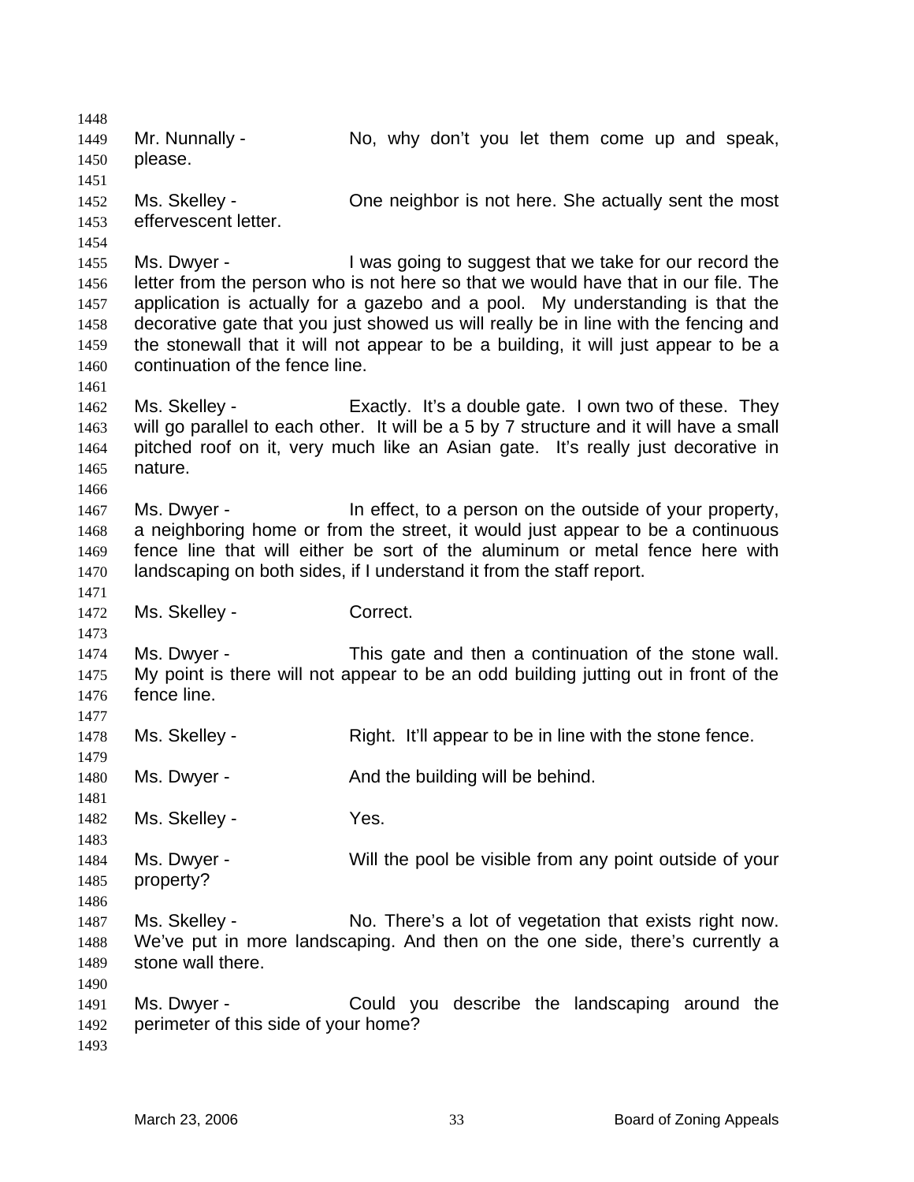Mr. Nunnally - No, why don't you let them come up and speak, please.

Ms. Skelley - One neighbor is not here. She actually sent the most effervescent letter.

Ms. Dwyer - I was going to suggest that we take for our record the letter from the person who is not here so that we would have that in our file. The application is actually for a gazebo and a pool. My understanding is that the decorative gate that you just showed us will really be in line with the fencing and the stonewall that it will not appear to be a building, it will just appear to be a continuation of the fence line.

Ms. Skelley - Exactly. It's a double gate. I own two of these. They will go parallel to each other. It will be a 5 by 7 structure and it will have a small pitched roof on it, very much like an Asian gate. It's really just decorative in nature.

Ms. Dwyer - In effect, to a person on the outside of your property, a neighboring home or from the street, it would just appear to be a continuous fence line that will either be sort of the aluminum or metal fence here with landscaping on both sides, if I understand it from the staff report.

Ms. Skelley - Correct.

Ms. Dwyer - This gate and then a continuation of the stone wall. My point is there will not appear to be an odd building jutting out in front of the fence line.

Ms. Skelley - Right. It'll appear to be in line with the stone fence.

Ms. Dwyer - And the building will be behind.

Ms. Skelley - Yes.

Ms. Dwyer - Will the pool be visible from any point outside of your property?

Ms. Skelley - No. There's a lot of vegetation that exists right now. We've put in more landscaping. And then on the one side, there's currently a stone wall there.

Ms. Dwyer - Could you describe the landscaping around the perimeter of this side of your home?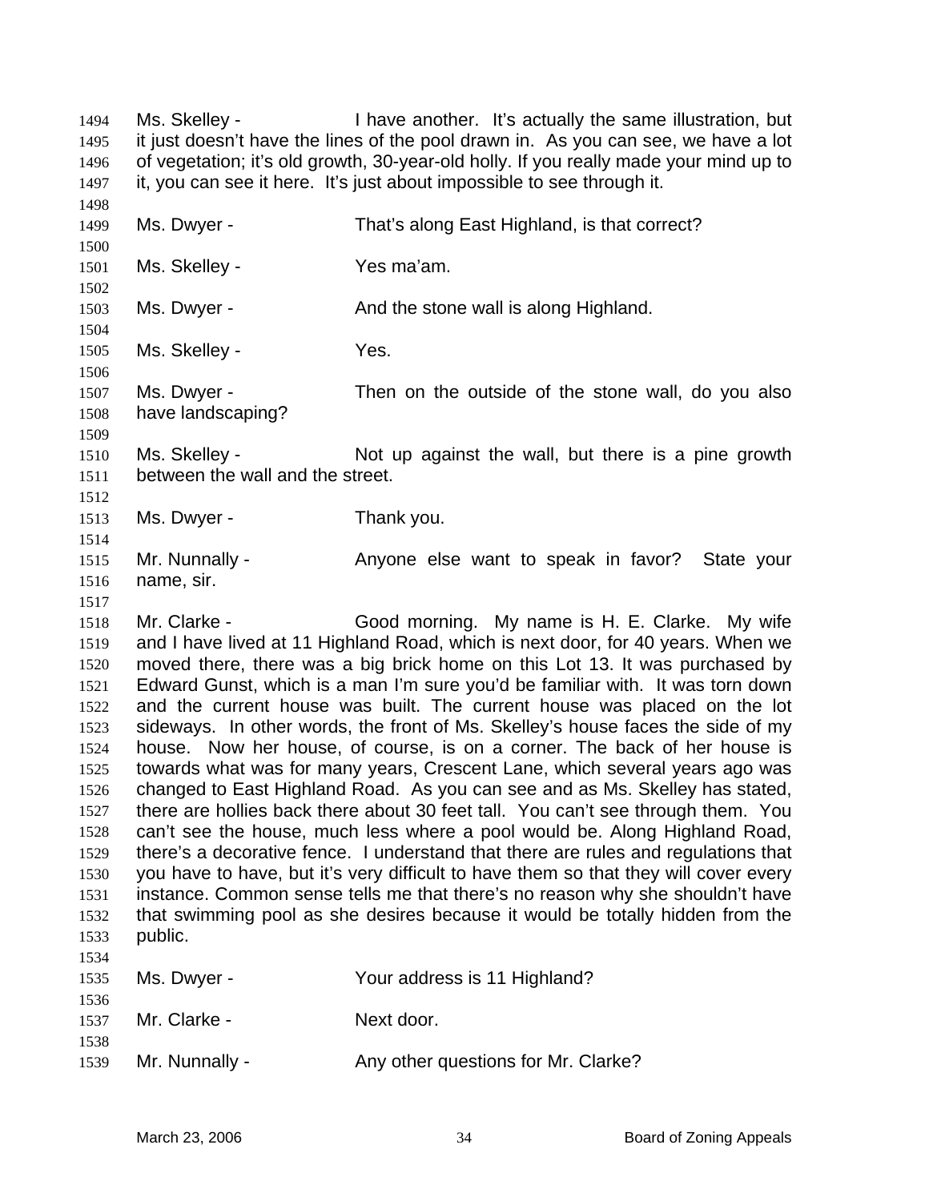1494 Ms. Skelley - I have another. It's actually the same illustration, but
1495 it just doesn't have the lines of the pool drawn in. As you can see, we have a lot
1496 of vegetation; it's old growth, 30-year-old holly. If you really made your mind up to
1497 it, you can see it here. It's just about impossible to see through it.
1498
1499 Ms. Dwyer - That's along East Highland, is that correct?
1500
1501 Ms. Skelley - Yes ma'am.
1502
1503 Ms. Dwyer - And the stone wall is along Highland.
1504
1505 Ms. Skelley - Yes.
1506
1507 Ms. Dwyer - Then on the outside of the stone wall, do you also
1508 have landscaping?
1509
1510 Ms. Skelley - Not up against the wall, but there is a pine growth
1511 between the wall and the street.
1512
1513 Ms. Dwyer - Thank you.
1514
1515 Mr. Nunnally - Anyone else want to speak in favor? State your
1516 name, sir.
1517
1518 Mr. Clarke - Good morning. My name is H. E. Clarke. My wife
1519 and I have lived at 11 Highland Road, which is next door, for 40 years. When we
1520 moved there, there was a big brick home on this Lot 13. It was purchased by
1521 Edward Gunst, which is a man I'm sure you'd be familiar with. It was torn down
1522 and the current house was built. The current house was placed on the lot
1523 sideways. In other words, the front of Ms. Skelley's house faces the side of my
1524 house. Now her house, of course, is on a corner. The back of her house is
1525 towards what was for many years, Crescent Lane, which several years ago was
1526 changed to East Highland Road. As you can see and as Ms. Skelley has stated,
1527 there are hollies back there about 30 feet tall. You can't see through them. You
1528 can't see the house, much less where a pool would be. Along Highland Road,
1529 there's a decorative fence. I understand that there are rules and regulations that
1530 you have to have, but it's very difficult to have them so that they will cover every
1531 instance. Common sense tells me that there's no reason why she shouldn't have
1532 that swimming pool as she desires because it would be totally hidden from the
1533 public.
1534
1535 Ms. Dwyer - Your address is 11 Highland?
1536
1537 Mr. Clarke - Next door.
1538
1539 Mr. Nunnally - Any other questions for Mr. Clarke?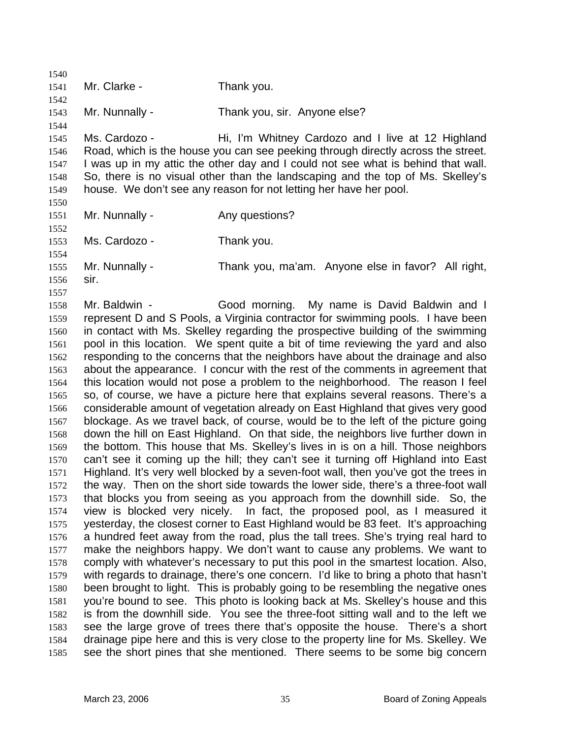Mr. Clarke - Thank you.

Mr. Nunnally - Thank you, sir. Anyone else?

Ms. Cardozo - Hi, I'm Whitney Cardozo and I live at 12 Highland Road, which is the house you can see peeking through directly across the street. I was up in my attic the other day and I could not see what is behind that wall. So, there is no visual other than the landscaping and the top of Ms. Skelley's house. We don't see any reason for not letting her have her pool.

Mr. Nunnally - Any questions?

Ms. Cardozo - Thank you.

Mr. Nunnally - Thank you, ma'am. Anyone else in favor? All right, sir.

Mr. Baldwin - Good morning. My name is David Baldwin and I represent D and S Pools, a Virginia contractor for swimming pools. I have been in contact with Ms. Skelley regarding the prospective building of the swimming pool in this location. We spent quite a bit of time reviewing the yard and also responding to the concerns that the neighbors have about the drainage and also about the appearance. I concur with the rest of the comments in agreement that this location would not pose a problem to the neighborhood. The reason I feel so, of course, we have a picture here that explains several reasons. There's a considerable amount of vegetation already on East Highland that gives very good blockage. As we travel back, of course, would be to the left of the picture going down the hill on East Highland. On that side, the neighbors live further down in the bottom. This house that Ms. Skelley's lives in is on a hill. Those neighbors can't see it coming up the hill; they can't see it turning off Highland into East Highland. It's very well blocked by a seven-foot wall, then you've got the trees in the way. Then on the short side towards the lower side, there's a three-foot wall that blocks you from seeing as you approach from the downhill side. So, the view is blocked very nicely. In fact, the proposed pool, as I measured it yesterday, the closest corner to East Highland would be 83 feet. It's approaching a hundred feet away from the road, plus the tall trees. She's trying real hard to make the neighbors happy. We don't want to cause any problems. We want to comply with whatever's necessary to put this pool in the smartest location. Also, with regards to drainage, there's one concern. I'd like to bring a photo that hasn't been brought to light. This is probably going to be resembling the negative ones you're bound to see. This photo is looking back at Ms. Skelley's house and this is from the downhill side. You see the three-foot sitting wall and to the left we see the large grove of trees there that's opposite the house. There's a short drainage pipe here and this is very close to the property line for Ms. Skelley. We see the short pines that she mentioned. There seems to be some big concern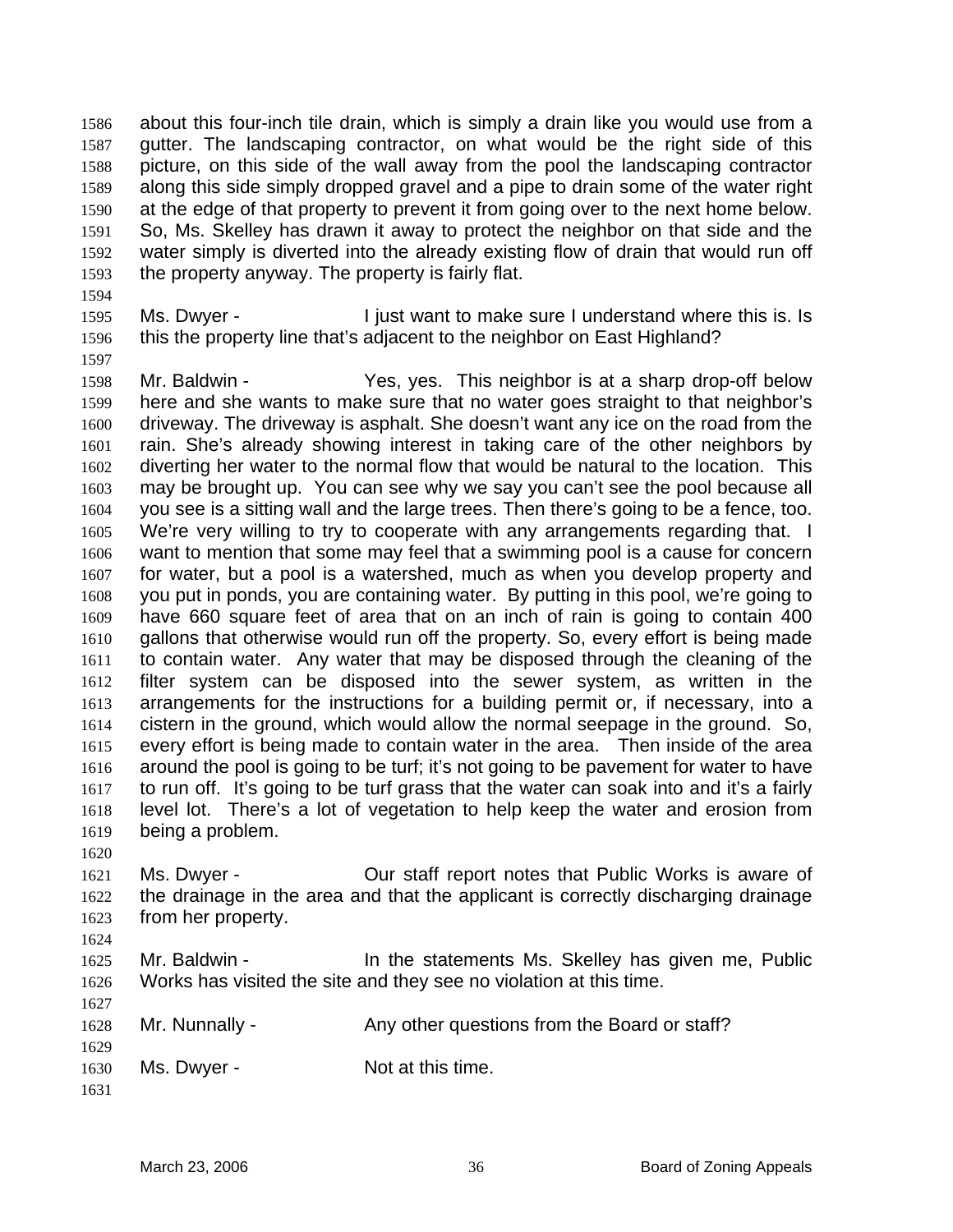about this four-inch tile drain, which is simply a drain like you would use from a gutter. The landscaping contractor, on what would be the right side of this picture, on this side of the wall away from the pool the landscaping contractor along this side simply dropped gravel and a pipe to drain some of the water right at the edge of that property to prevent it from going over to the next home below. So, Ms. Skelley has drawn it away to protect the neighbor on that side and the water simply is diverted into the already existing flow of drain that would run off the property anyway. The property is fairly flat.

Ms. Dwyer - I just want to make sure I understand where this is. Is this the property line that's adjacent to the neighbor on East Highland?

Mr. Baldwin - Yes, yes. This neighbor is at a sharp drop-off below here and she wants to make sure that no water goes straight to that neighbor's driveway. The driveway is asphalt. She doesn't want any ice on the road from the rain. She's already showing interest in taking care of the other neighbors by diverting her water to the normal flow that would be natural to the location. This may be brought up. You can see why we say you can't see the pool because all you see is a sitting wall and the large trees. Then there's going to be a fence, too. We're very willing to try to cooperate with any arrangements regarding that. I want to mention that some may feel that a swimming pool is a cause for concern for water, but a pool is a watershed, much as when you develop property and you put in ponds, you are containing water. By putting in this pool, we're going to have 660 square feet of area that on an inch of rain is going to contain 400 gallons that otherwise would run off the property. So, every effort is being made to contain water. Any water that may be disposed through the cleaning of the filter system can be disposed into the sewer system, as written in the arrangements for the instructions for a building permit or, if necessary, into a cistern in the ground, which would allow the normal seepage in the ground. So, every effort is being made to contain water in the area. Then inside of the area around the pool is going to be turf; it's not going to be pavement for water to have to run off. It's going to be turf grass that the water can soak into and it's a fairly level lot. There's a lot of vegetation to help keep the water and erosion from being a problem.

Ms. Dwyer - Our staff report notes that Public Works is aware of the drainage in the area and that the applicant is correctly discharging drainage from her property.

Mr. Baldwin - In the statements Ms. Skelley has given me, Public Works has visited the site and they see no violation at this time.

Mr. Nunnally - Any other questions from the Board or staff?

Ms. Dwyer - Not at this time.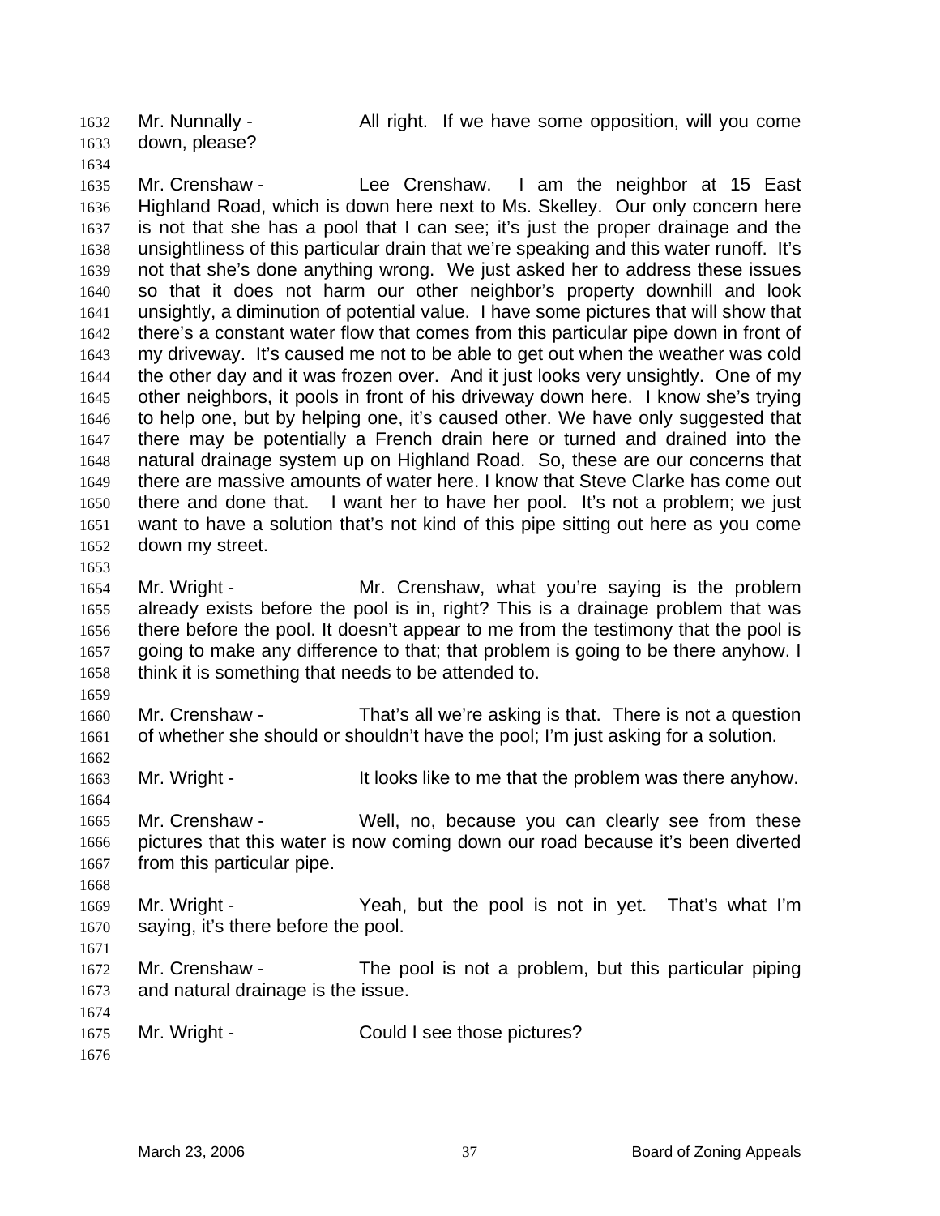Mr. Nunnally - All right. If we have some opposition, will you come down, please?

Mr. Crenshaw - Lee Crenshaw. I am the neighbor at 15 East Highland Road, which is down here next to Ms. Skelley. Our only concern here is not that she has a pool that I can see; it's just the proper drainage and the unsightliness of this particular drain that we're speaking and this water runoff. It's not that she's done anything wrong. We just asked her to address these issues so that it does not harm our other neighbor's property downhill and look unsightly, a diminution of potential value. I have some pictures that will show that there's a constant water flow that comes from this particular pipe down in front of my driveway. It's caused me not to be able to get out when the weather was cold the other day and it was frozen over. And it just looks very unsightly. One of my other neighbors, it pools in front of his driveway down here. I know she's trying to help one, but by helping one, it's caused other. We have only suggested that there may be potentially a French drain here or turned and drained into the natural drainage system up on Highland Road. So, these are our concerns that there are massive amounts of water here. I know that Steve Clarke has come out there and done that. I want her to have her pool. It's not a problem; we just want to have a solution that's not kind of this pipe sitting out here as you come down my street.

Mr. Wright - Mr. Crenshaw, what you're saying is the problem already exists before the pool is in, right? This is a drainage problem that was there before the pool. It doesn't appear to me from the testimony that the pool is going to make any difference to that; that problem is going to be there anyhow. I think it is something that needs to be attended to.

Mr. Crenshaw - That's all we're asking is that. There is not a question of whether she should or shouldn't have the pool; I'm just asking for a solution.

Mr. Wright - It looks like to me that the problem was there anyhow.

Mr. Crenshaw - Well, no, because you can clearly see from these pictures that this water is now coming down our road because it's been diverted from this particular pipe.

Mr. Wright - Yeah, but the pool is not in yet. That's what I'm saying, it's there before the pool.

Mr. Crenshaw - The pool is not a problem, but this particular piping and natural drainage is the issue.

Mr. Wright - Could I see those pictures?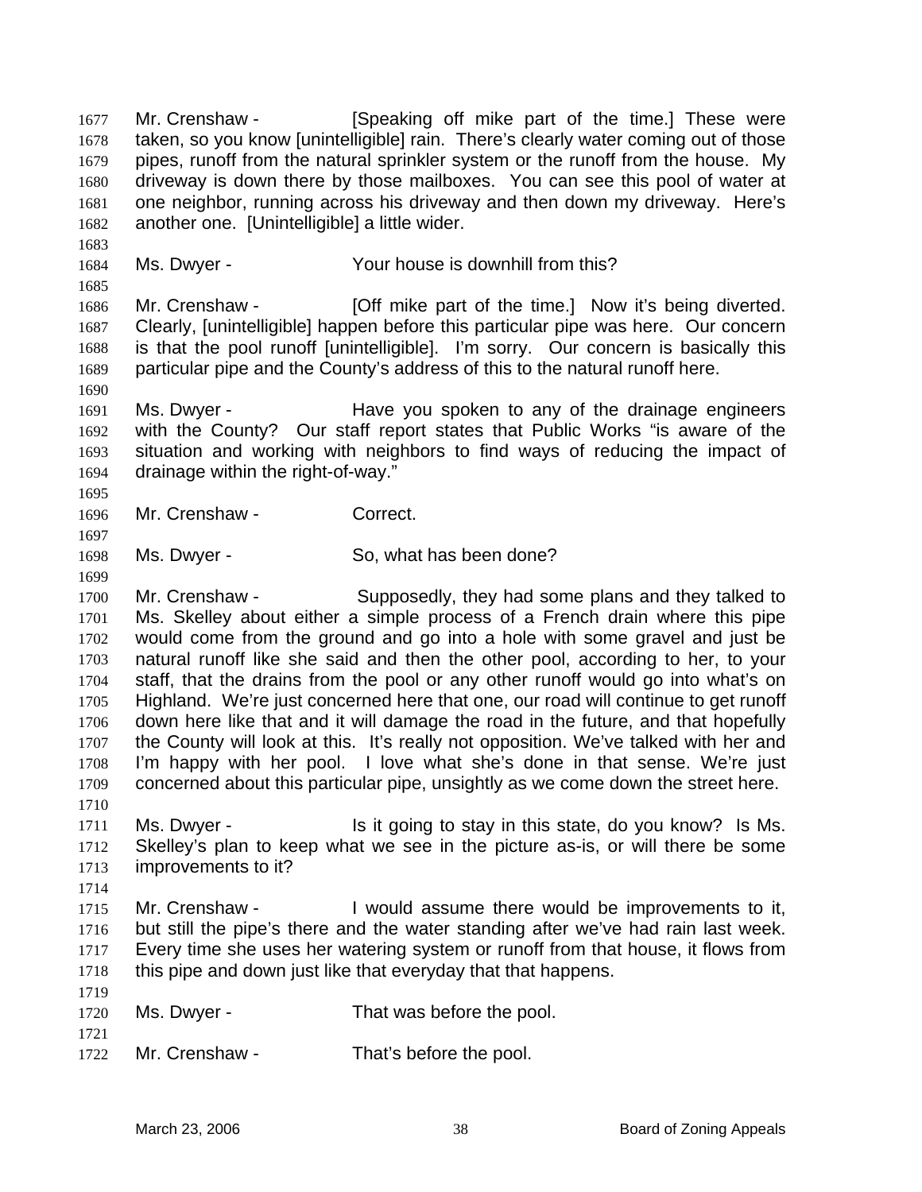Mr. Crenshaw - [Speaking off mike part of the time.] These were taken, so you know [unintelligible] rain. There's clearly water coming out of those pipes, runoff from the natural sprinkler system or the runoff from the house. My driveway is down there by those mailboxes. You can see this pool of water at one neighbor, running across his driveway and then down my driveway. Here's another one. [Unintelligible] a little wider.

Ms. Dwyer - Your house is downhill from this?

Mr. Crenshaw - [Off mike part of the time.] Now it's being diverted. Clearly, [unintelligible] happen before this particular pipe was here. Our concern is that the pool runoff [unintelligible]. I'm sorry. Our concern is basically this particular pipe and the County's address of this to the natural runoff here.

Ms. Dwyer - Have you spoken to any of the drainage engineers with the County? Our staff report states that Public Works "is aware of the situation and working with neighbors to find ways of reducing the impact of drainage within the right-of-way."

Mr. Crenshaw - Correct.

Ms. Dwyer - So, what has been done?

Mr. Crenshaw - Supposedly, they had some plans and they talked to Ms. Skelley about either a simple process of a French drain where this pipe would come from the ground and go into a hole with some gravel and just be natural runoff like she said and then the other pool, according to her, to your staff, that the drains from the pool or any other runoff would go into what's on Highland. We're just concerned here that one, our road will continue to get runoff down here like that and it will damage the road in the future, and that hopefully the County will look at this. It's really not opposition. We've talked with her and I'm happy with her pool. I love what she's done in that sense. We're just concerned about this particular pipe, unsightly as we come down the street here.

Ms. Dwyer - Is it going to stay in this state, do you know? Is Ms. Skelley's plan to keep what we see in the picture as-is, or will there be some improvements to it?

Mr. Crenshaw - I would assume there would be improvements to it, but still the pipe's there and the water standing after we've had rain last week. Every time she uses her watering system or runoff from that house, it flows from this pipe and down just like that everyday that that happens.

Ms. Dwyer - That was before the pool.

Mr. Crenshaw - That's before the pool.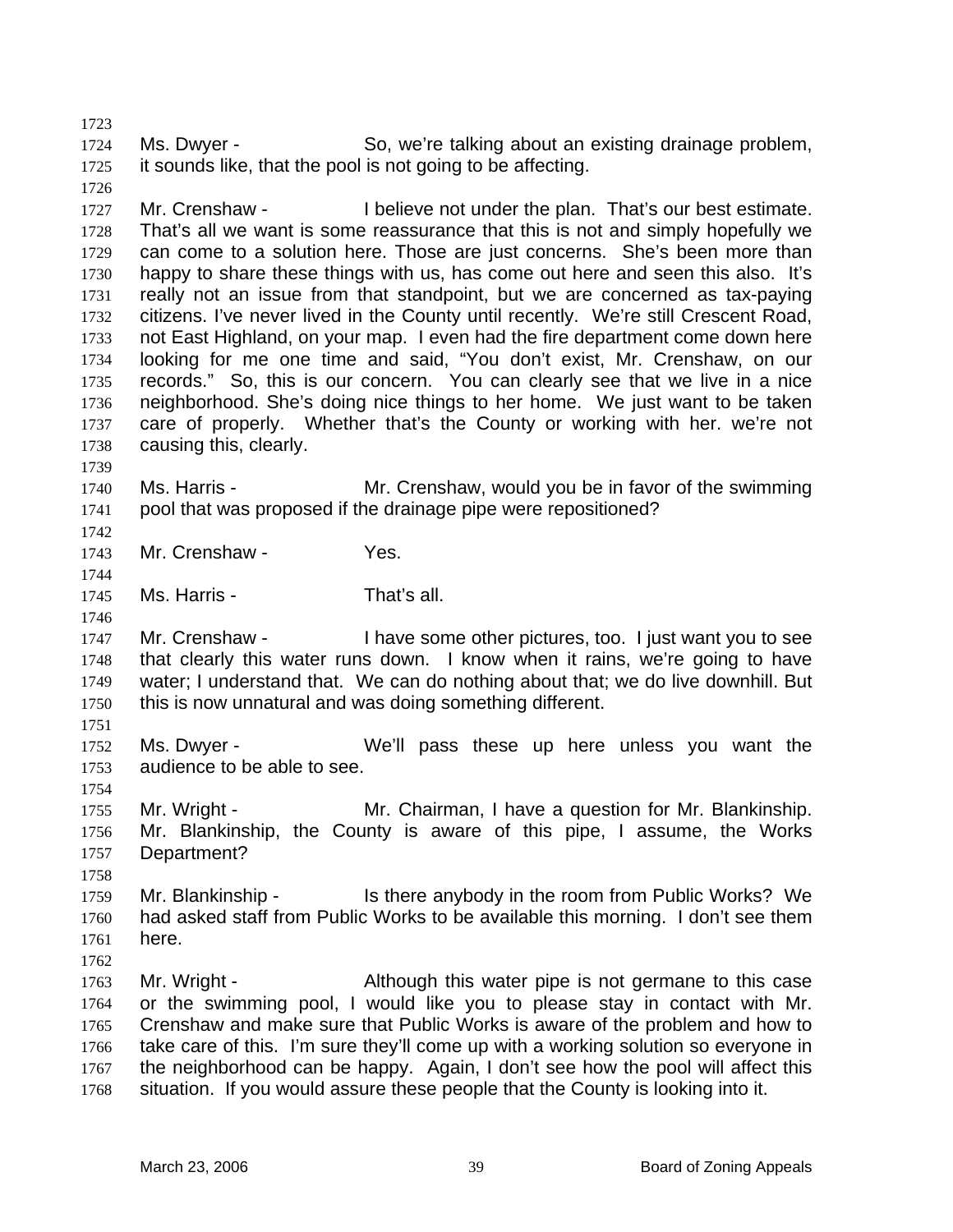Ms. Dwyer - So, we're talking about an existing drainage problem, it sounds like, that the pool is not going to be affecting.

Mr. Crenshaw - I believe not under the plan. That's our best estimate. That's all we want is some reassurance that this is not and simply hopefully we can come to a solution here. Those are just concerns. She's been more than happy to share these things with us, has come out here and seen this also. It's really not an issue from that standpoint, but we are concerned as tax-paying citizens. I've never lived in the County until recently. We're still Crescent Road, not East Highland, on your map. I even had the fire department come down here looking for me one time and said, "You don't exist, Mr. Crenshaw, on our records." So, this is our concern. You can clearly see that we live in a nice neighborhood. She's doing nice things to her home. We just want to be taken care of properly. Whether that's the County or working with her. we're not causing this, clearly.

Ms. Harris - Mr. Crenshaw, would you be in favor of the swimming pool that was proposed if the drainage pipe were repositioned?

Mr. Crenshaw - Yes.

Ms. Harris - That's all.

Mr. Crenshaw - I have some other pictures, too. I just want you to see that clearly this water runs down. I know when it rains, we're going to have water; I understand that. We can do nothing about that; we do live downhill. But this is now unnatural and was doing something different.

Ms. Dwyer - We'll pass these up here unless you want the audience to be able to see.

Mr. Wright - Mr. Chairman, I have a question for Mr. Blankinship. Mr. Blankinship, the County is aware of this pipe, I assume, the Works Department?

Mr. Blankinship - Is there anybody in the room from Public Works? We had asked staff from Public Works to be available this morning. I don't see them here.

Mr. Wright - Although this water pipe is not germane to this case or the swimming pool, I would like you to please stay in contact with Mr. Crenshaw and make sure that Public Works is aware of the problem and how to take care of this. I'm sure they'll come up with a working solution so everyone in the neighborhood can be happy. Again, I don't see how the pool will affect this situation. If you would assure these people that the County is looking into it.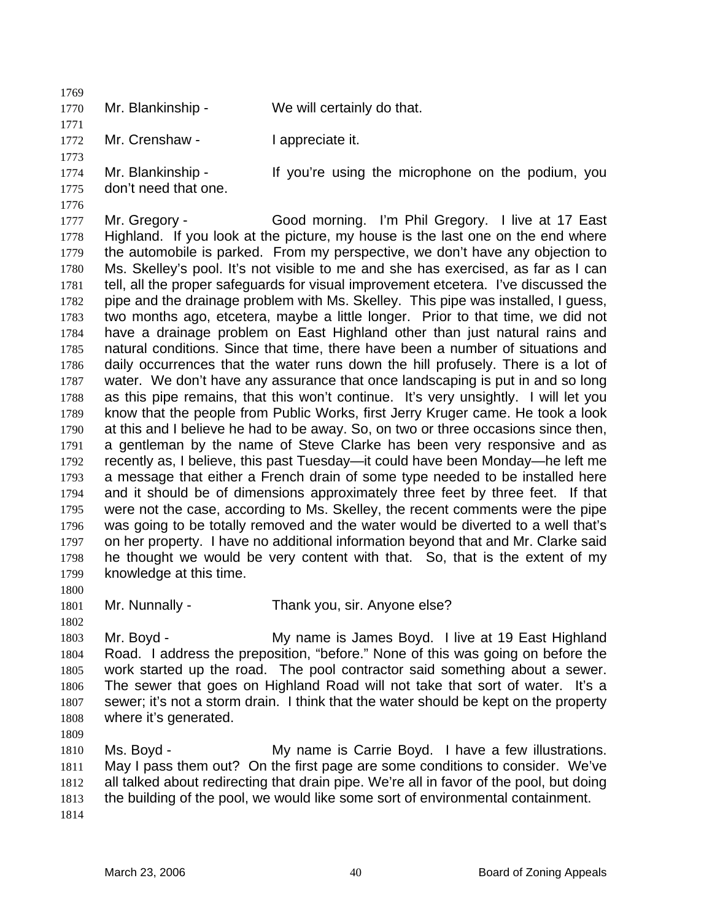Mr. Blankinship - We will certainly do that.

Mr. Crenshaw - I appreciate it.

Mr. Blankinship - If you're using the microphone on the podium, you don't need that one.

Mr. Gregory - Good morning. I'm Phil Gregory. I live at 17 East Highland. If you look at the picture, my house is the last one on the end where the automobile is parked. From my perspective, we don't have any objection to Ms. Skelley's pool. It's not visible to me and she has exercised, as far as I can tell, all the proper safeguards for visual improvement etcetera. I've discussed the pipe and the drainage problem with Ms. Skelley. This pipe was installed, I guess, two months ago, etcetera, maybe a little longer. Prior to that time, we did not have a drainage problem on East Highland other than just natural rains and natural conditions. Since that time, there have been a number of situations and daily occurrences that the water runs down the hill profusely. There is a lot of water. We don't have any assurance that once landscaping is put in and so long as this pipe remains, that this won't continue. It's very unsightly. I will let you know that the people from Public Works, first Jerry Kruger came. He took a look at this and I believe he had to be away. So, on two or three occasions since then, a gentleman by the name of Steve Clarke has been very responsive and as recently as, I believe, this past Tuesday—it could have been Monday—he left me a message that either a French drain of some type needed to be installed here and it should be of dimensions approximately three feet by three feet. If that were not the case, according to Ms. Skelley, the recent comments were the pipe was going to be totally removed and the water would be diverted to a well that's on her property. I have no additional information beyond that and Mr. Clarke said he thought we would be very content with that. So, that is the extent of my knowledge at this time.

Mr. Nunnally - Thank you, sir. Anyone else?

Mr. Boyd - My name is James Boyd. I live at 19 East Highland Road. I address the preposition, "before." None of this was going on before the work started up the road. The pool contractor said something about a sewer. The sewer that goes on Highland Road will not take that sort of water. It's a sewer; it's not a storm drain. I think that the water should be kept on the property where it's generated.

Ms. Boyd - My name is Carrie Boyd. I have a few illustrations. May I pass them out? On the first page are some conditions to consider. We've all talked about redirecting that drain pipe. We're all in favor of the pool, but doing the building of the pool, we would like some sort of environmental containment.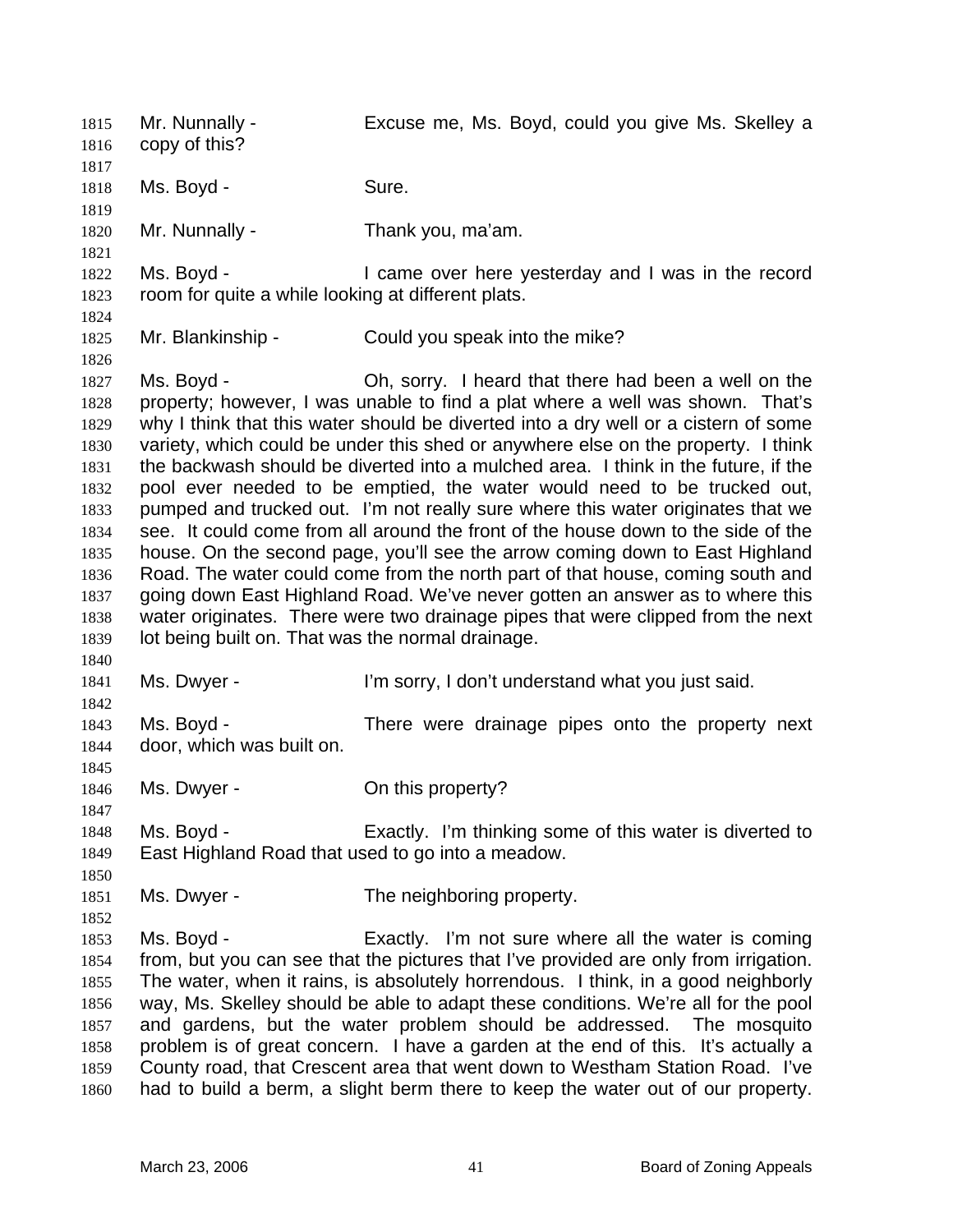Mr. Nunnally - Excuse me, Ms. Boyd, could you give Ms. Skelley a copy of this?

Ms. Boyd - Sure.

Mr. Nunnally - Thank you, ma'am.

Ms. Boyd - I came over here yesterday and I was in the record room for quite a while looking at different plats.

Mr. Blankinship - Could you speak into the mike?

Ms. Boyd - Oh, sorry. I heard that there had been a well on the property; however, I was unable to find a plat where a well was shown. That's why I think that this water should be diverted into a dry well or a cistern of some variety, which could be under this shed or anywhere else on the property. I think the backwash should be diverted into a mulched area. I think in the future, if the pool ever needed to be emptied, the water would need to be trucked out, pumped and trucked out. I'm not really sure where this water originates that we see. It could come from all around the front of the house down to the side of the house. On the second page, you'll see the arrow coming down to East Highland Road. The water could come from the north part of that house, coming south and going down East Highland Road. We've never gotten an answer as to where this water originates. There were two drainage pipes that were clipped from the next lot being built on. That was the normal drainage.

Ms. Dwyer - I'm sorry, I don't understand what you just said.

Ms. Boyd - There were drainage pipes onto the property next door, which was built on.

Ms. Dwyer - On this property?

Ms. Boyd - Exactly. I'm thinking some of this water is diverted to East Highland Road that used to go into a meadow.

Ms. Dwyer - The neighboring property.

Ms. Boyd - Exactly. I'm not sure where all the water is coming from, but you can see that the pictures that I've provided are only from irrigation. The water, when it rains, is absolutely horrendous. I think, in a good neighborly way, Ms. Skelley should be able to adapt these conditions. We're all for the pool and gardens, but the water problem should be addressed. The mosquito problem is of great concern. I have a garden at the end of this. It's actually a County road, that Crescent area that went down to Westham Station Road. I've had to build a berm, a slight berm there to keep the water out of our property.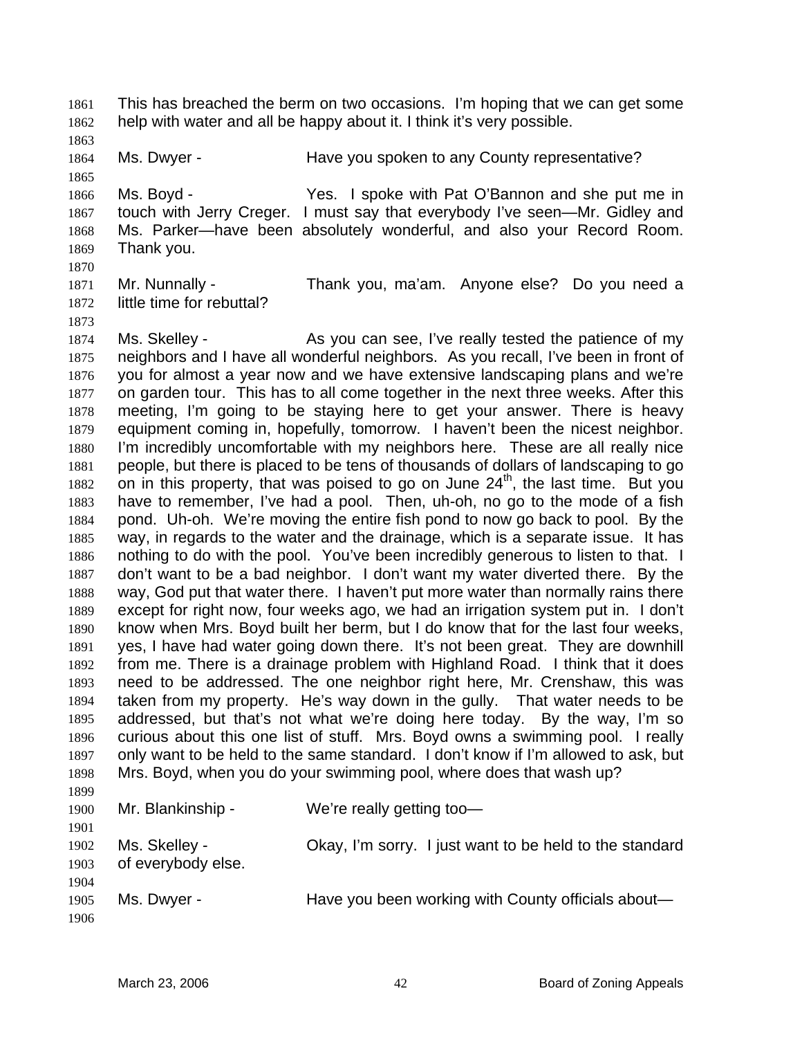This has breached the berm on two occasions. I'm hoping that we can get some help with water and all be happy about it. I think it's very possible.

Ms. Dwyer - Have you spoken to any County representative?

Ms. Boyd - Yes. I spoke with Pat O'Bannon and she put me in touch with Jerry Creger. I must say that everybody I've seen—Mr. Gidley and Ms. Parker—have been absolutely wonderful, and also your Record Room. Thank you.

Mr. Nunnally - Thank you, ma'am. Anyone else? Do you need a little time for rebuttal?

Ms. Skelley - As you can see, I've really tested the patience of my neighbors and I have all wonderful neighbors. As you recall, I've been in front of you for almost a year now and we have extensive landscaping plans and we're on garden tour. This has to all come together in the next three weeks. After this meeting, I'm going to be staying here to get your answer. There is heavy equipment coming in, hopefully, tomorrow. I haven't been the nicest neighbor. I'm incredibly uncomfortable with my neighbors here. These are all really nice people, but there is placed to be tens of thousands of dollars of landscaping to go on in this property, that was poised to go on June 24th, the last time. But you have to remember, I've had a pool. Then, uh-oh, no go to the mode of a fish pond. Uh-oh. We're moving the entire fish pond to now go back to pool. By the way, in regards to the water and the drainage, which is a separate issue. It has nothing to do with the pool. You've been incredibly generous to listen to that. I don't want to be a bad neighbor. I don't want my water diverted there. By the way, God put that water there. I haven't put more water than normally rains there except for right now, four weeks ago, we had an irrigation system put in. I don't know when Mrs. Boyd built her berm, but I do know that for the last four weeks, yes, I have had water going down there. It's not been great. They are downhill from me. There is a drainage problem with Highland Road. I think that it does need to be addressed. The one neighbor right here, Mr. Crenshaw, this was taken from my property. He's way down in the gully. That water needs to be addressed, but that's not what we're doing here today. By the way, I'm so curious about this one list of stuff. Mrs. Boyd owns a swimming pool. I really only want to be held to the same standard. I don't know if I'm allowed to ask, but Mrs. Boyd, when you do your swimming pool, where does that wash up?

Mr. Blankinship - We're really getting too—

Ms. Skelley - Okay, I'm sorry. I just want to be held to the standard of everybody else.

Ms. Dwyer - Have you been working with County officials about—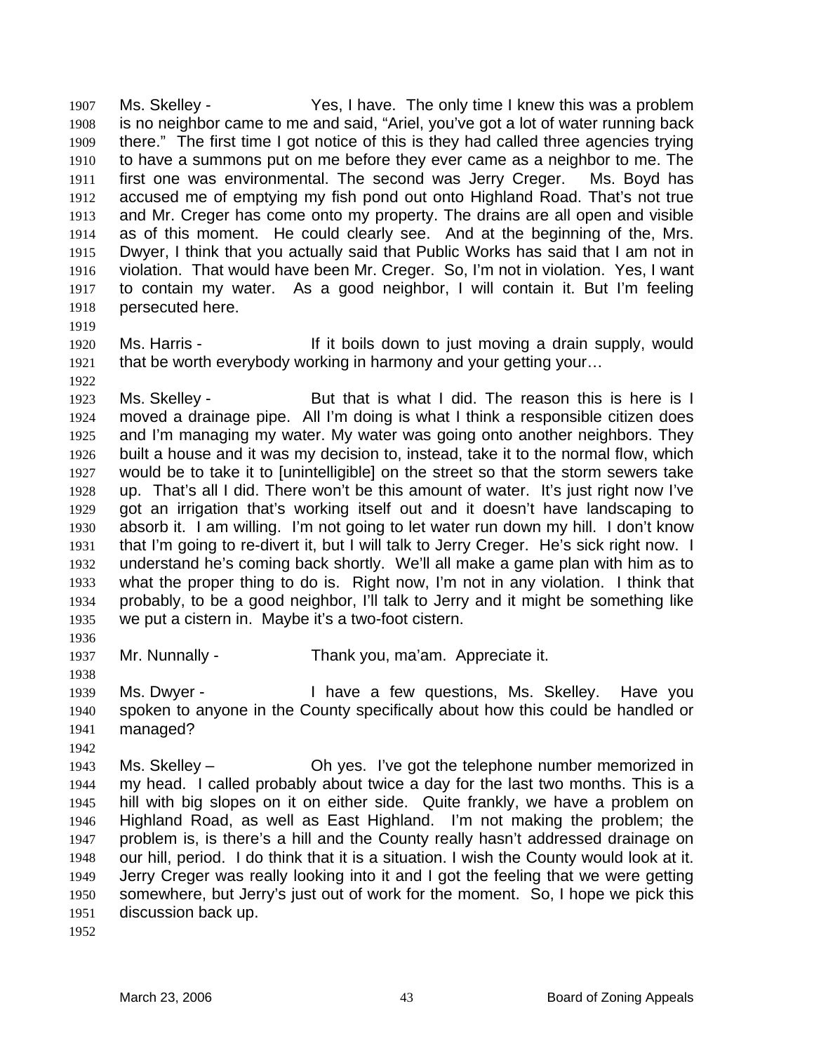Ms. Skelley - Yes, I have. The only time I knew this was a problem is no neighbor came to me and said, "Ariel, you've got a lot of water running back there." The first time I got notice of this is they had called three agencies trying to have a summons put on me before they ever came as a neighbor to me. The first one was environmental. The second was Jerry Creger. Ms. Boyd has accused me of emptying my fish pond out onto Highland Road. That's not true and Mr. Creger has come onto my property. The drains are all open and visible as of this moment. He could clearly see. And at the beginning of the, Mrs. Dwyer, I think that you actually said that Public Works has said that I am not in violation. That would have been Mr. Creger. So, I'm not in violation. Yes, I want to contain my water. As a good neighbor, I will contain it. But I'm feeling persecuted here.

Ms. Harris - If it boils down to just moving a drain supply, would that be worth everybody working in harmony and your getting your…

Ms. Skelley - But that is what I did. The reason this is here is I moved a drainage pipe. All I'm doing is what I think a responsible citizen does and I'm managing my water. My water was going onto another neighbors. They built a house and it was my decision to, instead, take it to the normal flow, which would be to take it to [unintelligible] on the street so that the storm sewers take up. That's all I did. There won't be this amount of water. It's just right now I've got an irrigation that's working itself out and it doesn't have landscaping to absorb it. I am willing. I'm not going to let water run down my hill. I don't know that I'm going to re-divert it, but I will talk to Jerry Creger. He's sick right now. I understand he's coming back shortly. We'll all make a game plan with him as to what the proper thing to do is. Right now, I'm not in any violation. I think that probably, to be a good neighbor, I'll talk to Jerry and it might be something like we put a cistern in. Maybe it's a two-foot cistern.

Mr. Nunnally - Thank you, ma'am. Appreciate it.

Ms. Dwyer - I have a few questions, Ms. Skelley. Have you spoken to anyone in the County specifically about how this could be handled or managed?

Ms. Skelley – Oh yes. I've got the telephone number memorized in my head. I called probably about twice a day for the last two months. This is a hill with big slopes on it on either side. Quite frankly, we have a problem on Highland Road, as well as East Highland. I'm not making the problem; the problem is, is there's a hill and the County really hasn't addressed drainage on our hill, period. I do think that it is a situation. I wish the County would look at it. Jerry Creger was really looking into it and I got the feeling that we were getting somewhere, but Jerry's just out of work for the moment. So, I hope we pick this discussion back up.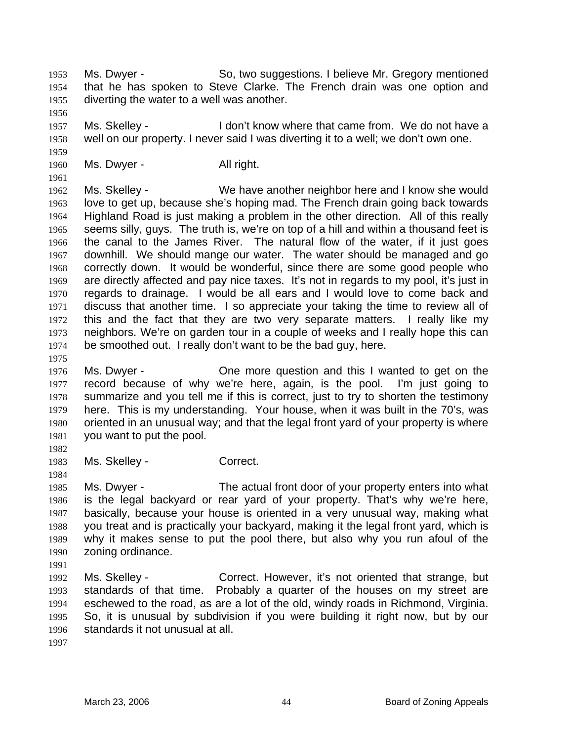Ms. Dwyer - So, two suggestions. I believe Mr. Gregory mentioned that he has spoken to Steve Clarke. The French drain was one option and diverting the water to a well was another.

Ms. Skelley - I don't know where that came from. We do not have a well on our property. I never said I was diverting it to a well; we don't own one.

Ms. Dwyer - All right.

Ms. Skelley - We have another neighbor here and I know she would love to get up, because she's hoping mad. The French drain going back towards Highland Road is just making a problem in the other direction. All of this really seems silly, guys. The truth is, we're on top of a hill and within a thousand feet is the canal to the James River. The natural flow of the water, if it just goes downhill. We should mange our water. The water should be managed and go correctly down. It would be wonderful, since there are some good people who are directly affected and pay nice taxes. It's not in regards to my pool, it's just in regards to drainage. I would be all ears and I would love to come back and discuss that another time. I so appreciate your taking the time to review all of this and the fact that they are two very separate matters. I really like my neighbors. We're on garden tour in a couple of weeks and I really hope this can be smoothed out. I really don't want to be the bad guy, here.

Ms. Dwyer - One more question and this I wanted to get on the record because of why we're here, again, is the pool. I'm just going to summarize and you tell me if this is correct, just to try to shorten the testimony here. This is my understanding. Your house, when it was built in the 70's, was oriented in an unusual way; and that the legal front yard of your property is where you want to put the pool.

Ms. Skelley - Correct.

Ms. Dwyer - The actual front door of your property enters into what is the legal backyard or rear yard of your property. That's why we're here, basically, because your house is oriented in a very unusual way, making what you treat and is practically your backyard, making it the legal front yard, which is why it makes sense to put the pool there, but also why you run afoul of the zoning ordinance.

Ms. Skelley - Correct. However, it's not oriented that strange, but standards of that time. Probably a quarter of the houses on my street are eschewed to the road, as are a lot of the old, windy roads in Richmond, Virginia. So, it is unusual by subdivision if you were building it right now, but by our standards it not unusual at all.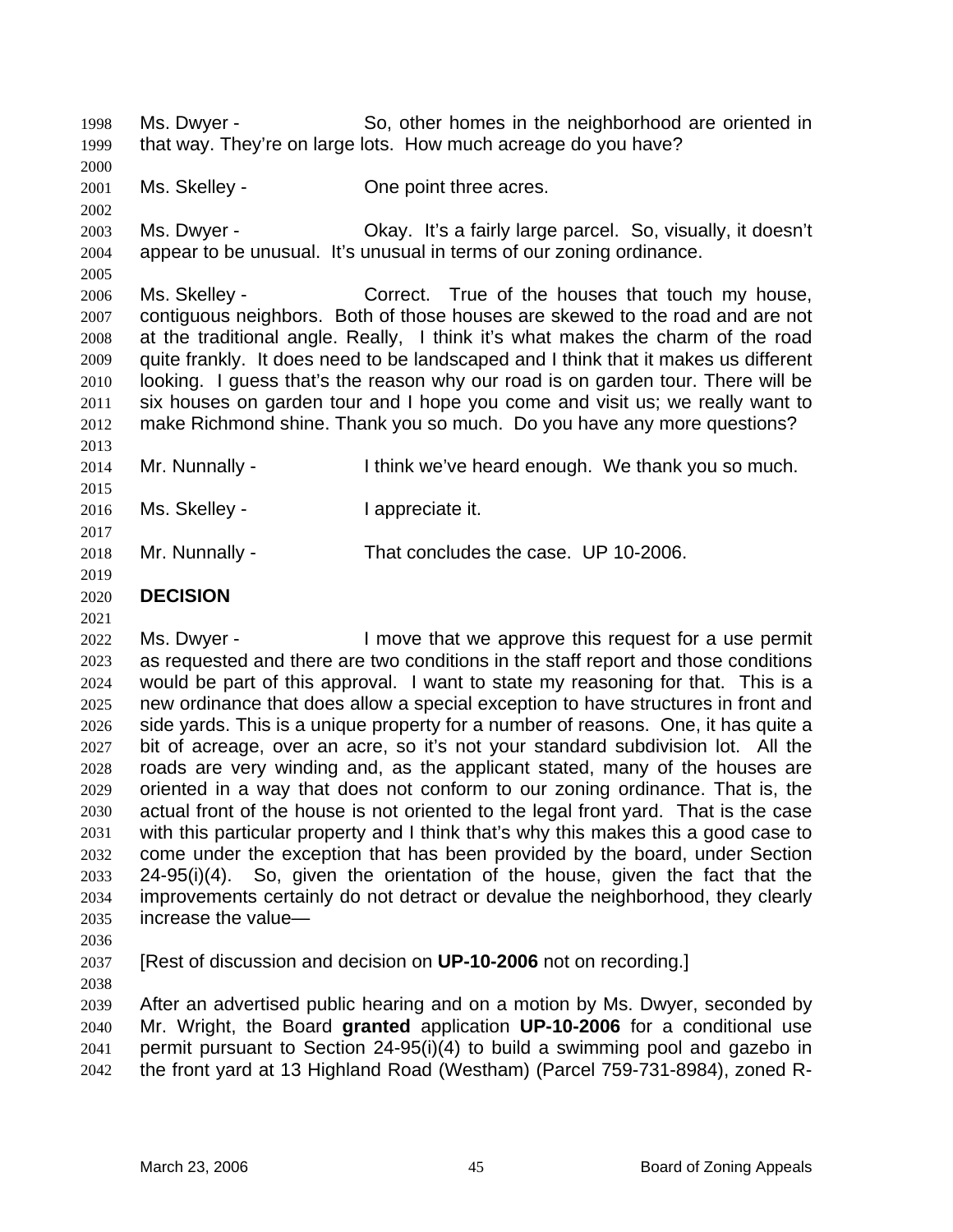Ms. Dwyer - So, other homes in the neighborhood are oriented in that way. They're on large lots. How much acreage do you have?

Ms. Skelley - One point three acres.

Ms. Dwyer - Okay. It's a fairly large parcel. So, visually, it doesn't appear to be unusual. It's unusual in terms of our zoning ordinance.

Ms. Skelley - Correct. True of the houses that touch my house, contiguous neighbors. Both of those houses are skewed to the road and are not at the traditional angle. Really, I think it's what makes the charm of the road quite frankly. It does need to be landscaped and I think that it makes us different looking. I guess that's the reason why our road is on garden tour. There will be six houses on garden tour and I hope you come and visit us; we really want to make Richmond shine. Thank you so much. Do you have any more questions?

Mr. Nunnally - I think we've heard enough. We thank you so much.

Ms. Skelley - I appreciate it.

Mr. Nunnally - That concludes the case. UP 10-2006.

**DECISION**

Ms. Dwyer - I move that we approve this request for a use permit as requested and there are two conditions in the staff report and those conditions would be part of this approval. I want to state my reasoning for that. This is a new ordinance that does allow a special exception to have structures in front and side yards. This is a unique property for a number of reasons. One, it has quite a bit of acreage, over an acre, so it's not your standard subdivision lot. All the roads are very winding and, as the applicant stated, many of the houses are oriented in a way that does not conform to our zoning ordinance. That is, the actual front of the house is not oriented to the legal front yard. That is the case with this particular property and I think that's why this makes this a good case to come under the exception that has been provided by the board, under Section 24-95(i)(4). So, given the orientation of the house, given the fact that the improvements certainly do not detract or devalue the neighborhood, they clearly increase the value—

[Rest of discussion and decision on **UP-10-2006** not on recording.]

After an advertised public hearing and on a motion by Ms. Dwyer, seconded by Mr. Wright, the Board **granted** application **UP-10-2006** for a conditional use permit pursuant to Section 24-95(i)(4) to build a swimming pool and gazebo in the front yard at 13 Highland Road (Westham) (Parcel 759-731-8984), zoned R-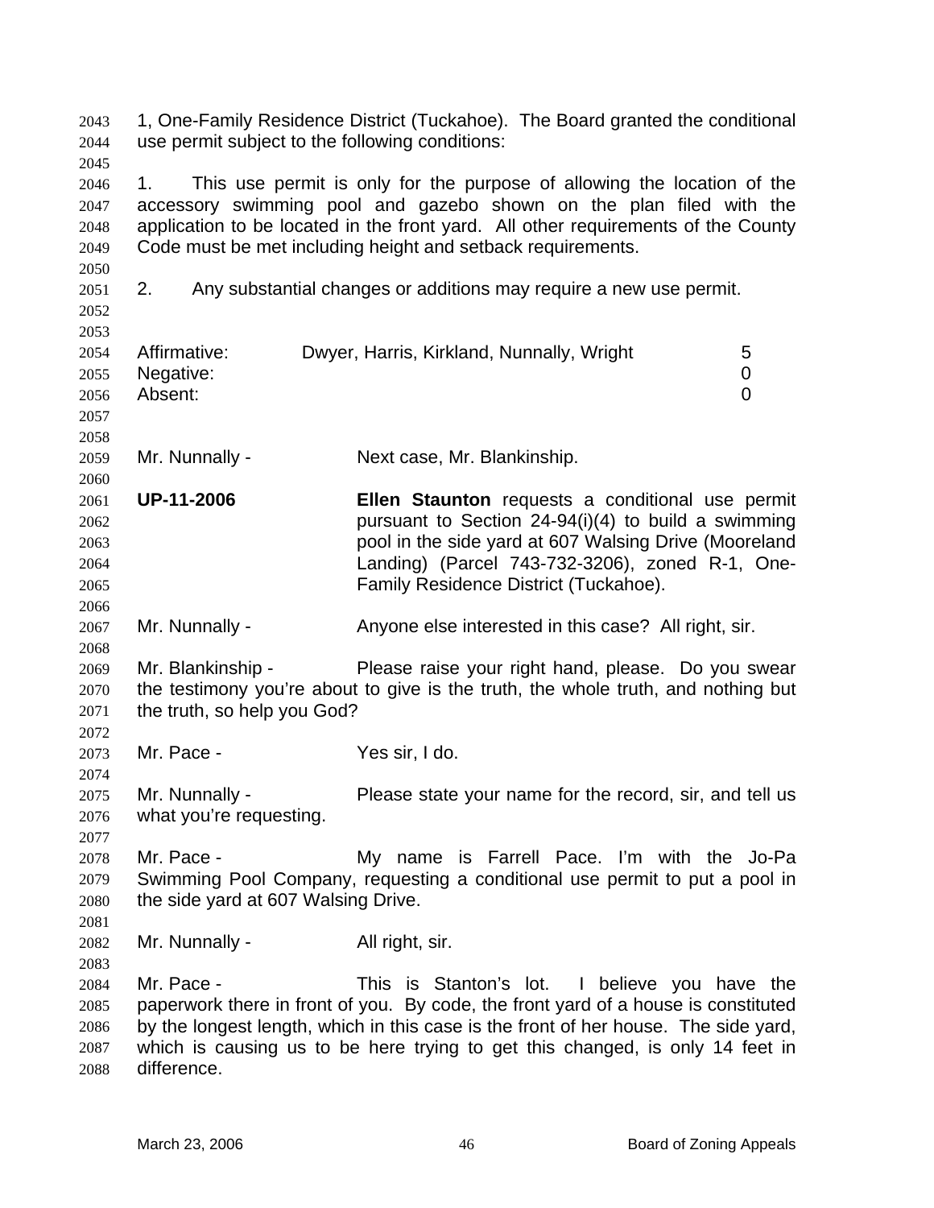1, One-Family Residence District (Tuckahoe). The Board granted the conditional use permit subject to the following conditions:

1. This use permit is only for the purpose of allowing the location of the accessory swimming pool and gazebo shown on the plan filed with the application to be located in the front yard. All other requirements of the County Code must be met including height and setback requirements.

2. Any substantial changes or additions may require a new use permit.

| | | |
|---|---|---|
| Affirmative: | Dwyer, Harris, Kirkland, Nunnally, Wright | 5 |
| Negative: | | 0 |
| Absent: | | 0 |

Mr. Nunnally - Next case, Mr. Blankinship.

**UP-11-2006** **Ellen Staunton** requests a conditional use permit pursuant to Section 24-94(i)(4) to build a swimming pool in the side yard at 607 Walsing Drive (Mooreland Landing) (Parcel 743-732-3206), zoned R-1, One-Family Residence District (Tuckahoe).

Mr. Nunnally - Anyone else interested in this case? All right, sir.

Mr. Blankinship - Please raise your right hand, please. Do you swear the testimony you're about to give is the truth, the whole truth, and nothing but the truth, so help you God?

Mr. Pace - Yes sir, I do.

Mr. Nunnally - Please state your name for the record, sir, and tell us what you're requesting.

Mr. Pace - My name is Farrell Pace. I'm with the Jo-Pa Swimming Pool Company, requesting a conditional use permit to put a pool in the side yard at 607 Walsing Drive.

Mr. Nunnally - All right, sir.

Mr. Pace - This is Stanton's lot. I believe you have the paperwork there in front of you. By code, the front yard of a house is constituted by the longest length, which in this case is the front of her house. The side yard, which is causing us to be here trying to get this changed, is only 14 feet in difference.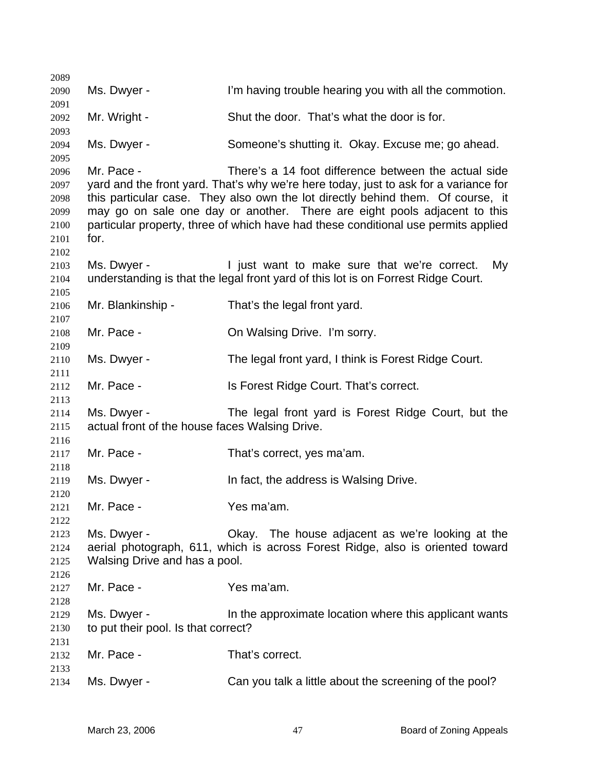2089

2090 Ms. Dwyer - I'm having trouble hearing you with all the commotion.

2091

2092 Mr. Wright - Shut the door. That's what the door is for.

2093

2094 Ms. Dwyer - Someone's shutting it. Okay. Excuse me; go ahead.

2095

2096 Mr. Pace - There's a 14 foot difference between the actual side
2097 yard and the front yard. That's why we're here today, just to ask for a variance for
2098 this particular case. They also own the lot directly behind them. Of course, it
2099 may go on sale one day or another. There are eight pools adjacent to this
2100 particular property, three of which have had these conditional use permits applied
2101 for.

2102

2103 Ms. Dwyer - I just want to make sure that we're correct. My
2104 understanding is that the legal front yard of this lot is on Forrest Ridge Court.

2105

2106 Mr. Blankinship - That's the legal front yard.

2107

2108 Mr. Pace - On Walsing Drive. I'm sorry.

2109

2110 Ms. Dwyer - The legal front yard, I think is Forest Ridge Court.

2111

2112 Mr. Pace - Is Forest Ridge Court. That's correct.

2113

2114 Ms. Dwyer - The legal front yard is Forest Ridge Court, but the
2115 actual front of the house faces Walsing Drive.

2116

2117 Mr. Pace - That's correct, yes ma'am.

2118

2119 Ms. Dwyer - In fact, the address is Walsing Drive.

2120

2121 Mr. Pace - Yes ma'am.

2122

2123 Ms. Dwyer - Okay. The house adjacent as we're looking at the
2124 aerial photograph, 611, which is across Forest Ridge, also is oriented toward
2125 Walsing Drive and has a pool.

2126

2127 Mr. Pace - Yes ma'am.

2128

2129 Ms. Dwyer - In the approximate location where this applicant wants
2130 to put their pool. Is that correct?

2131

2132 Mr. Pace - That's correct.

2133

2134 Ms. Dwyer - Can you talk a little about the screening of the pool?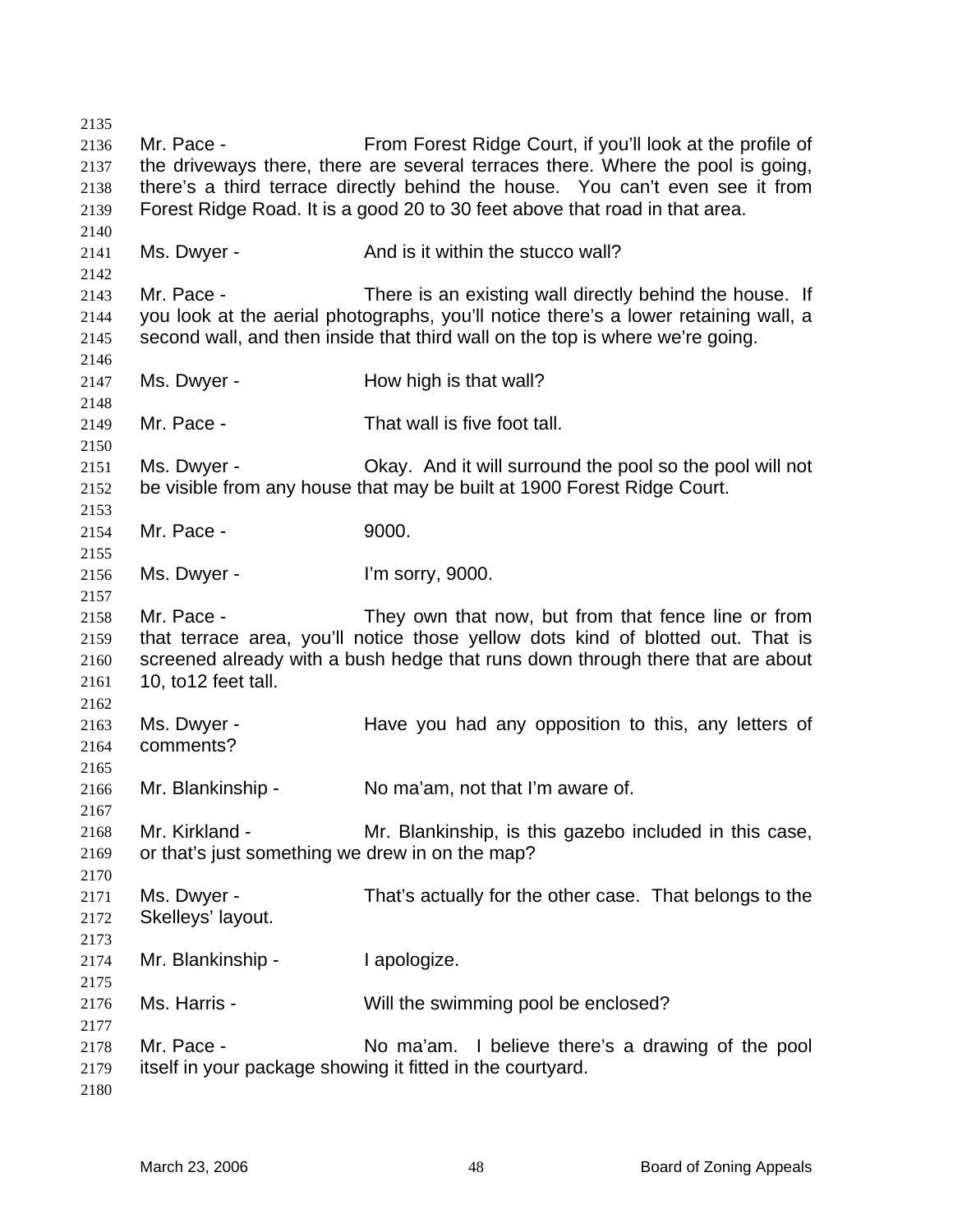Mr. Pace - From Forest Ridge Court, if you'll look at the profile of the driveways there, there are several terraces there. Where the pool is going, there's a third terrace directly behind the house. You can't even see it from Forest Ridge Road. It is a good 20 to 30 feet above that road in that area.

Ms. Dwyer - And is it within the stucco wall?

Mr. Pace - There is an existing wall directly behind the house. If you look at the aerial photographs, you'll notice there's a lower retaining wall, a second wall, and then inside that third wall on the top is where we're going.

Ms. Dwyer - How high is that wall?

Mr. Pace - That wall is five foot tall.

Ms. Dwyer - Okay. And it will surround the pool so the pool will not be visible from any house that may be built at 1900 Forest Ridge Court.

Mr. Pace - 9000.

Ms. Dwyer - I'm sorry, 9000.

Mr. Pace - They own that now, but from that fence line or from that terrace area, you'll notice those yellow dots kind of blotted out. That is screened already with a bush hedge that runs down through there that are about 10, to12 feet tall.

Ms. Dwyer - Have you had any opposition to this, any letters of comments?

Mr. Blankinship - No ma'am, not that I'm aware of.

Mr. Kirkland - Mr. Blankinship, is this gazebo included in this case, or that's just something we drew in on the map?

Ms. Dwyer - That's actually for the other case. That belongs to the Skelleys' layout.

Mr. Blankinship - I apologize.

Ms. Harris - Will the swimming pool be enclosed?

Mr. Pace - No ma'am. I believe there's a drawing of the pool itself in your package showing it fitted in the courtyard.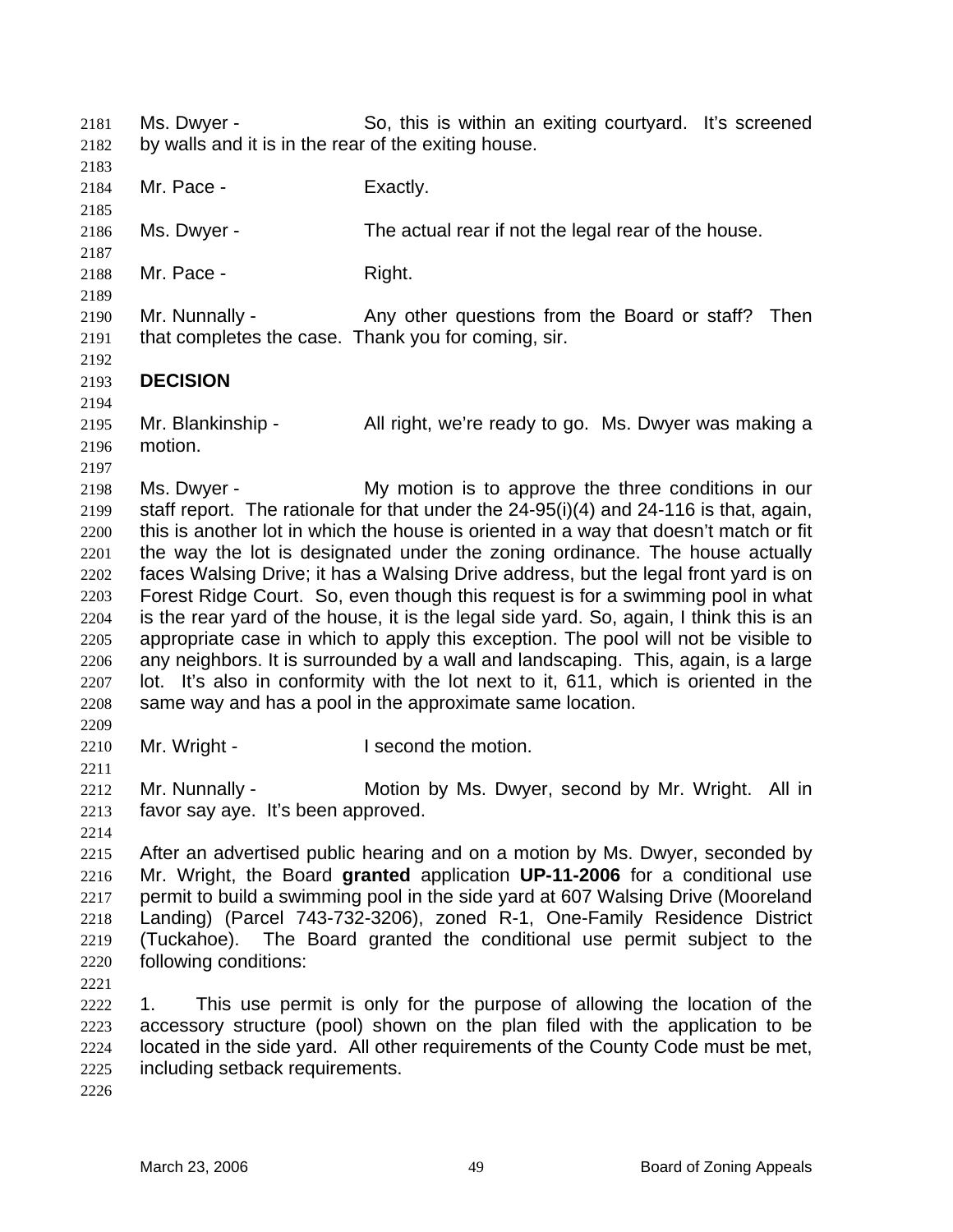Ms. Dwyer - So, this is within an exiting courtyard. It's screened by walls and it is in the rear of the exiting house.

Mr. Pace - Exactly.

Ms. Dwyer - The actual rear if not the legal rear of the house.

Mr. Pace - Right.

Mr. Nunnally - Any other questions from the Board or staff? Then that completes the case. Thank you for coming, sir.

**DECISION**

Mr. Blankinship - All right, we're ready to go. Ms. Dwyer was making a motion.

Ms. Dwyer - My motion is to approve the three conditions in our staff report. The rationale for that under the 24-95(i)(4) and 24-116 is that, again, this is another lot in which the house is oriented in a way that doesn't match or fit the way the lot is designated under the zoning ordinance. The house actually faces Walsing Drive; it has a Walsing Drive address, but the legal front yard is on Forest Ridge Court. So, even though this request is for a swimming pool in what is the rear yard of the house, it is the legal side yard. So, again, I think this is an appropriate case in which to apply this exception. The pool will not be visible to any neighbors. It is surrounded by a wall and landscaping. This, again, is a large lot. It's also in conformity with the lot next to it, 611, which is oriented in the same way and has a pool in the approximate same location.

Mr. Wright - I second the motion.

Mr. Nunnally - Motion by Ms. Dwyer, second by Mr. Wright. All in favor say aye. It's been approved.

After an advertised public hearing and on a motion by Ms. Dwyer, seconded by Mr. Wright, the Board **granted** application **UP-11-2006** for a conditional use permit to build a swimming pool in the side yard at 607 Walsing Drive (Mooreland Landing) (Parcel 743-732-3206), zoned R-1, One-Family Residence District (Tuckahoe). The Board granted the conditional use permit subject to the following conditions:

1. This use permit is only for the purpose of allowing the location of the accessory structure (pool) shown on the plan filed with the application to be located in the side yard. All other requirements of the County Code must be met, including setback requirements.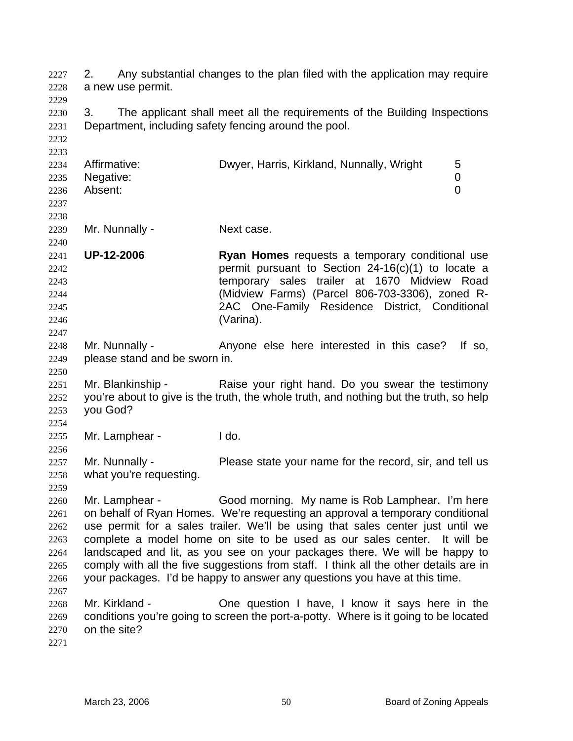2. Any substantial changes to the plan filed with the application may require a new use permit.

3. The applicant shall meet all the requirements of the Building Inspections Department, including safety fencing around the pool.

| | | |
|---|---|---|
| Affirmative: | Dwyer, Harris, Kirkland, Nunnally, Wright | 5 |
| Negative: | | 0 |
| Absent: | | 0 |

Mr. Nunnally - Next case.

**UP-12-2006** **Ryan Homes** requests a temporary conditional use permit pursuant to Section 24-16(c)(1) to locate a temporary sales trailer at 1670 Midview Road (Midview Farms) (Parcel 806-703-3306), zoned R-2AC One-Family Residence District, Conditional (Varina).

Mr. Nunnally - Anyone else here interested in this case? If so, please stand and be sworn in.

Mr. Blankinship - Raise your right hand. Do you swear the testimony you're about to give is the truth, the whole truth, and nothing but the truth, so help you God?

Mr. Lamphear - I do.

Mr. Nunnally - Please state your name for the record, sir, and tell us what you're requesting.

Mr. Lamphear - Good morning. My name is Rob Lamphear. I'm here on behalf of Ryan Homes. We're requesting an approval a temporary conditional use permit for a sales trailer. We'll be using that sales center just until we complete a model home on site to be used as our sales center. It will be landscaped and lit, as you see on your packages there. We will be happy to comply with all the five suggestions from staff. I think all the other details are in your packages. I'd be happy to answer any questions you have at this time.

Mr. Kirkland - One question I have, I know it says here in the conditions you're going to screen the port-a-potty. Where is it going to be located on the site?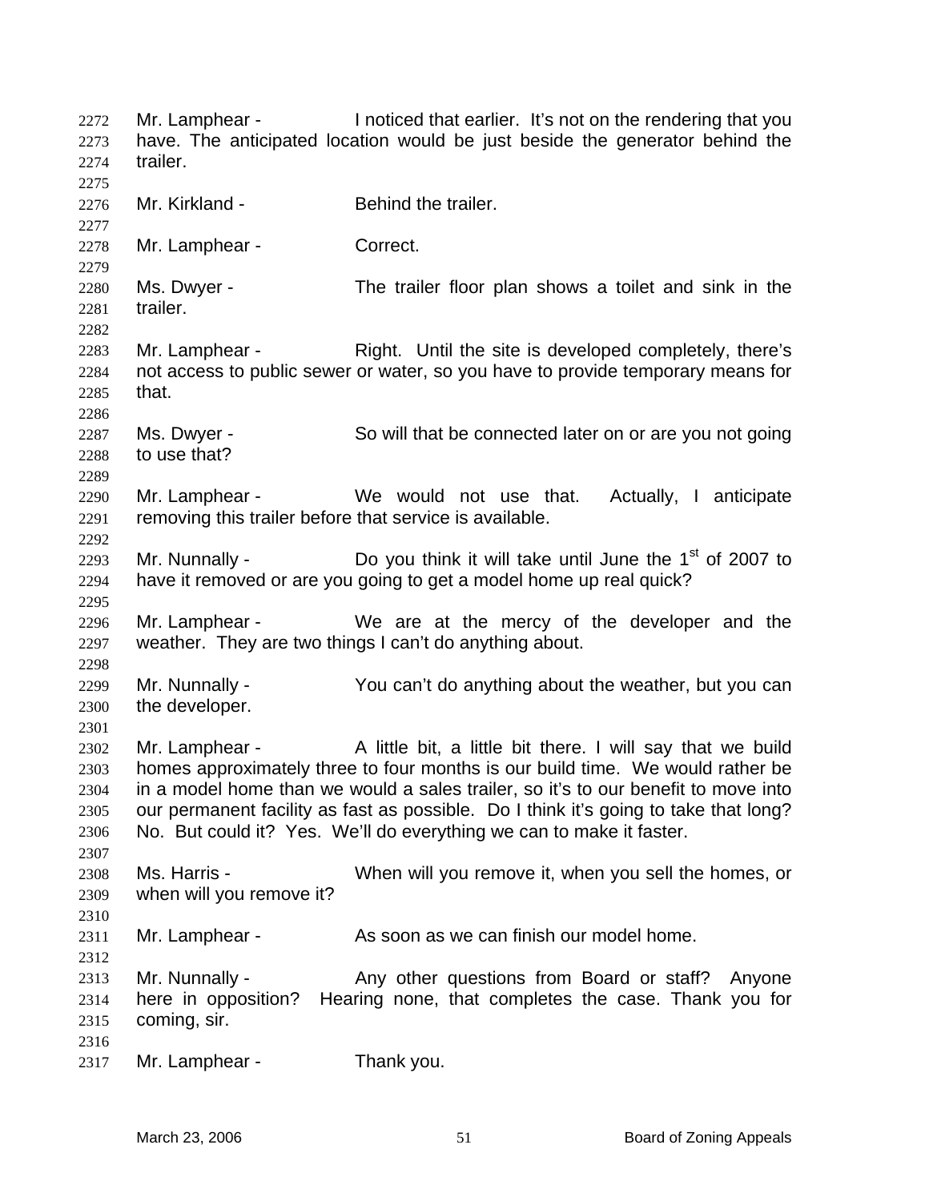Mr. Lamphear - I noticed that earlier. It's not on the rendering that you have. The anticipated location would be just beside the generator behind the trailer.

Mr. Kirkland - Behind the trailer.

Mr. Lamphear - Correct.

Ms. Dwyer - The trailer floor plan shows a toilet and sink in the trailer.

Mr. Lamphear - Right. Until the site is developed completely, there's not access to public sewer or water, so you have to provide temporary means for that.

Ms. Dwyer - So will that be connected later on or are you not going to use that?

Mr. Lamphear - We would not use that. Actually, I anticipate removing this trailer before that service is available.

Mr. Nunnally - Do you think it will take until June the 1st of 2007 to have it removed or are you going to get a model home up real quick?

Mr. Lamphear - We are at the mercy of the developer and the weather. They are two things I can't do anything about.

Mr. Nunnally - You can't do anything about the weather, but you can the developer.

Mr. Lamphear - A little bit, a little bit there. I will say that we build homes approximately three to four months is our build time. We would rather be in a model home than we would a sales trailer, so it's to our benefit to move into our permanent facility as fast as possible. Do I think it's going to take that long? No. But could it? Yes. We'll do everything we can to make it faster.

Ms. Harris - When will you remove it, when you sell the homes, or when will you remove it?

Mr. Lamphear - As soon as we can finish our model home.

Mr. Nunnally - Any other questions from Board or staff? Anyone here in opposition? Hearing none, that completes the case. Thank you for coming, sir.

Mr. Lamphear - Thank you.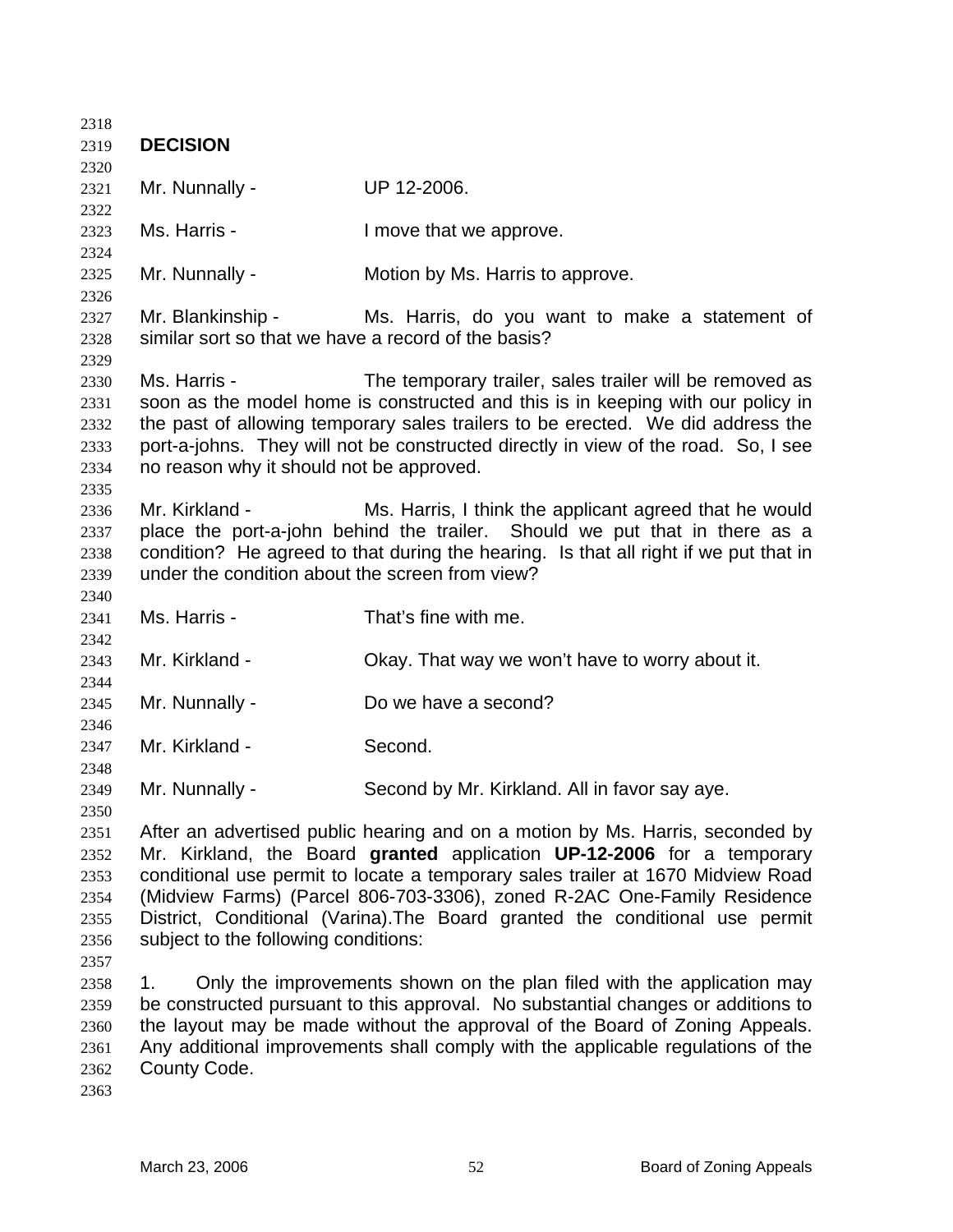**DECISION**

Mr. Nunnally - UP 12-2006.

Ms. Harris - I move that we approve.

Mr. Nunnally - Motion by Ms. Harris to approve.

Mr. Blankinship - Ms. Harris, do you want to make a statement of similar sort so that we have a record of the basis?

Ms. Harris - The temporary trailer, sales trailer will be removed as soon as the model home is constructed and this is in keeping with our policy in the past of allowing temporary sales trailers to be erected. We did address the port-a-johns. They will not be constructed directly in view of the road. So, I see no reason why it should not be approved.

Mr. Kirkland - Ms. Harris, I think the applicant agreed that he would place the port-a-john behind the trailer. Should we put that in there as a condition? He agreed to that during the hearing. Is that all right if we put that in under the condition about the screen from view?

Ms. Harris - That's fine with me.

Mr. Kirkland - Okay. That way we won't have to worry about it.

Mr. Nunnally - Do we have a second?

Mr. Kirkland - Second.

Mr. Nunnally - Second by Mr. Kirkland. All in favor say aye.

After an advertised public hearing and on a motion by Ms. Harris, seconded by Mr. Kirkland, the Board **granted** application **UP-12-2006** for a temporary conditional use permit to locate a temporary sales trailer at 1670 Midview Road (Midview Farms) (Parcel 806-703-3306), zoned R-2AC One-Family Residence District, Conditional (Varina).The Board granted the conditional use permit subject to the following conditions:

1. Only the improvements shown on the plan filed with the application may be constructed pursuant to this approval. No substantial changes or additions to the layout may be made without the approval of the Board of Zoning Appeals. Any additional improvements shall comply with the applicable regulations of the County Code.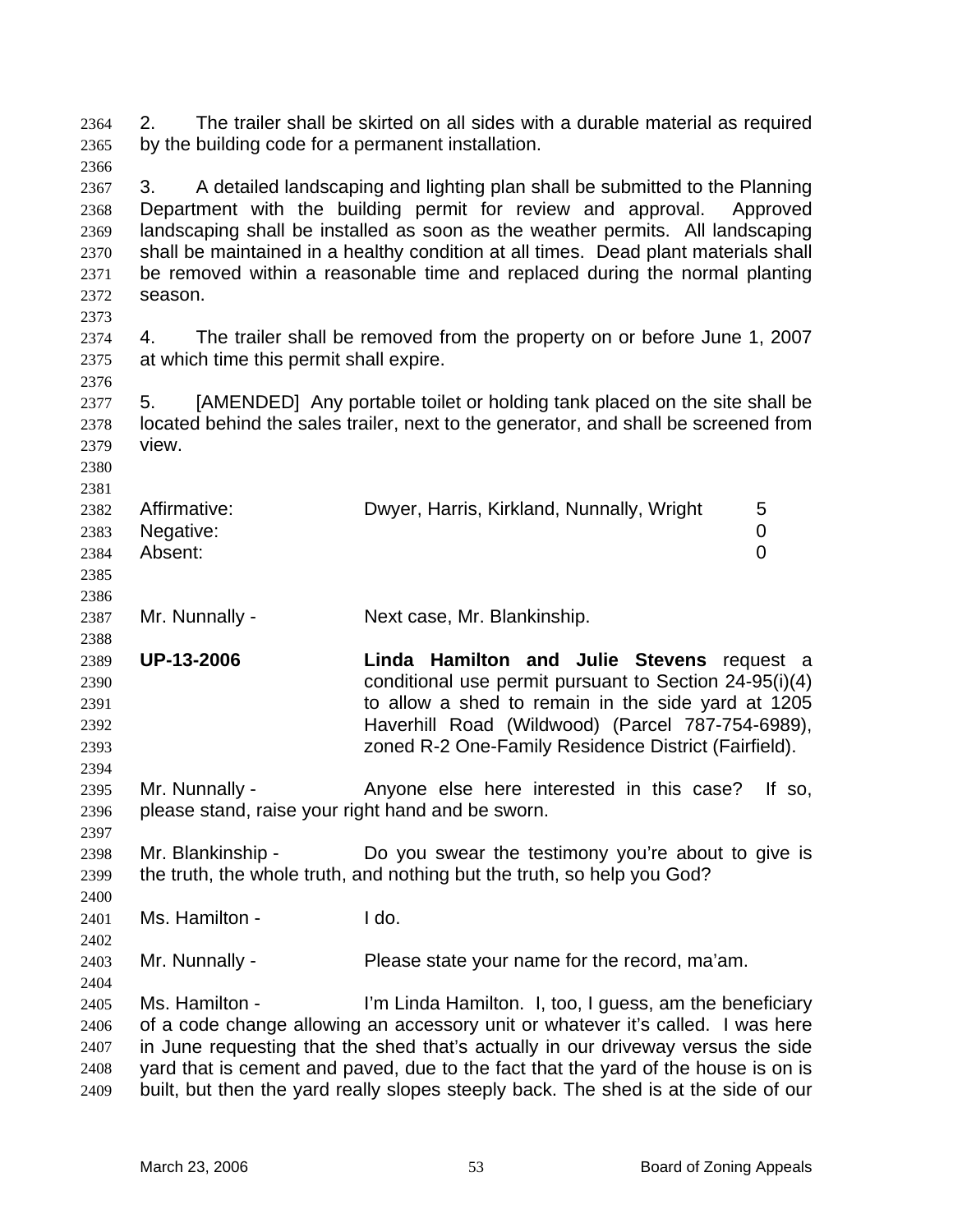2. The trailer shall be skirted on all sides with a durable material as required by the building code for a permanent installation.

3. A detailed landscaping and lighting plan shall be submitted to the Planning Department with the building permit for review and approval. Approved landscaping shall be installed as soon as the weather permits. All landscaping shall be maintained in a healthy condition at all times. Dead plant materials shall be removed within a reasonable time and replaced during the normal planting season.

4. The trailer shall be removed from the property on or before June 1, 2007 at which time this permit shall expire.

5. [AMENDED] Any portable toilet or holding tank placed on the site shall be located behind the sales trailer, next to the generator, and shall be screened from view.

| | | |
|---|---|---|
| Affirmative: | Dwyer, Harris, Kirkland, Nunnally, Wright | 5 |
| Negative: | | 0 |
| Absent: | | 0 |

Mr. Nunnally - Next case, Mr. Blankinship.

**UP-13-2006** **Linda Hamilton and Julie Stevens** request a conditional use permit pursuant to Section 24-95(i)(4) to allow a shed to remain in the side yard at 1205 Haverhill Road (Wildwood) (Parcel 787-754-6989), zoned R-2 One-Family Residence District (Fairfield).

Mr. Nunnally - Anyone else here interested in this case? If so, please stand, raise your right hand and be sworn.

Mr. Blankinship - Do you swear the testimony you're about to give is the truth, the whole truth, and nothing but the truth, so help you God?

Ms. Hamilton - I do.

Mr. Nunnally - Please state your name for the record, ma'am.

Ms. Hamilton - I'm Linda Hamilton. I, too, I guess, am the beneficiary of a code change allowing an accessory unit or whatever it's called. I was here in June requesting that the shed that's actually in our driveway versus the side yard that is cement and paved, due to the fact that the yard of the house is on is built, but then the yard really slopes steeply back. The shed is at the side of our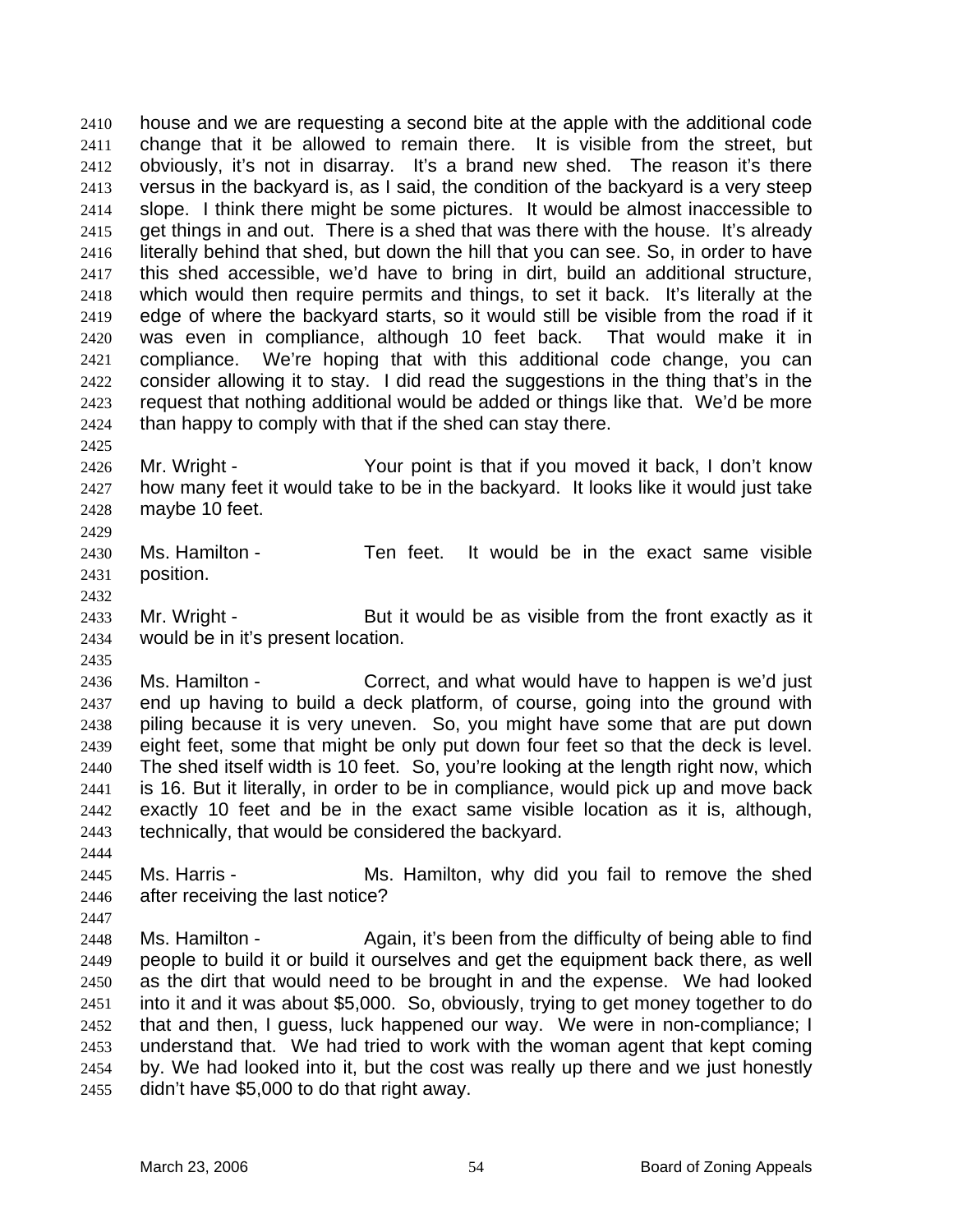house and we are requesting a second bite at the apple with the additional code change that it be allowed to remain there. It is visible from the street, but obviously, it's not in disarray. It's a brand new shed. The reason it's there versus in the backyard is, as I said, the condition of the backyard is a very steep slope. I think there might be some pictures. It would be almost inaccessible to get things in and out. There is a shed that was there with the house. It's already literally behind that shed, but down the hill that you can see. So, in order to have this shed accessible, we'd have to bring in dirt, build an additional structure, which would then require permits and things, to set it back. It's literally at the edge of where the backyard starts, so it would still be visible from the road if it was even in compliance, although 10 feet back. That would make it in compliance. We're hoping that with this additional code change, you can consider allowing it to stay. I did read the suggestions in the thing that's in the request that nothing additional would be added or things like that. We'd be more than happy to comply with that if the shed can stay there.

Mr. Wright - Your point is that if you moved it back, I don't know how many feet it would take to be in the backyard. It looks like it would just take maybe 10 feet.

Ms. Hamilton - Ten feet. It would be in the exact same visible position.

Mr. Wright - But it would be as visible from the front exactly as it would be in it's present location.

Ms. Hamilton - Correct, and what would have to happen is we'd just end up having to build a deck platform, of course, going into the ground with piling because it is very uneven. So, you might have some that are put down eight feet, some that might be only put down four feet so that the deck is level. The shed itself width is 10 feet. So, you're looking at the length right now, which is 16. But it literally, in order to be in compliance, would pick up and move back exactly 10 feet and be in the exact same visible location as it is, although, technically, that would be considered the backyard.

Ms. Harris - Ms. Hamilton, why did you fail to remove the shed after receiving the last notice?

Ms. Hamilton - Again, it's been from the difficulty of being able to find people to build it or build it ourselves and get the equipment back there, as well as the dirt that would need to be brought in and the expense. We had looked into it and it was about $5,000. So, obviously, trying to get money together to do that and then, I guess, luck happened our way. We were in non-compliance; I understand that. We had tried to work with the woman agent that kept coming by. We had looked into it, but the cost was really up there and we just honestly didn't have $5,000 to do that right away.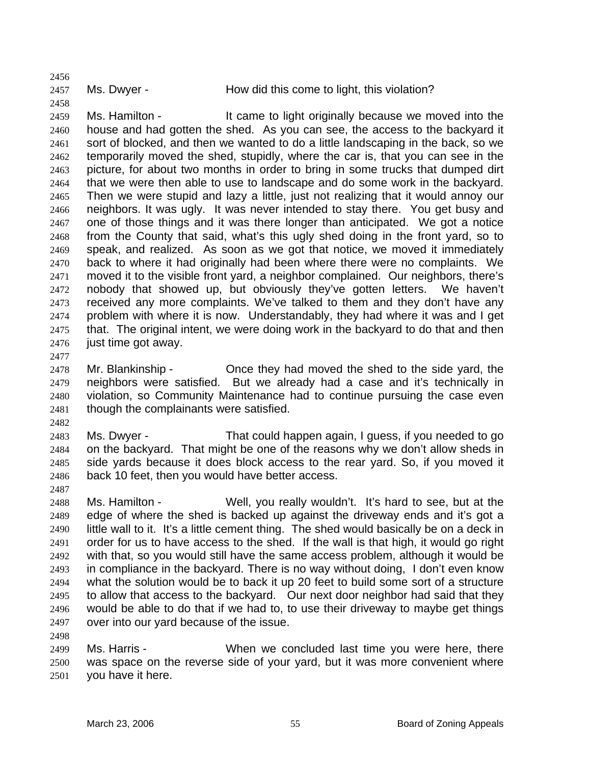Ms. Dwyer - How did this come to light, this violation?

Ms. Hamilton - It came to light originally because we moved into the house and had gotten the shed. As you can see, the access to the backyard it sort of blocked, and then we wanted to do a little landscaping in the back, so we temporarily moved the shed, stupidly, where the car is, that you can see in the picture, for about two months in order to bring in some trucks that dumped dirt that we were then able to use to landscape and do some work in the backyard. Then we were stupid and lazy a little, just not realizing that it would annoy our neighbors. It was ugly. It was never intended to stay there. You get busy and one of those things and it was there longer than anticipated. We got a notice from the County that said, what's this ugly shed doing in the front yard, so to speak, and realized. As soon as we got that notice, we moved it immediately back to where it had originally had been where there were no complaints. We moved it to the visible front yard, a neighbor complained. Our neighbors, there's nobody that showed up, but obviously they've gotten letters. We haven't received any more complaints. We've talked to them and they don't have any problem with where it is now. Understandably, they had where it was and I get that. The original intent, we were doing work in the backyard to do that and then just time got away.

Mr. Blankinship - Once they had moved the shed to the side yard, the neighbors were satisfied. But we already had a case and it's technically in violation, so Community Maintenance had to continue pursuing the case even though the complainants were satisfied.

Ms. Dwyer - That could happen again, I guess, if you needed to go on the backyard. That might be one of the reasons why we don't allow sheds in side yards because it does block access to the rear yard. So, if you moved it back 10 feet, then you would have better access.

Ms. Hamilton - Well, you really wouldn't. It's hard to see, but at the edge of where the shed is backed up against the driveway ends and it's got a little wall to it. It's a little cement thing. The shed would basically be on a deck in order for us to have access to the shed. If the wall is that high, it would go right with that, so you would still have the same access problem, although it would be in compliance in the backyard. There is no way without doing, I don't even know what the solution would be to back it up 20 feet to build some sort of a structure to allow that access to the backyard. Our next door neighbor had said that they would be able to do that if we had to, to use their driveway to maybe get things over into our yard because of the issue.

Ms. Harris - When we concluded last time you were here, there was space on the reverse side of your yard, but it was more convenient where you have it here.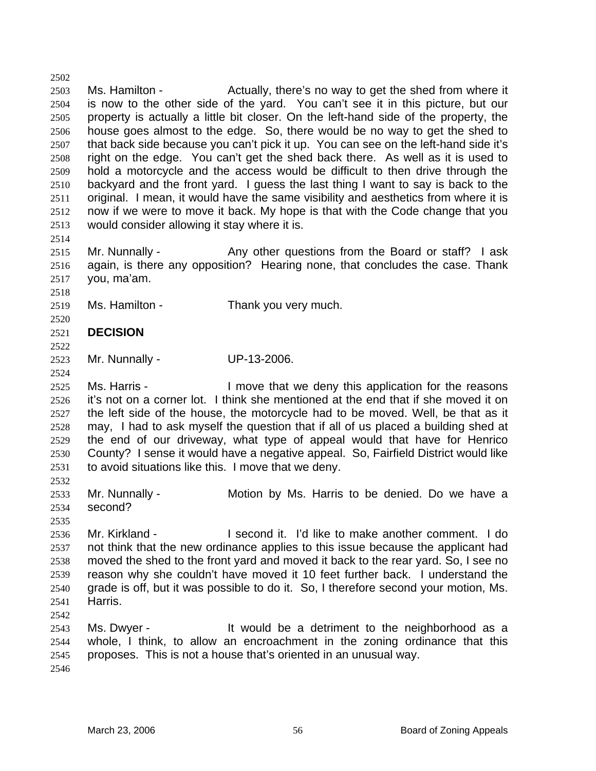Ms. Hamilton - Actually, there's no way to get the shed from where it is now to the other side of the yard. You can't see it in this picture, but our property is actually a little bit closer. On the left-hand side of the property, the house goes almost to the edge. So, there would be no way to get the shed to that back side because you can't pick it up. You can see on the left-hand side it's right on the edge. You can't get the shed back there. As well as it is used to hold a motorcycle and the access would be difficult to then drive through the backyard and the front yard. I guess the last thing I want to say is back to the original. I mean, it would have the same visibility and aesthetics from where it is now if we were to move it back. My hope is that with the Code change that you would consider allowing it stay where it is.

Mr. Nunnally - Any other questions from the Board or staff? I ask again, is there any opposition? Hearing none, that concludes the case. Thank you, ma'am.

Ms. Hamilton - Thank you very much.

**DECISION**

Mr. Nunnally - UP-13-2006.

Ms. Harris - I move that we deny this application for the reasons it's not on a corner lot. I think she mentioned at the end that if she moved it on the left side of the house, the motorcycle had to be moved. Well, be that as it may, I had to ask myself the question that if all of us placed a building shed at the end of our driveway, what type of appeal would that have for Henrico County? I sense it would have a negative appeal. So, Fairfield District would like to avoid situations like this. I move that we deny.

Mr. Nunnally - Motion by Ms. Harris to be denied. Do we have a second?

Mr. Kirkland - I second it. I'd like to make another comment. I do not think that the new ordinance applies to this issue because the applicant had moved the shed to the front yard and moved it back to the rear yard. So, I see no reason why she couldn't have moved it 10 feet further back. I understand the grade is off, but it was possible to do it. So, I therefore second your motion, Ms. Harris.

Ms. Dwyer - It would be a detriment to the neighborhood as a whole, I think, to allow an encroachment in the zoning ordinance that this proposes. This is not a house that's oriented in an unusual way.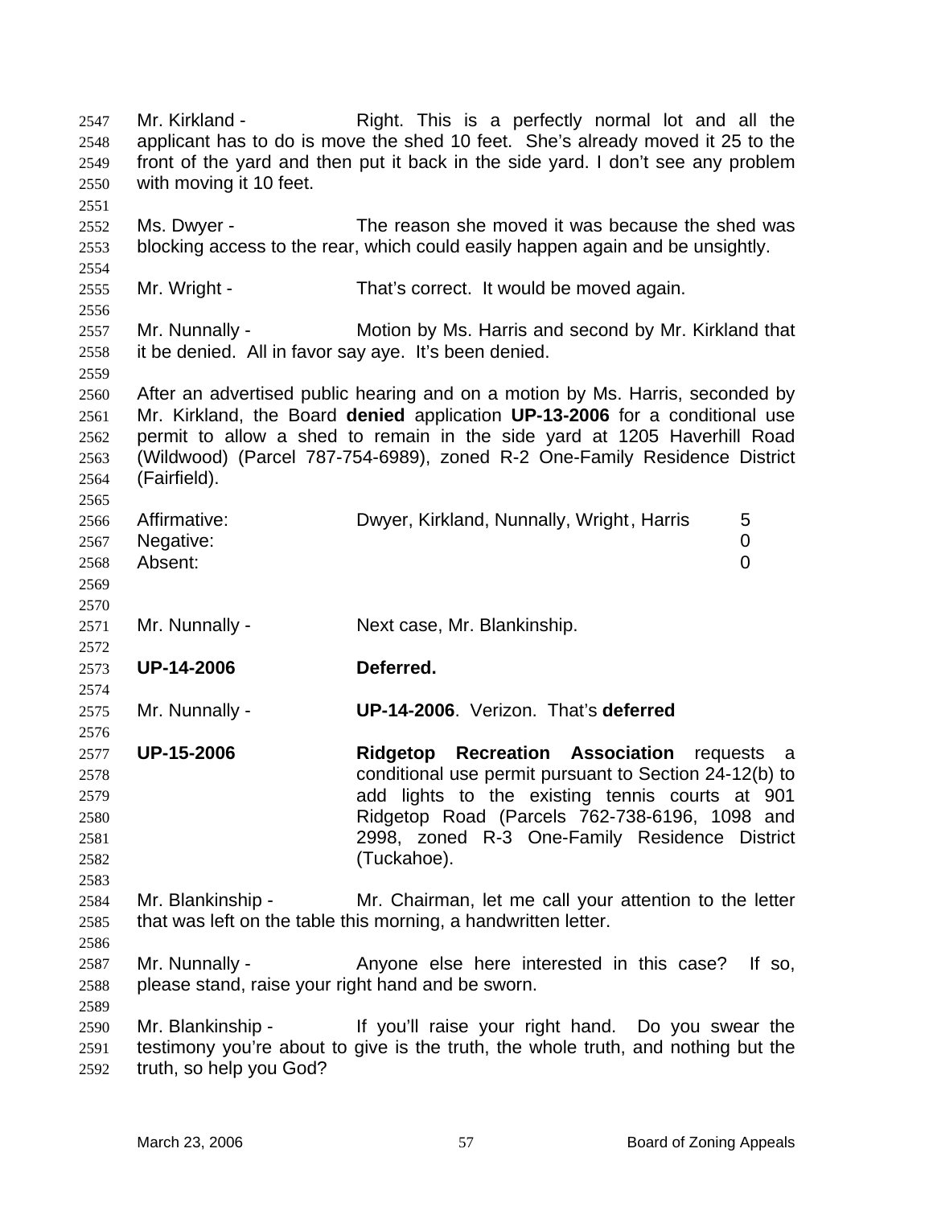Mr. Kirkland - Right. This is a perfectly normal lot and all the applicant has to do is move the shed 10 feet. She's already moved it 25 to the front of the yard and then put it back in the side yard. I don't see any problem with moving it 10 feet.

Ms. Dwyer - The reason she moved it was because the shed was blocking access to the rear, which could easily happen again and be unsightly.

Mr. Wright - That's correct. It would be moved again.

Mr. Nunnally - Motion by Ms. Harris and second by Mr. Kirkland that it be denied. All in favor say aye. It's been denied.

After an advertised public hearing and on a motion by Ms. Harris, seconded by Mr. Kirkland, the Board **denied** application **UP-13-2006** for a conditional use permit to allow a shed to remain in the side yard at 1205 Haverhill Road (Wildwood) (Parcel 787-754-6989), zoned R-2 One-Family Residence District (Fairfield).

| | | |
|---|---|---|
| Affirmative: | Dwyer, Kirkland, Nunnally, Wright, Harris | 5 |
| Negative: | | 0 |
| Absent: | | 0 |

Mr. Nunnally - Next case, Mr. Blankinship.

**UP-14-2006** **Deferred.**

Mr. Nunnally - **UP-14-2006**. Verizon. That's **deferred**

**UP-15-2006** **Ridgetop Recreation Association** requests a conditional use permit pursuant to Section 24-12(b) to add lights to the existing tennis courts at 901 Ridgetop Road (Parcels 762-738-6196, 1098 and 2998, zoned R-3 One-Family Residence District (Tuckahoe).

Mr. Blankinship - Mr. Chairman, let me call your attention to the letter that was left on the table this morning, a handwritten letter.

Mr. Nunnally - Anyone else here interested in this case? If so, please stand, raise your right hand and be sworn.

Mr. Blankinship - If you'll raise your right hand. Do you swear the testimony you're about to give is the truth, the whole truth, and nothing but the truth, so help you God?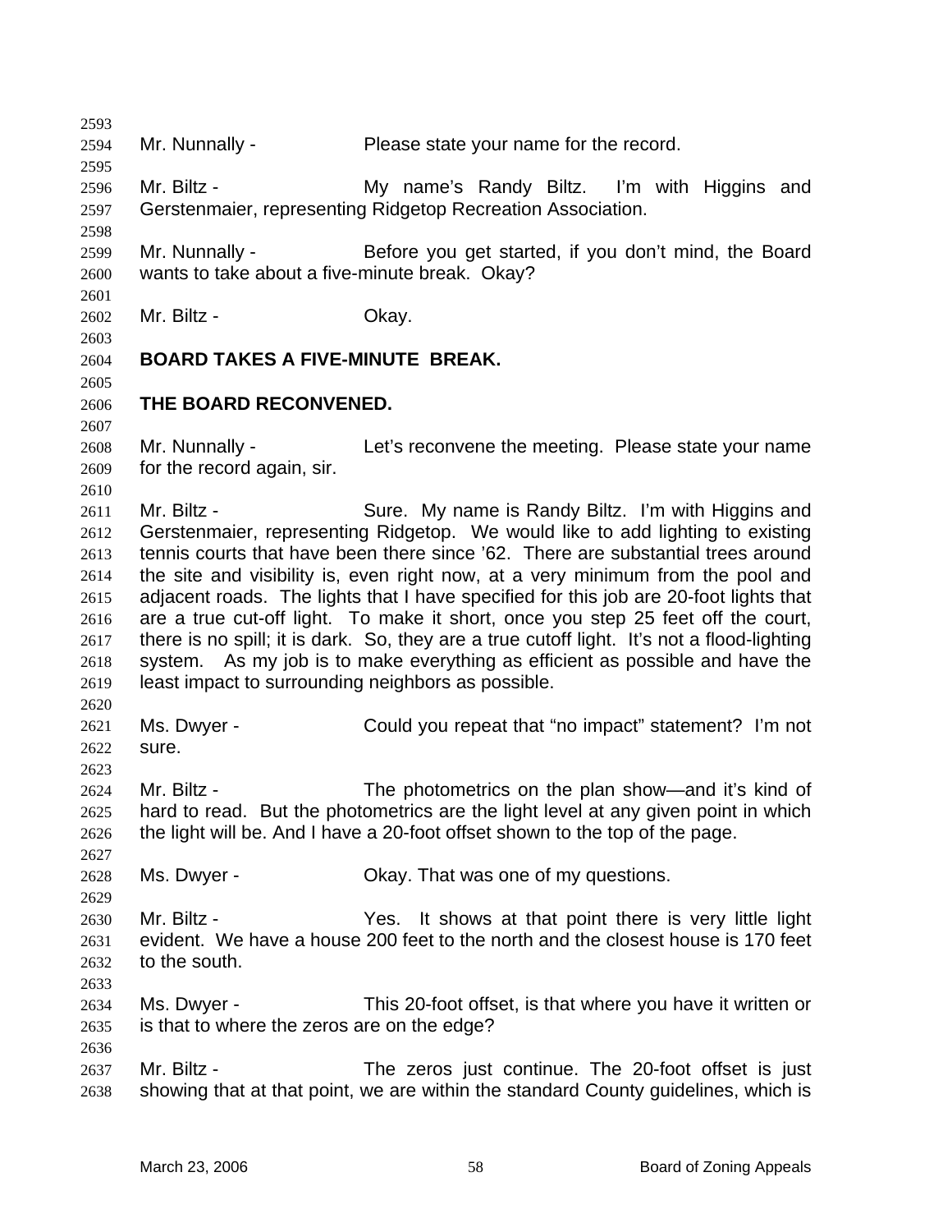Mr. Nunnally - Please state your name for the record.

Mr. Biltz - My name's Randy Biltz. I'm with Higgins and Gerstenmaier, representing Ridgetop Recreation Association.

Mr. Nunnally - Before you get started, if you don't mind, the Board wants to take about a five-minute break. Okay?

Mr. Biltz - Okay.

**BOARD TAKES A FIVE-MINUTE BREAK.**

**THE BOARD RECONVENED.**

Mr. Nunnally - Let's reconvene the meeting. Please state your name for the record again, sir.

Mr. Biltz - Sure. My name is Randy Biltz. I'm with Higgins and Gerstenmaier, representing Ridgetop. We would like to add lighting to existing tennis courts that have been there since '62. There are substantial trees around the site and visibility is, even right now, at a very minimum from the pool and adjacent roads. The lights that I have specified for this job are 20-foot lights that are a true cut-off light. To make it short, once you step 25 feet off the court, there is no spill; it is dark. So, they are a true cutoff light. It's not a flood-lighting system. As my job is to make everything as efficient as possible and have the least impact to surrounding neighbors as possible.

Ms. Dwyer - Could you repeat that "no impact" statement? I'm not sure.

Mr. Biltz - The photometrics on the plan show—and it's kind of hard to read. But the photometrics are the light level at any given point in which the light will be. And I have a 20-foot offset shown to the top of the page.

Ms. Dwyer - Okay. That was one of my questions.

Mr. Biltz - Yes. It shows at that point there is very little light evident. We have a house 200 feet to the north and the closest house is 170 feet to the south.

Ms. Dwyer - This 20-foot offset, is that where you have it written or is that to where the zeros are on the edge?

Mr. Biltz - The zeros just continue. The 20-foot offset is just showing that at that point, we are within the standard County guidelines, which is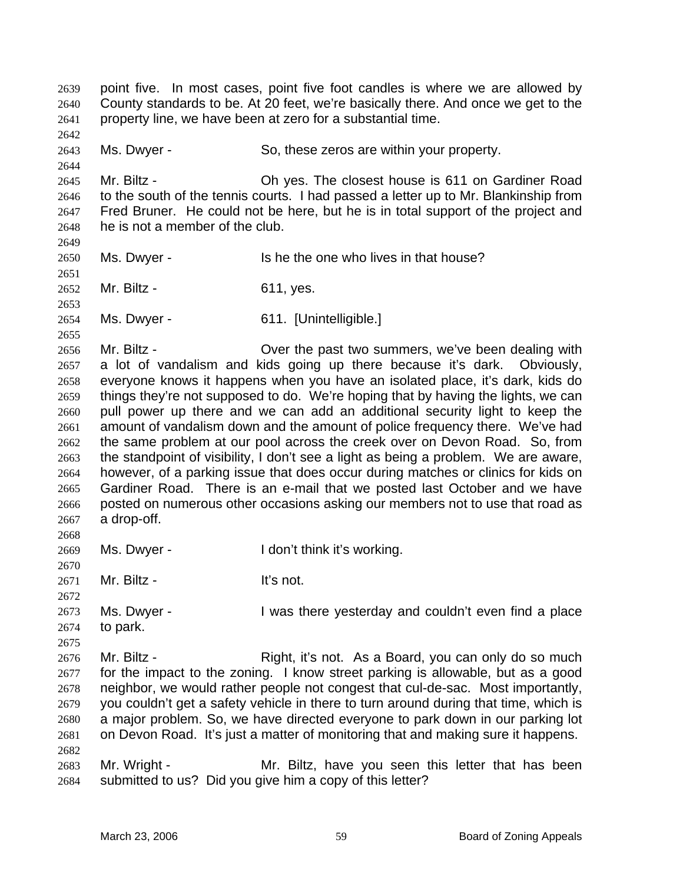point five. In most cases, point five foot candles is where we are allowed by County standards to be. At 20 feet, we're basically there. And once we get to the property line, we have been at zero for a substantial time.

Ms. Dwyer - So, these zeros are within your property.

Mr. Biltz - Oh yes. The closest house is 611 on Gardiner Road to the south of the tennis courts. I had passed a letter up to Mr. Blankinship from Fred Bruner. He could not be here, but he is in total support of the project and he is not a member of the club.

Ms. Dwyer - Is he the one who lives in that house?

Mr. Biltz - 611, yes.

Ms. Dwyer - 611. [Unintelligible.]

Mr. Biltz - Over the past two summers, we've been dealing with a lot of vandalism and kids going up there because it's dark. Obviously, everyone knows it happens when you have an isolated place, it's dark, kids do things they're not supposed to do. We're hoping that by having the lights, we can pull power up there and we can add an additional security light to keep the amount of vandalism down and the amount of police frequency there. We've had the same problem at our pool across the creek over on Devon Road. So, from the standpoint of visibility, I don't see a light as being a problem. We are aware, however, of a parking issue that does occur during matches or clinics for kids on Gardiner Road. There is an e-mail that we posted last October and we have posted on numerous other occasions asking our members not to use that road as a drop-off.

Ms. Dwyer - I don't think it's working.

Mr. Biltz - It's not.

Ms. Dwyer - I was there yesterday and couldn't even find a place to park.

Mr. Biltz - Right, it's not. As a Board, you can only do so much for the impact to the zoning. I know street parking is allowable, but as a good neighbor, we would rather people not congest that cul-de-sac. Most importantly, you couldn't get a safety vehicle in there to turn around during that time, which is a major problem. So, we have directed everyone to park down in our parking lot on Devon Road. It's just a matter of monitoring that and making sure it happens.

Mr. Wright - Mr. Biltz, have you seen this letter that has been submitted to us? Did you give him a copy of this letter?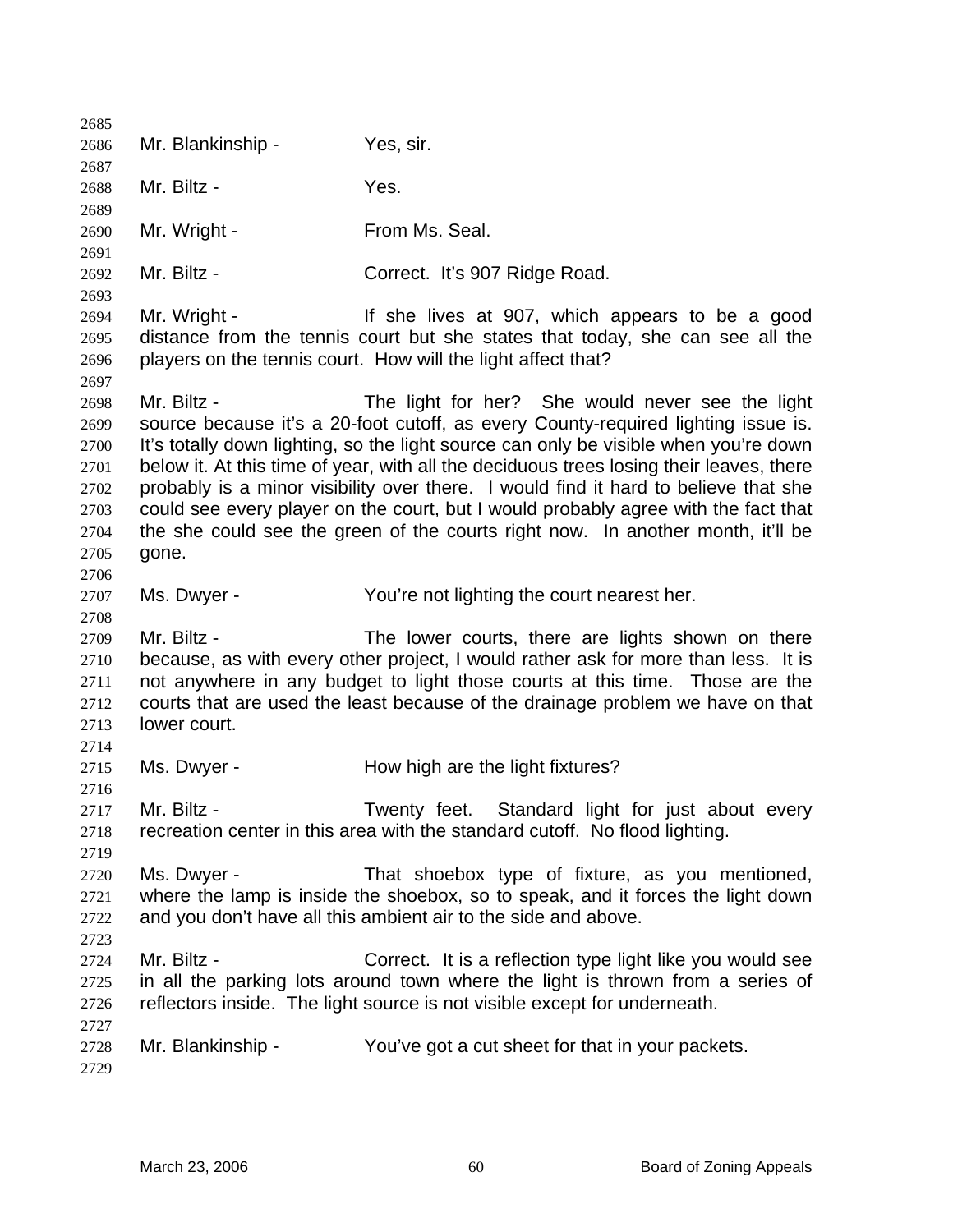Mr. Blankinship - Yes, sir.

Mr. Biltz - Yes.

Mr. Wright - From Ms. Seal.

Mr. Biltz - Correct. It's 907 Ridge Road.

Mr. Wright - If she lives at 907, which appears to be a good distance from the tennis court but she states that today, she can see all the players on the tennis court. How will the light affect that?

Mr. Biltz - The light for her? She would never see the light source because it's a 20-foot cutoff, as every County-required lighting issue is. It's totally down lighting, so the light source can only be visible when you're down below it. At this time of year, with all the deciduous trees losing their leaves, there probably is a minor visibility over there. I would find it hard to believe that she could see every player on the court, but I would probably agree with the fact that the she could see the green of the courts right now. In another month, it'll be gone.

Ms. Dwyer - You're not lighting the court nearest her.

Mr. Biltz - The lower courts, there are lights shown on there because, as with every other project, I would rather ask for more than less. It is not anywhere in any budget to light those courts at this time. Those are the courts that are used the least because of the drainage problem we have on that lower court.

Ms. Dwyer - How high are the light fixtures?

Mr. Biltz - Twenty feet. Standard light for just about every recreation center in this area with the standard cutoff. No flood lighting.

Ms. Dwyer - That shoebox type of fixture, as you mentioned, where the lamp is inside the shoebox, so to speak, and it forces the light down and you don't have all this ambient air to the side and above.

Mr. Biltz - Correct. It is a reflection type light like you would see in all the parking lots around town where the light is thrown from a series of reflectors inside. The light source is not visible except for underneath.

Mr. Blankinship - You've got a cut sheet for that in your packets.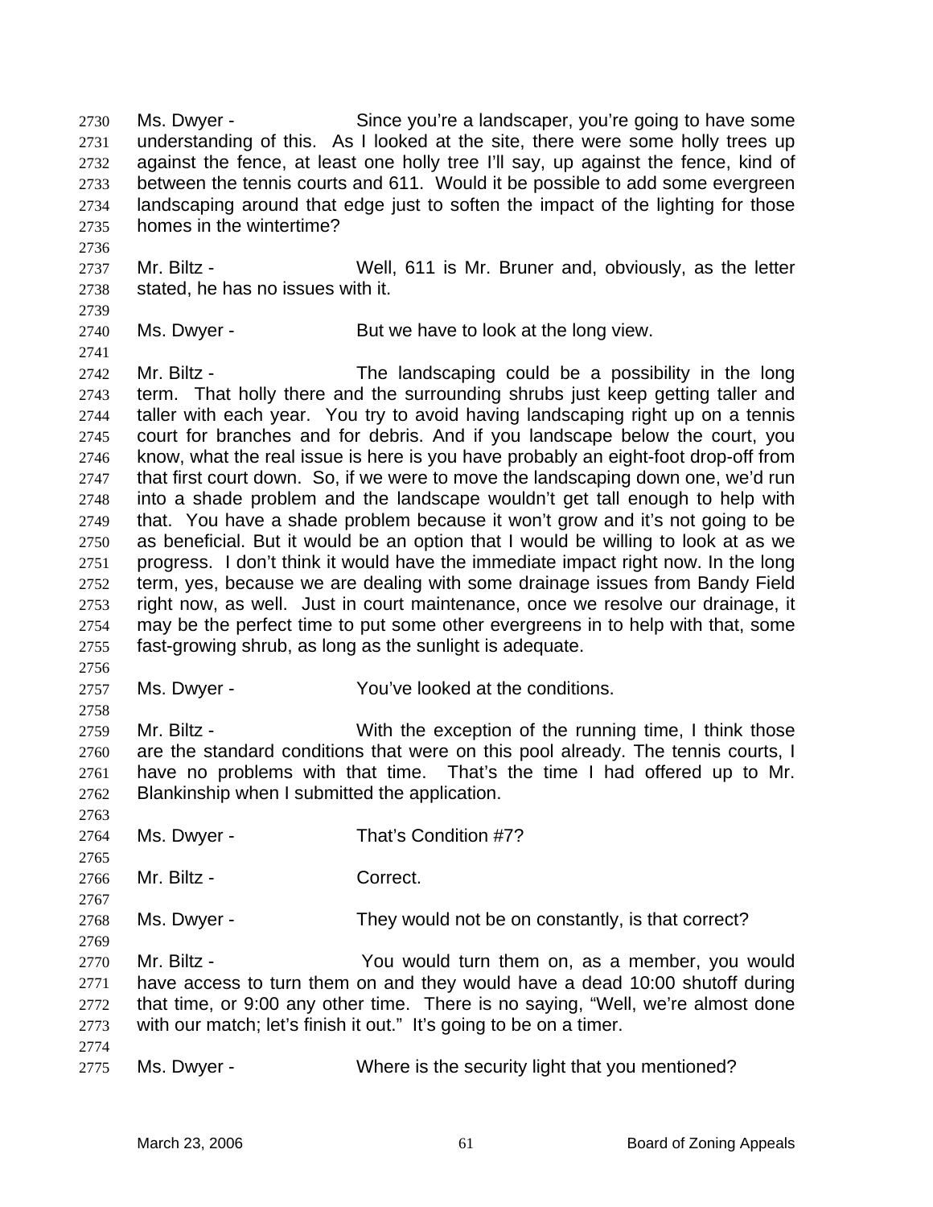Ms. Dwyer - Since you're a landscaper, you're going to have some understanding of this. As I looked at the site, there were some holly trees up against the fence, at least one holly tree I'll say, up against the fence, kind of between the tennis courts and 611. Would it be possible to add some evergreen landscaping around that edge just to soften the impact of the lighting for those homes in the wintertime?

Mr. Biltz - Well, 611 is Mr. Bruner and, obviously, as the letter stated, he has no issues with it.

Ms. Dwyer - But we have to look at the long view.

Mr. Biltz - The landscaping could be a possibility in the long term. That holly there and the surrounding shrubs just keep getting taller and taller with each year. You try to avoid having landscaping right up on a tennis court for branches and for debris. And if you landscape below the court, you know, what the real issue is here is you have probably an eight-foot drop-off from that first court down. So, if we were to move the landscaping down one, we'd run into a shade problem and the landscape wouldn't get tall enough to help with that. You have a shade problem because it won't grow and it's not going to be as beneficial. But it would be an option that I would be willing to look at as we progress. I don't think it would have the immediate impact right now. In the long term, yes, because we are dealing with some drainage issues from Bandy Field right now, as well. Just in court maintenance, once we resolve our drainage, it may be the perfect time to put some other evergreens in to help with that, some fast-growing shrub, as long as the sunlight is adequate.

Ms. Dwyer - You've looked at the conditions.

Mr. Biltz - With the exception of the running time, I think those are the standard conditions that were on this pool already. The tennis courts, I have no problems with that time. That's the time I had offered up to Mr. Blankinship when I submitted the application.

Ms. Dwyer - That's Condition #7?

Mr. Biltz - Correct.

Ms. Dwyer - They would not be on constantly, is that correct?

Mr. Biltz - You would turn them on, as a member, you would have access to turn them on and they would have a dead 10:00 shutoff during that time, or 9:00 any other time. There is no saying, "Well, we're almost done with our match; let's finish it out." It's going to be on a timer.

Ms. Dwyer - Where is the security light that you mentioned?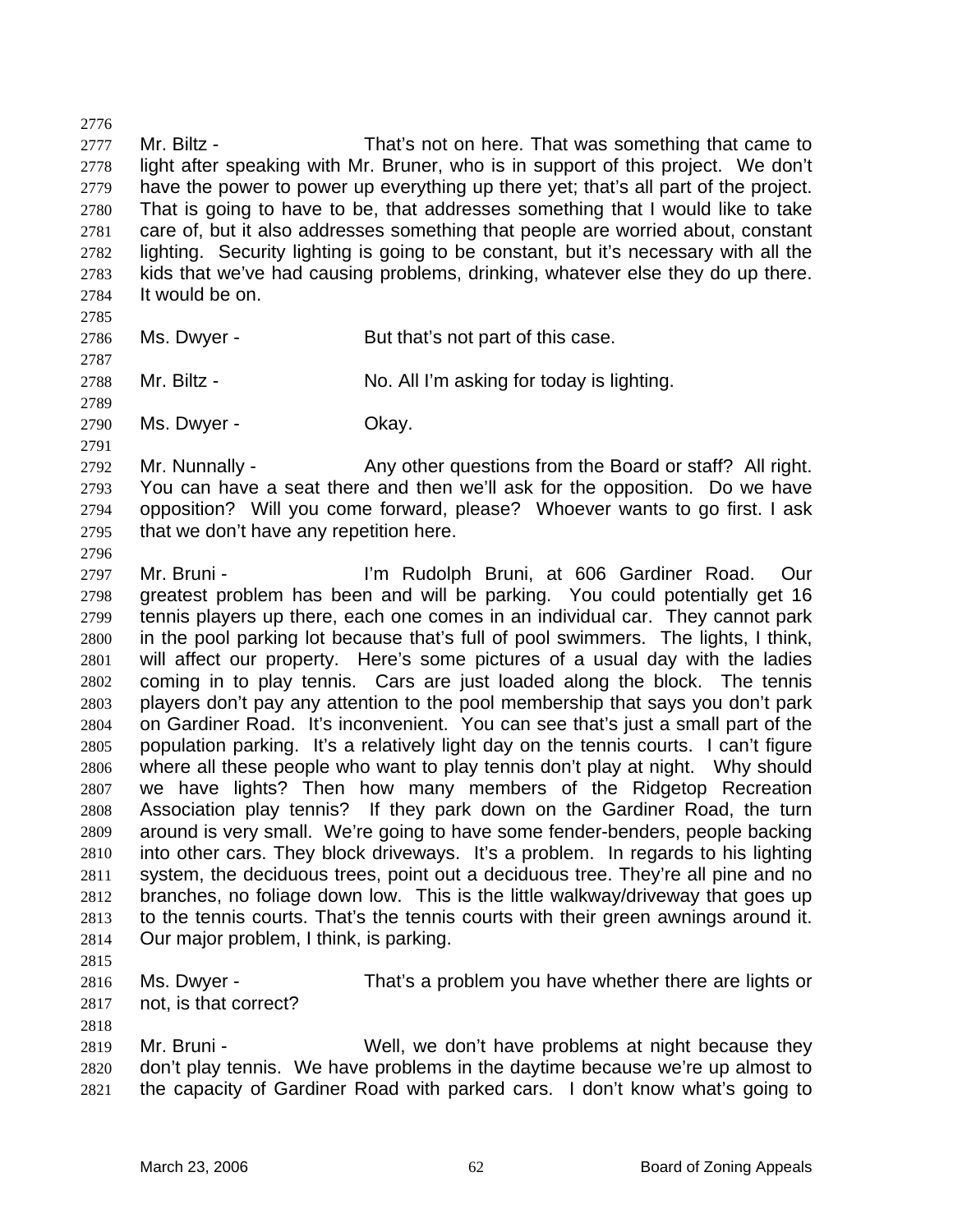Mr. Biltz - That's not on here. That was something that came to light after speaking with Mr. Bruner, who is in support of this project. We don't have the power to power up everything up there yet; that's all part of the project. That is going to have to be, that addresses something that I would like to take care of, but it also addresses something that people are worried about, constant lighting. Security lighting is going to be constant, but it's necessary with all the kids that we've had causing problems, drinking, whatever else they do up there. It would be on.

Ms. Dwyer - But that's not part of this case.

Mr. Biltz - No. All I'm asking for today is lighting.

Ms. Dwyer - Okay.

Mr. Nunnally - Any other questions from the Board or staff? All right. You can have a seat there and then we'll ask for the opposition. Do we have opposition? Will you come forward, please? Whoever wants to go first. I ask that we don't have any repetition here.

Mr. Bruni - I'm Rudolph Bruni, at 606 Gardiner Road. Our greatest problem has been and will be parking. You could potentially get 16 tennis players up there, each one comes in an individual car. They cannot park in the pool parking lot because that's full of pool swimmers. The lights, I think, will affect our property. Here's some pictures of a usual day with the ladies coming in to play tennis. Cars are just loaded along the block. The tennis players don't pay any attention to the pool membership that says you don't park on Gardiner Road. It's inconvenient. You can see that's just a small part of the population parking. It's a relatively light day on the tennis courts. I can't figure where all these people who want to play tennis don't play at night. Why should we have lights? Then how many members of the Ridgetop Recreation Association play tennis? If they park down on the Gardiner Road, the turn around is very small. We're going to have some fender-benders, people backing into other cars. They block driveways. It's a problem. In regards to his lighting system, the deciduous trees, point out a deciduous tree. They're all pine and no branches, no foliage down low. This is the little walkway/driveway that goes up to the tennis courts. That's the tennis courts with their green awnings around it. Our major problem, I think, is parking.

Ms. Dwyer - That's a problem you have whether there are lights or not, is that correct?

Mr. Bruni - Well, we don't have problems at night because they don't play tennis. We have problems in the daytime because we're up almost to the capacity of Gardiner Road with parked cars. I don't know what's going to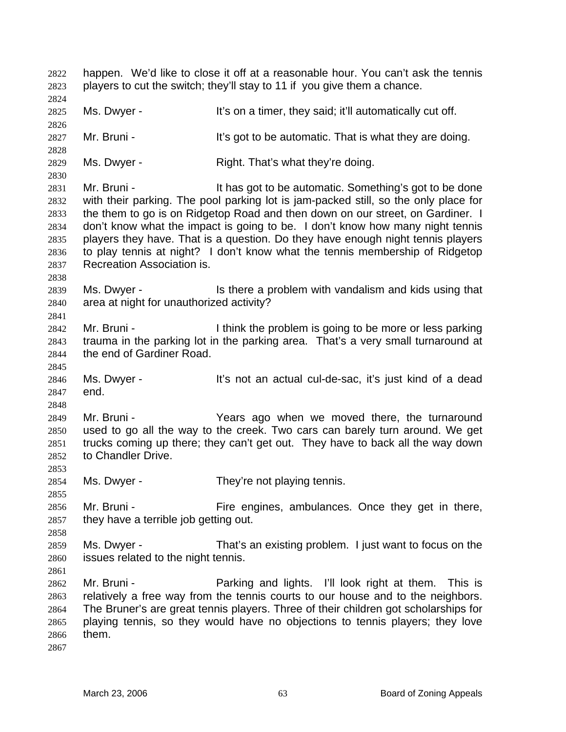happen. We'd like to close it off at a reasonable hour. You can't ask the tennis players to cut the switch; they'll stay to 11 if you give them a chance.

Ms. Dwyer - It's on a timer, they said; it'll automatically cut off.

Mr. Bruni - It's got to be automatic. That is what they are doing.

Ms. Dwyer - Right. That's what they're doing.

Mr. Bruni - It has got to be automatic. Something's got to be done with their parking. The pool parking lot is jam-packed still, so the only place for the them to go is on Ridgetop Road and then down on our street, on Gardiner. I don't know what the impact is going to be. I don't know how many night tennis players they have. That is a question. Do they have enough night tennis players to play tennis at night? I don't know what the tennis membership of Ridgetop Recreation Association is.

Ms. Dwyer - Is there a problem with vandalism and kids using that area at night for unauthorized activity?

Mr. Bruni - I think the problem is going to be more or less parking trauma in the parking lot in the parking area. That's a very small turnaround at the end of Gardiner Road.

Ms. Dwyer - It's not an actual cul-de-sac, it's just kind of a dead end.

Mr. Bruni - Years ago when we moved there, the turnaround used to go all the way to the creek. Two cars can barely turn around. We get trucks coming up there; they can't get out. They have to back all the way down to Chandler Drive.

Ms. Dwyer - They're not playing tennis.

Mr. Bruni - Fire engines, ambulances. Once they get in there, they have a terrible job getting out.

Ms. Dwyer - That's an existing problem. I just want to focus on the issues related to the night tennis.

Mr. Bruni - Parking and lights. I'll look right at them. This is relatively a free way from the tennis courts to our house and to the neighbors. The Bruner's are great tennis players. Three of their children got scholarships for playing tennis, so they would have no objections to tennis players; they love them.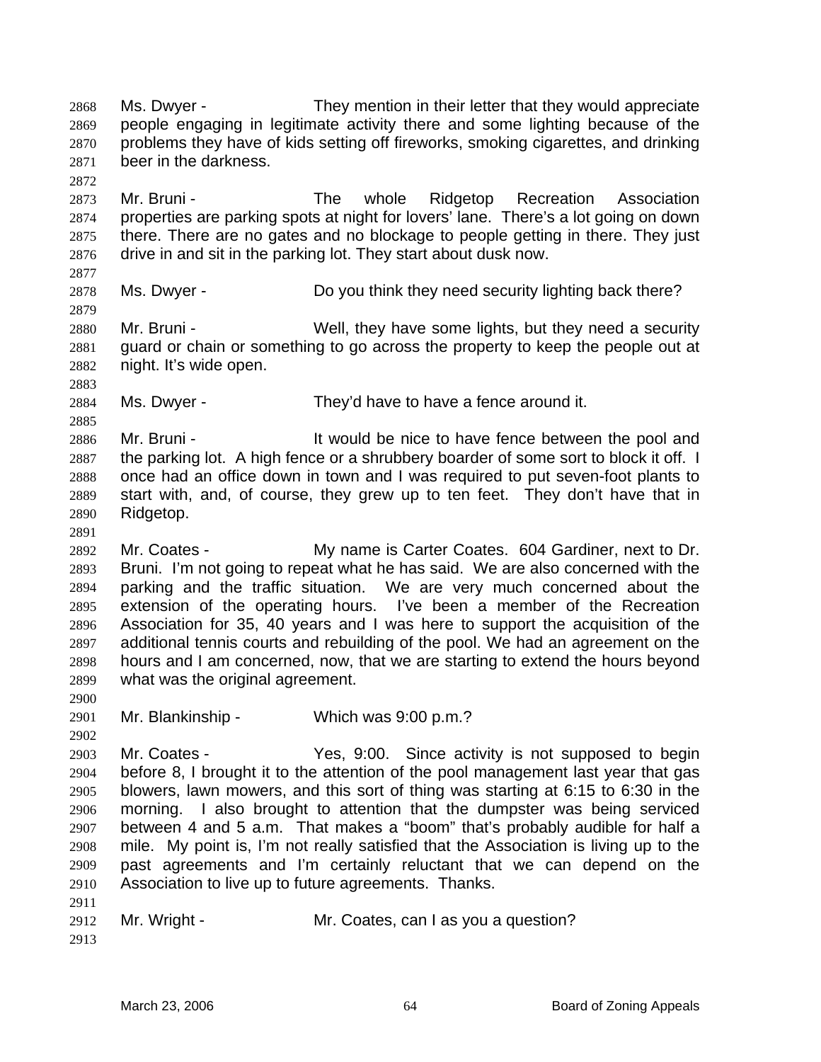Ms. Dwyer - They mention in their letter that they would appreciate people engaging in legitimate activity there and some lighting because of the problems they have of kids setting off fireworks, smoking cigarettes, and drinking beer in the darkness.

Mr. Bruni - The whole Ridgetop Recreation Association properties are parking spots at night for lovers' lane. There's a lot going on down there. There are no gates and no blockage to people getting in there. They just drive in and sit in the parking lot. They start about dusk now.

Ms. Dwyer - Do you think they need security lighting back there?

Mr. Bruni - Well, they have some lights, but they need a security guard or chain or something to go across the property to keep the people out at night. It's wide open.

Ms. Dwyer - They'd have to have a fence around it.

Mr. Bruni - It would be nice to have fence between the pool and the parking lot. A high fence or a shrubbery boarder of some sort to block it off. I once had an office down in town and I was required to put seven-foot plants to start with, and, of course, they grew up to ten feet. They don't have that in Ridgetop.

Mr. Coates - My name is Carter Coates. 604 Gardiner, next to Dr. Bruni. I'm not going to repeat what he has said. We are also concerned with the parking and the traffic situation. We are very much concerned about the extension of the operating hours. I've been a member of the Recreation Association for 35, 40 years and I was here to support the acquisition of the additional tennis courts and rebuilding of the pool. We had an agreement on the hours and I am concerned, now, that we are starting to extend the hours beyond what was the original agreement.

Mr. Blankinship - Which was 9:00 p.m.?

Mr. Coates - Yes, 9:00. Since activity is not supposed to begin before 8, I brought it to the attention of the pool management last year that gas blowers, lawn mowers, and this sort of thing was starting at 6:15 to 6:30 in the morning. I also brought to attention that the dumpster was being serviced between 4 and 5 a.m. That makes a "boom" that's probably audible for half a mile. My point is, I'm not really satisfied that the Association is living up to the past agreements and I'm certainly reluctant that we can depend on the Association to live up to future agreements. Thanks.

Mr. Wright - Mr. Coates, can I as you a question?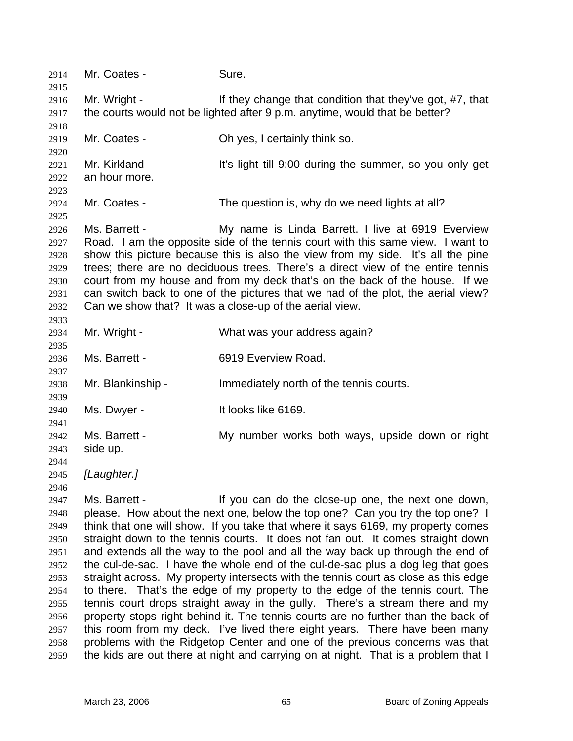Mr. Coates - Sure.

Mr. Wright - If they change that condition that they've got, #7, that the courts would not be lighted after 9 p.m. anytime, would that be better?

Mr. Coates - Oh yes, I certainly think so.

Mr. Kirkland - It's light till 9:00 during the summer, so you only get an hour more.

Mr. Coates - The question is, why do we need lights at all?

Ms. Barrett - My name is Linda Barrett. I live at 6919 Everview Road. I am the opposite side of the tennis court with this same view. I want to show this picture because this is also the view from my side. It's all the pine trees; there are no deciduous trees. There's a direct view of the entire tennis court from my house and from my deck that's on the back of the house. If we can switch back to one of the pictures that we had of the plot, the aerial view? Can we show that? It was a close-up of the aerial view.

Mr. Wright - What was your address again?

Ms. Barrett - 6919 Everview Road.

Mr. Blankinship - Immediately north of the tennis courts.

Ms. Dwyer - It looks like 6169.

Ms. Barrett - My number works both ways, upside down or right side up.

*[Laughter.]*

Ms. Barrett - If you can do the close-up one, the next one down, please. How about the next one, below the top one? Can you try the top one? I think that one will show. If you take that where it says 6169, my property comes straight down to the tennis courts. It does not fan out. It comes straight down and extends all the way to the pool and all the way back up through the end of the cul-de-sac. I have the whole end of the cul-de-sac plus a dog leg that goes straight across. My property intersects with the tennis court as close as this edge to there. That's the edge of my property to the edge of the tennis court. The tennis court drops straight away in the gully. There's a stream there and my property stops right behind it. The tennis courts are no further than the back of this room from my deck. I've lived there eight years. There have been many problems with the Ridgetop Center and one of the previous concerns was that the kids are out there at night and carrying on at night. That is a problem that I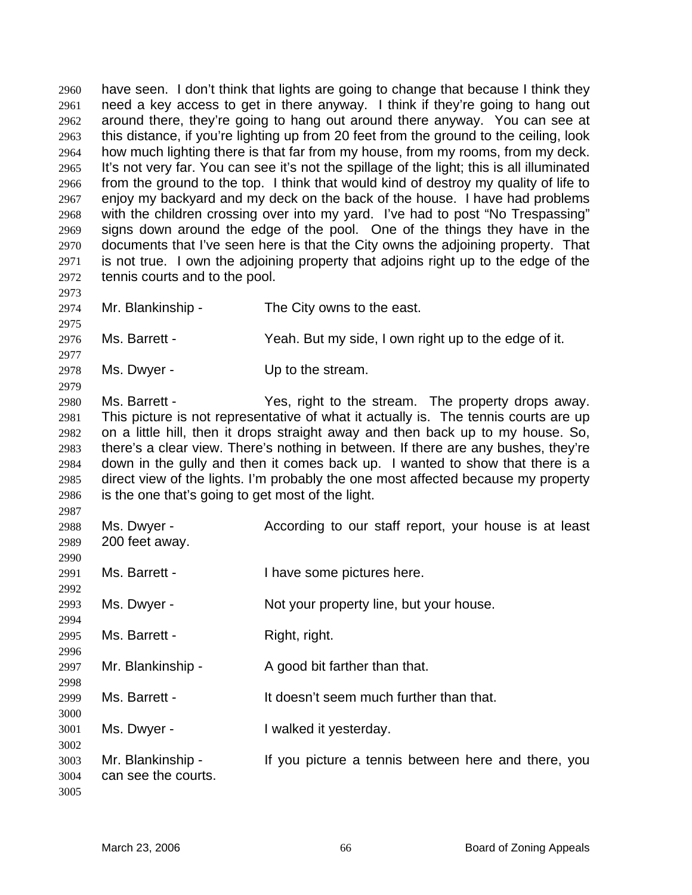have seen. I don't think that lights are going to change that because I think they need a key access to get in there anyway. I think if they're going to hang out around there, they're going to hang out around there anyway. You can see at this distance, if you're lighting up from 20 feet from the ground to the ceiling, look how much lighting there is that far from my house, from my rooms, from my deck. It's not very far. You can see it's not the spillage of the light; this is all illuminated from the ground to the top. I think that would kind of destroy my quality of life to enjoy my backyard and my deck on the back of the house. I have had problems with the children crossing over into my yard. I've had to post "No Trespassing" signs down around the edge of the pool. One of the things they have in the documents that I've seen here is that the City owns the adjoining property. That is not true. I own the adjoining property that adjoins right up to the edge of the tennis courts and to the pool.

Mr. Blankinship - The City owns to the east.

Ms. Barrett - Yeah. But my side, I own right up to the edge of it.

Ms. Dwyer - Up to the stream.

Ms. Barrett - Yes, right to the stream. The property drops away. This picture is not representative of what it actually is. The tennis courts are up on a little hill, then it drops straight away and then back up to my house. So, there's a clear view. There's nothing in between. If there are any bushes, they're down in the gully and then it comes back up. I wanted to show that there is a direct view of the lights. I'm probably the one most affected because my property is the one that's going to get most of the light.

Ms. Dwyer - According to our staff report, your house is at least 200 feet away.

Ms. Barrett - I have some pictures here.

Ms. Dwyer - Not your property line, but your house.

Ms. Barrett - Right, right.

Mr. Blankinship - A good bit farther than that.

Ms. Barrett - It doesn't seem much further than that.

Ms. Dwyer - I walked it yesterday.

Mr. Blankinship - If you picture a tennis between here and there, you can see the courts.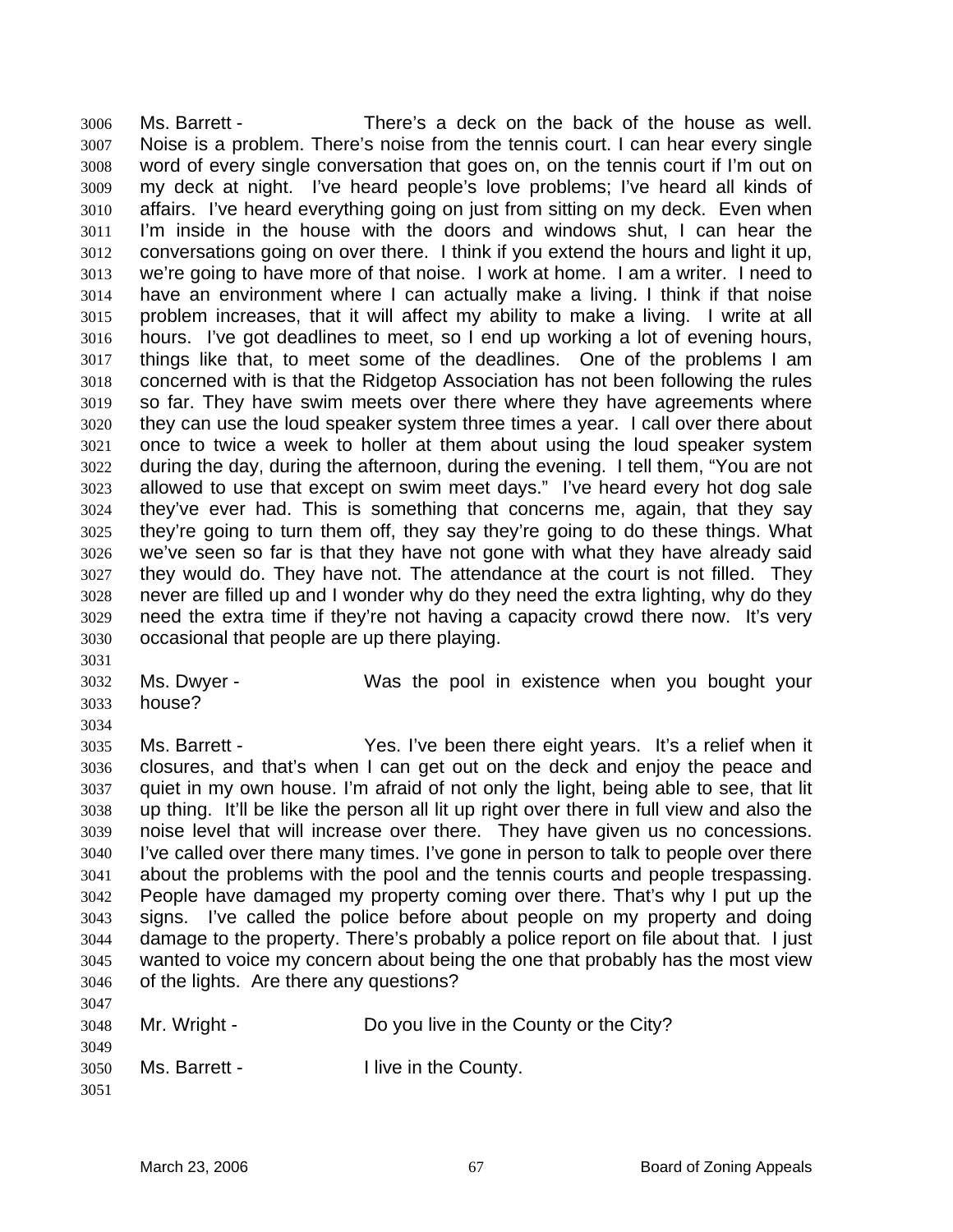3006 Ms. Barrett - There's a deck on the back of the house as well.
3007 Noise is a problem. There's noise from the tennis court. I can hear every single
3008 word of every single conversation that goes on, on the tennis court if I'm out on
3009 my deck at night. I've heard people's love problems; I've heard all kinds of
3010 affairs. I've heard everything going on just from sitting on my deck. Even when
3011 I'm inside in the house with the doors and windows shut, I can hear the
3012 conversations going on over there. I think if you extend the hours and light it up,
3013 we're going to have more of that noise. I work at home. I am a writer. I need to
3014 have an environment where I can actually make a living. I think if that noise
3015 problem increases, that it will affect my ability to make a living. I write at all
3016 hours. I've got deadlines to meet, so I end up working a lot of evening hours,
3017 things like that, to meet some of the deadlines. One of the problems I am
3018 concerned with is that the Ridgetop Association has not been following the rules
3019 so far. They have swim meets over there where they have agreements where
3020 they can use the loud speaker system three times a year. I call over there about
3021 once to twice a week to holler at them about using the loud speaker system
3022 during the day, during the afternoon, during the evening. I tell them, "You are not
3023 allowed to use that except on swim meet days." I've heard every hot dog sale
3024 they've ever had. This is something that concerns me, again, that they say
3025 they're going to turn them off, they say they're going to do these things. What
3026 we've seen so far is that they have not gone with what they have already said
3027 they would do. They have not. The attendance at the court is not filled. They
3028 never are filled up and I wonder why do they need the extra lighting, why do they
3029 need the extra time if they're not having a capacity crowd there now. It's very
3030 occasional that people are up there playing.
3031
3032 Ms. Dwyer - Was the pool in existence when you bought your
3033 house?
3034
3035 Ms. Barrett - Yes. I've been there eight years. It's a relief when it
3036 closures, and that's when I can get out on the deck and enjoy the peace and
3037 quiet in my own house. I'm afraid of not only the light, being able to see, that lit
3038 up thing. It'll be like the person all lit up right over there in full view and also the
3039 noise level that will increase over there. They have given us no concessions.
3040 I've called over there many times. I've gone in person to talk to people over there
3041 about the problems with the pool and the tennis courts and people trespassing.
3042 People have damaged my property coming over there. That's why I put up the
3043 signs. I've called the police before about people on my property and doing
3044 damage to the property. There's probably a police report on file about that. I just
3045 wanted to voice my concern about being the one that probably has the most view
3046 of the lights. Are there any questions?
3047
3048 Mr. Wright - Do you live in the County or the City?
3049
3050 Ms. Barrett - I live in the County.
3051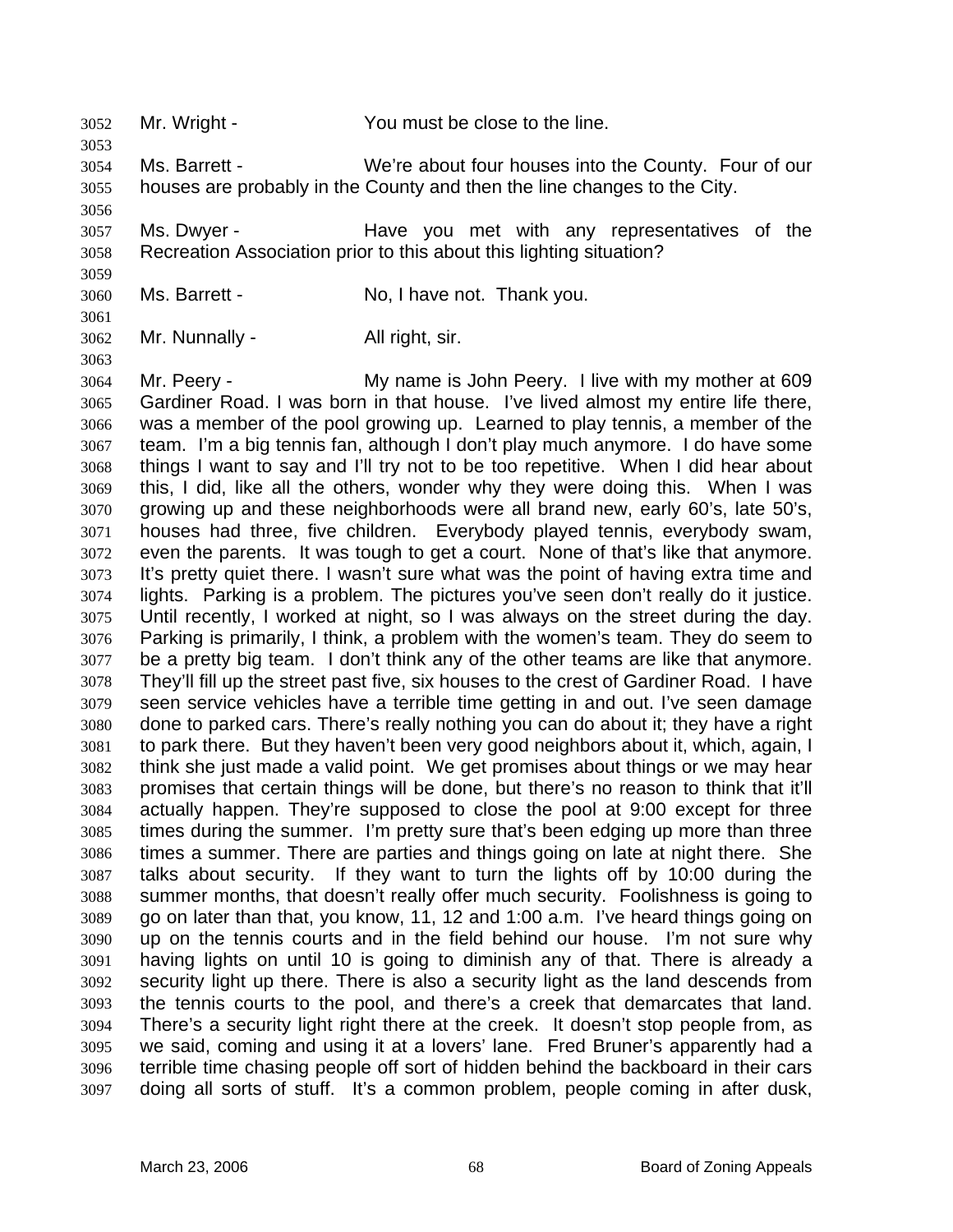Mr. Wright - You must be close to the line.

Ms. Barrett - We're about four houses into the County. Four of our houses are probably in the County and then the line changes to the City.

Ms. Dwyer - Have you met with any representatives of the Recreation Association prior to this about this lighting situation?

Ms. Barrett - No, I have not. Thank you.

Mr. Nunnally - All right, sir.

Mr. Peery - My name is John Peery. I live with my mother at 609 Gardiner Road. I was born in that house. I've lived almost my entire life there, was a member of the pool growing up. Learned to play tennis, a member of the team. I'm a big tennis fan, although I don't play much anymore. I do have some things I want to say and I'll try not to be too repetitive. When I did hear about this, I did, like all the others, wonder why they were doing this. When I was growing up and these neighborhoods were all brand new, early 60's, late 50's, houses had three, five children. Everybody played tennis, everybody swam, even the parents. It was tough to get a court. None of that's like that anymore. It's pretty quiet there. I wasn't sure what was the point of having extra time and lights. Parking is a problem. The pictures you've seen don't really do it justice. Until recently, I worked at night, so I was always on the street during the day. Parking is primarily, I think, a problem with the women's team. They do seem to be a pretty big team. I don't think any of the other teams are like that anymore. They'll fill up the street past five, six houses to the crest of Gardiner Road. I have seen service vehicles have a terrible time getting in and out. I've seen damage done to parked cars. There's really nothing you can do about it; they have a right to park there. But they haven't been very good neighbors about it, which, again, I think she just made a valid point. We get promises about things or we may hear promises that certain things will be done, but there's no reason to think that it'll actually happen. They're supposed to close the pool at 9:00 except for three times during the summer. I'm pretty sure that's been edging up more than three times a summer. There are parties and things going on late at night there. She talks about security. If they want to turn the lights off by 10:00 during the summer months, that doesn't really offer much security. Foolishness is going to go on later than that, you know, 11, 12 and 1:00 a.m. I've heard things going on up on the tennis courts and in the field behind our house. I'm not sure why having lights on until 10 is going to diminish any of that. There is already a security light up there. There is also a security light as the land descends from the tennis courts to the pool, and there's a creek that demarcates that land. There's a security light right there at the creek. It doesn't stop people from, as we said, coming and using it at a lovers' lane. Fred Bruner's apparently had a terrible time chasing people off sort of hidden behind the backboard in their cars doing all sorts of stuff. It's a common problem, people coming in after dusk,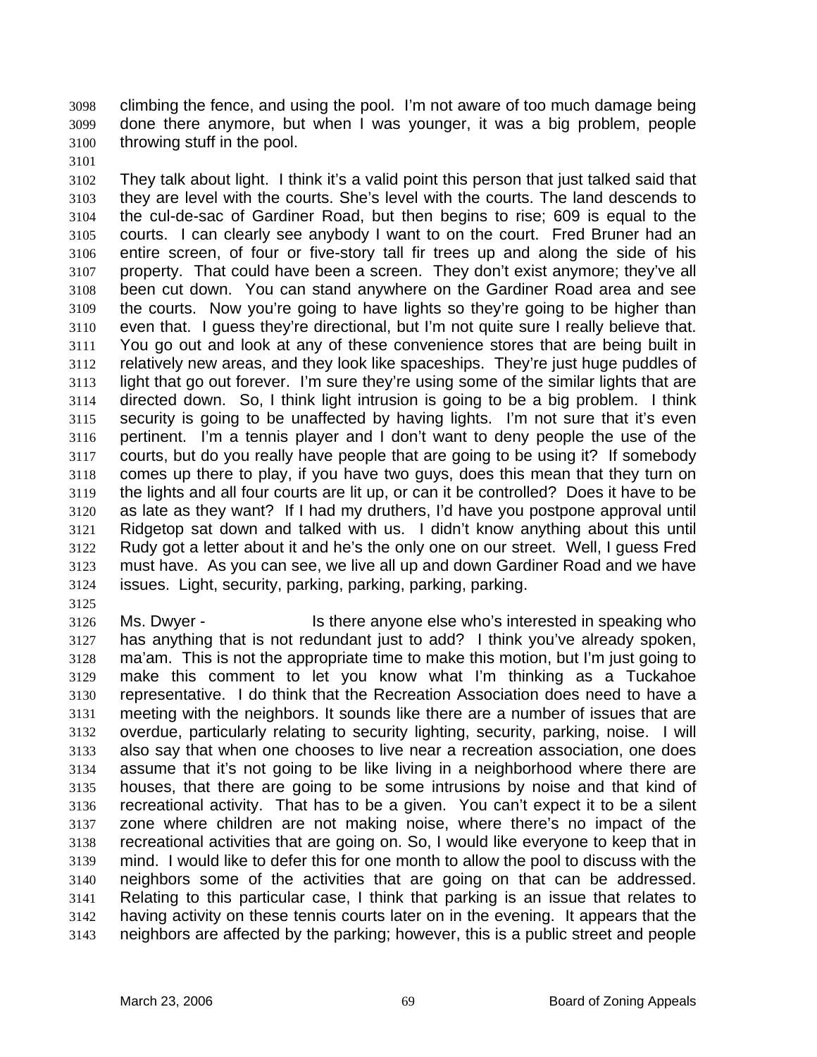climbing the fence, and using the pool. I'm not aware of too much damage being done there anymore, but when I was younger, it was a big problem, people throwing stuff in the pool.

They talk about light. I think it's a valid point this person that just talked said that they are level with the courts. She's level with the courts. The land descends to the cul-de-sac of Gardiner Road, but then begins to rise; 609 is equal to the courts. I can clearly see anybody I want to on the court. Fred Bruner had an entire screen, of four or five-story tall fir trees up and along the side of his property. That could have been a screen. They don't exist anymore; they've all been cut down. You can stand anywhere on the Gardiner Road area and see the courts. Now you're going to have lights so they're going to be higher than even that. I guess they're directional, but I'm not quite sure I really believe that. You go out and look at any of these convenience stores that are being built in relatively new areas, and they look like spaceships. They're just huge puddles of light that go out forever. I'm sure they're using some of the similar lights that are directed down. So, I think light intrusion is going to be a big problem. I think security is going to be unaffected by having lights. I'm not sure that it's even pertinent. I'm a tennis player and I don't want to deny people the use of the courts, but do you really have people that are going to be using it? If somebody comes up there to play, if you have two guys, does this mean that they turn on the lights and all four courts are lit up, or can it be controlled? Does it have to be as late as they want? If I had my druthers, I'd have you postpone approval until Ridgetop sat down and talked with us. I didn't know anything about this until Rudy got a letter about it and he's the only one on our street. Well, I guess Fred must have. As you can see, we live all up and down Gardiner Road and we have issues. Light, security, parking, parking, parking, parking.

Ms. Dwyer - Is there anyone else who's interested in speaking who has anything that is not redundant just to add? I think you've already spoken, ma'am. This is not the appropriate time to make this motion, but I'm just going to make this comment to let you know what I'm thinking as a Tuckahoe representative. I do think that the Recreation Association does need to have a meeting with the neighbors. It sounds like there are a number of issues that are overdue, particularly relating to security lighting, security, parking, noise. I will also say that when one chooses to live near a recreation association, one does assume that it's not going to be like living in a neighborhood where there are houses, that there are going to be some intrusions by noise and that kind of recreational activity. That has to be a given. You can't expect it to be a silent zone where children are not making noise, where there's no impact of the recreational activities that are going on. So, I would like everyone to keep that in mind. I would like to defer this for one month to allow the pool to discuss with the neighbors some of the activities that are going on that can be addressed. Relating to this particular case, I think that parking is an issue that relates to having activity on these tennis courts later on in the evening. It appears that the neighbors are affected by the parking; however, this is a public street and people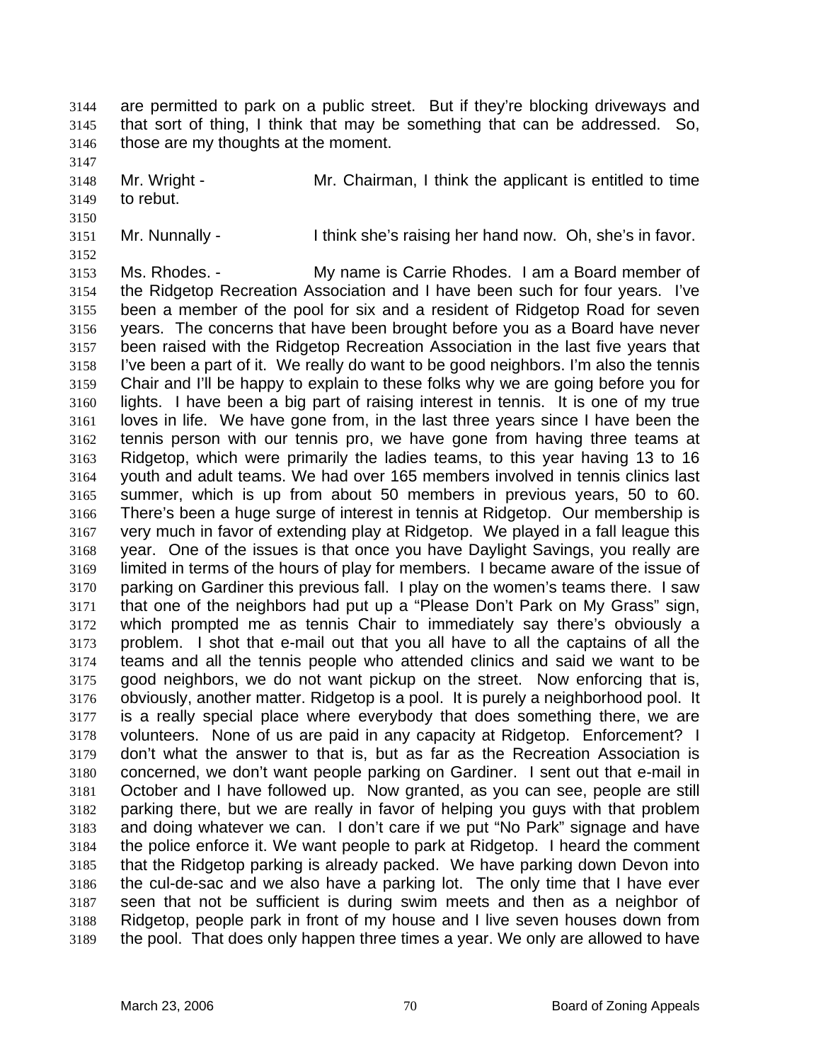are permitted to park on a public street. But if they're blocking driveways and that sort of thing, I think that may be something that can be addressed. So, those are my thoughts at the moment.

Mr. Wright - Mr. Chairman, I think the applicant is entitled to time to rebut.

Mr. Nunnally - I think she's raising her hand now. Oh, she's in favor.

Ms. Rhodes. - My name is Carrie Rhodes. I am a Board member of the Ridgetop Recreation Association and I have been such for four years. I've been a member of the pool for six and a resident of Ridgetop Road for seven years. The concerns that have been brought before you as a Board have never been raised with the Ridgetop Recreation Association in the last five years that I've been a part of it. We really do want to be good neighbors. I'm also the tennis Chair and I'll be happy to explain to these folks why we are going before you for lights. I have been a big part of raising interest in tennis. It is one of my true loves in life. We have gone from, in the last three years since I have been the tennis person with our tennis pro, we have gone from having three teams at Ridgetop, which were primarily the ladies teams, to this year having 13 to 16 youth and adult teams. We had over 165 members involved in tennis clinics last summer, which is up from about 50 members in previous years, 50 to 60. There's been a huge surge of interest in tennis at Ridgetop. Our membership is very much in favor of extending play at Ridgetop. We played in a fall league this year. One of the issues is that once you have Daylight Savings, you really are limited in terms of the hours of play for members. I became aware of the issue of parking on Gardiner this previous fall. I play on the women's teams there. I saw that one of the neighbors had put up a "Please Don't Park on My Grass" sign, which prompted me as tennis Chair to immediately say there's obviously a problem. I shot that e-mail out that you all have to all the captains of all the teams and all the tennis people who attended clinics and said we want to be good neighbors, we do not want pickup on the street. Now enforcing that is, obviously, another matter. Ridgetop is a pool. It is purely a neighborhood pool. It is a really special place where everybody that does something there, we are volunteers. None of us are paid in any capacity at Ridgetop. Enforcement? I don't what the answer to that is, but as far as the Recreation Association is concerned, we don't want people parking on Gardiner. I sent out that e-mail in October and I have followed up. Now granted, as you can see, people are still parking there, but we are really in favor of helping you guys with that problem and doing whatever we can. I don't care if we put "No Park" signage and have the police enforce it. We want people to park at Ridgetop. I heard the comment that the Ridgetop parking is already packed. We have parking down Devon into the cul-de-sac and we also have a parking lot. The only time that I have ever seen that not be sufficient is during swim meets and then as a neighbor of Ridgetop, people park in front of my house and I live seven houses down from the pool. That does only happen three times a year. We only are allowed to have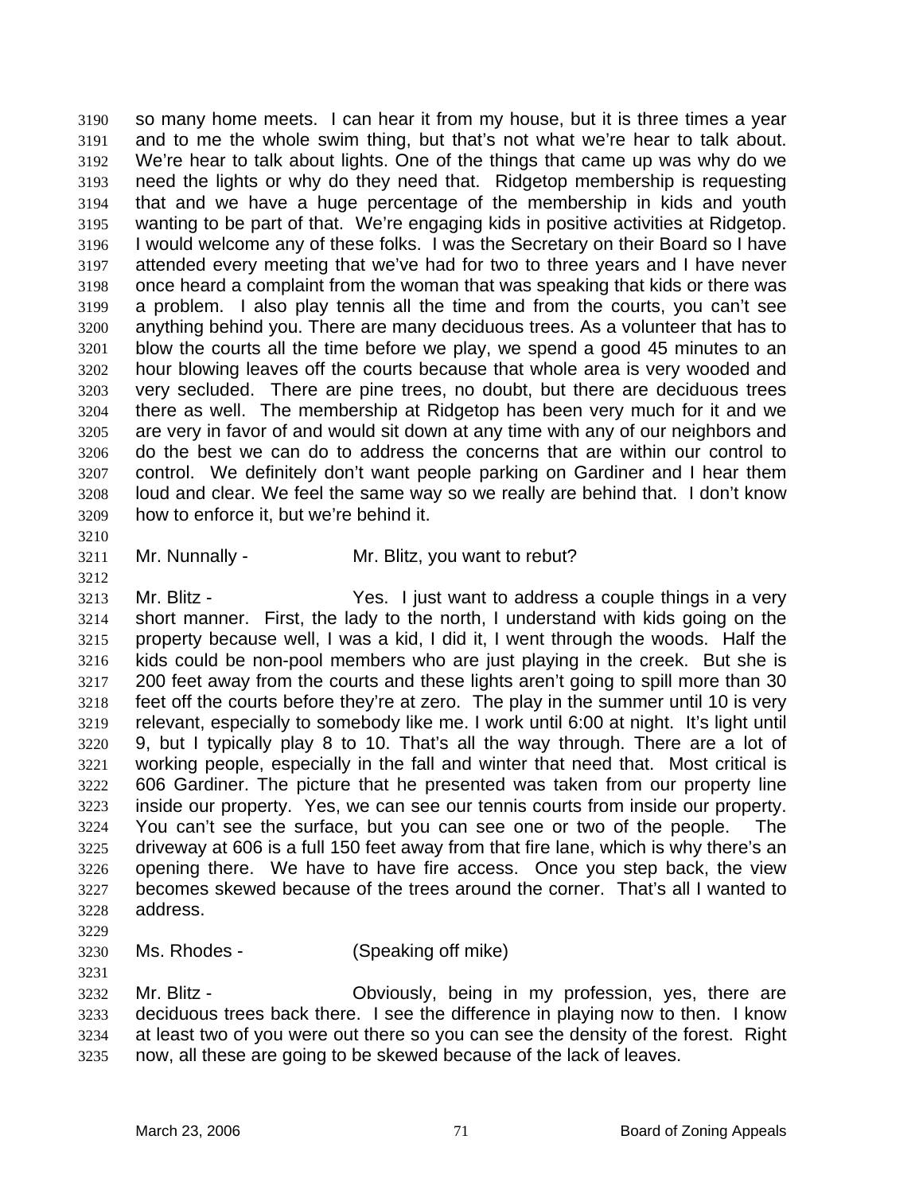so many home meets. I can hear it from my house, but it is three times a year and to me the whole swim thing, but that's not what we're hear to talk about. We're hear to talk about lights. One of the things that came up was why do we need the lights or why do they need that. Ridgetop membership is requesting that and we have a huge percentage of the membership in kids and youth wanting to be part of that. We're engaging kids in positive activities at Ridgetop. I would welcome any of these folks. I was the Secretary on their Board so I have attended every meeting that we've had for two to three years and I have never once heard a complaint from the woman that was speaking that kids or there was a problem. I also play tennis all the time and from the courts, you can't see anything behind you. There are many deciduous trees. As a volunteer that has to blow the courts all the time before we play, we spend a good 45 minutes to an hour blowing leaves off the courts because that whole area is very wooded and very secluded. There are pine trees, no doubt, but there are deciduous trees there as well. The membership at Ridgetop has been very much for it and we are very in favor of and would sit down at any time with any of our neighbors and do the best we can do to address the concerns that are within our control to control. We definitely don't want people parking on Gardiner and I hear them loud and clear. We feel the same way so we really are behind that. I don't know how to enforce it, but we're behind it.

Mr. Nunnally - Mr. Blitz, you want to rebut?

Mr. Blitz - Yes. I just want to address a couple things in a very short manner. First, the lady to the north, I understand with kids going on the property because well, I was a kid, I did it, I went through the woods. Half the kids could be non-pool members who are just playing in the creek. But she is 200 feet away from the courts and these lights aren't going to spill more than 30 feet off the courts before they're at zero. The play in the summer until 10 is very relevant, especially to somebody like me. I work until 6:00 at night. It's light until 9, but I typically play 8 to 10. That's all the way through. There are a lot of working people, especially in the fall and winter that need that. Most critical is 606 Gardiner. The picture that he presented was taken from our property line inside our property. Yes, we can see our tennis courts from inside our property. You can't see the surface, but you can see one or two of the people. The driveway at 606 is a full 150 feet away from that fire lane, which is why there's an opening there. We have to have fire access. Once you step back, the view becomes skewed because of the trees around the corner. That's all I wanted to address.

Ms. Rhodes - (Speaking off mike)

Mr. Blitz - Obviously, being in my profession, yes, there are deciduous trees back there. I see the difference in playing now to then. I know at least two of you were out there so you can see the density of the forest. Right now, all these are going to be skewed because of the lack of leaves.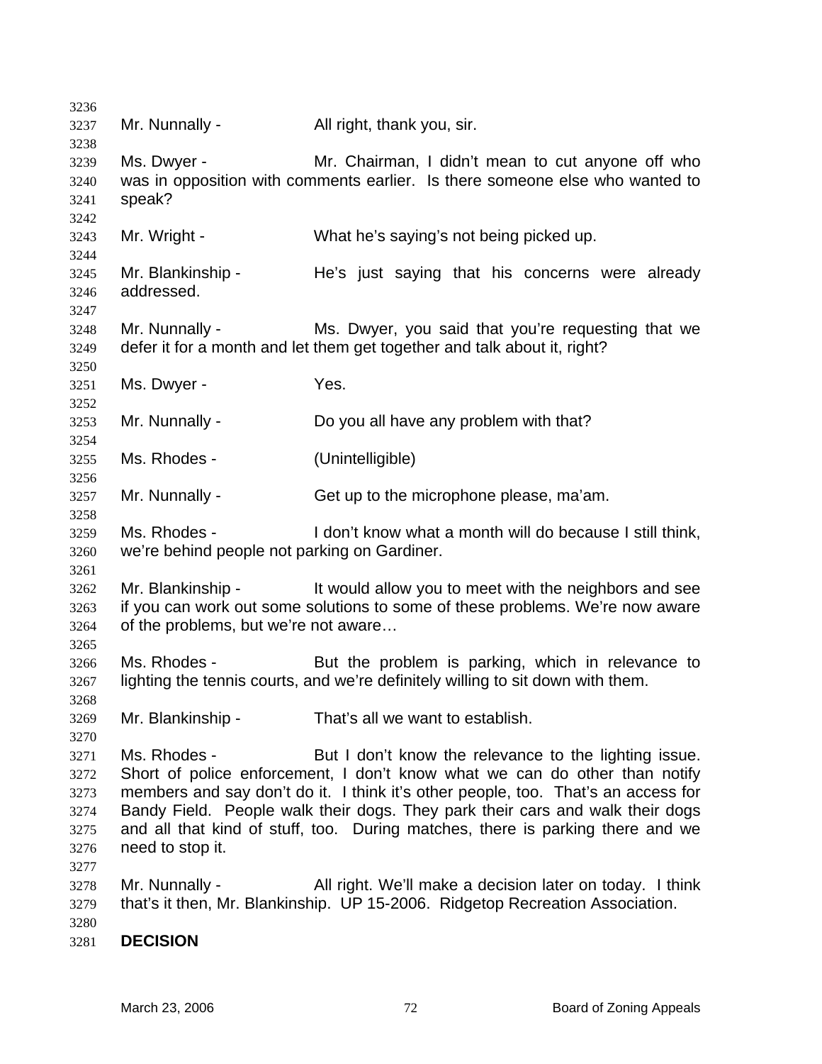Mr. Nunnally - All right, thank you, sir.

Ms. Dwyer - Mr. Chairman, I didn't mean to cut anyone off who was in opposition with comments earlier. Is there someone else who wanted to speak?

Mr. Wright - What he's saying's not being picked up.

Mr. Blankinship - He's just saying that his concerns were already addressed.

Mr. Nunnally - Ms. Dwyer, you said that you're requesting that we defer it for a month and let them get together and talk about it, right?

Ms. Dwyer - Yes.

Mr. Nunnally - Do you all have any problem with that?

Ms. Rhodes - (Unintelligible)

Mr. Nunnally - Get up to the microphone please, ma'am.

Ms. Rhodes - I don't know what a month will do because I still think, we're behind people not parking on Gardiner.

Mr. Blankinship - It would allow you to meet with the neighbors and see if you can work out some solutions to some of these problems. We're now aware of the problems, but we're not aware…

Ms. Rhodes - But the problem is parking, which in relevance to lighting the tennis courts, and we're definitely willing to sit down with them.

Mr. Blankinship - That's all we want to establish.

Ms. Rhodes - But I don't know the relevance to the lighting issue. Short of police enforcement, I don't know what we can do other than notify members and say don't do it. I think it's other people, too. That's an access for Bandy Field. People walk their dogs. They park their cars and walk their dogs and all that kind of stuff, too. During matches, there is parking there and we need to stop it.

Mr. Nunnally - All right. We'll make a decision later on today. I think that's it then, Mr. Blankinship. UP 15-2006. Ridgetop Recreation Association.

**DECISION**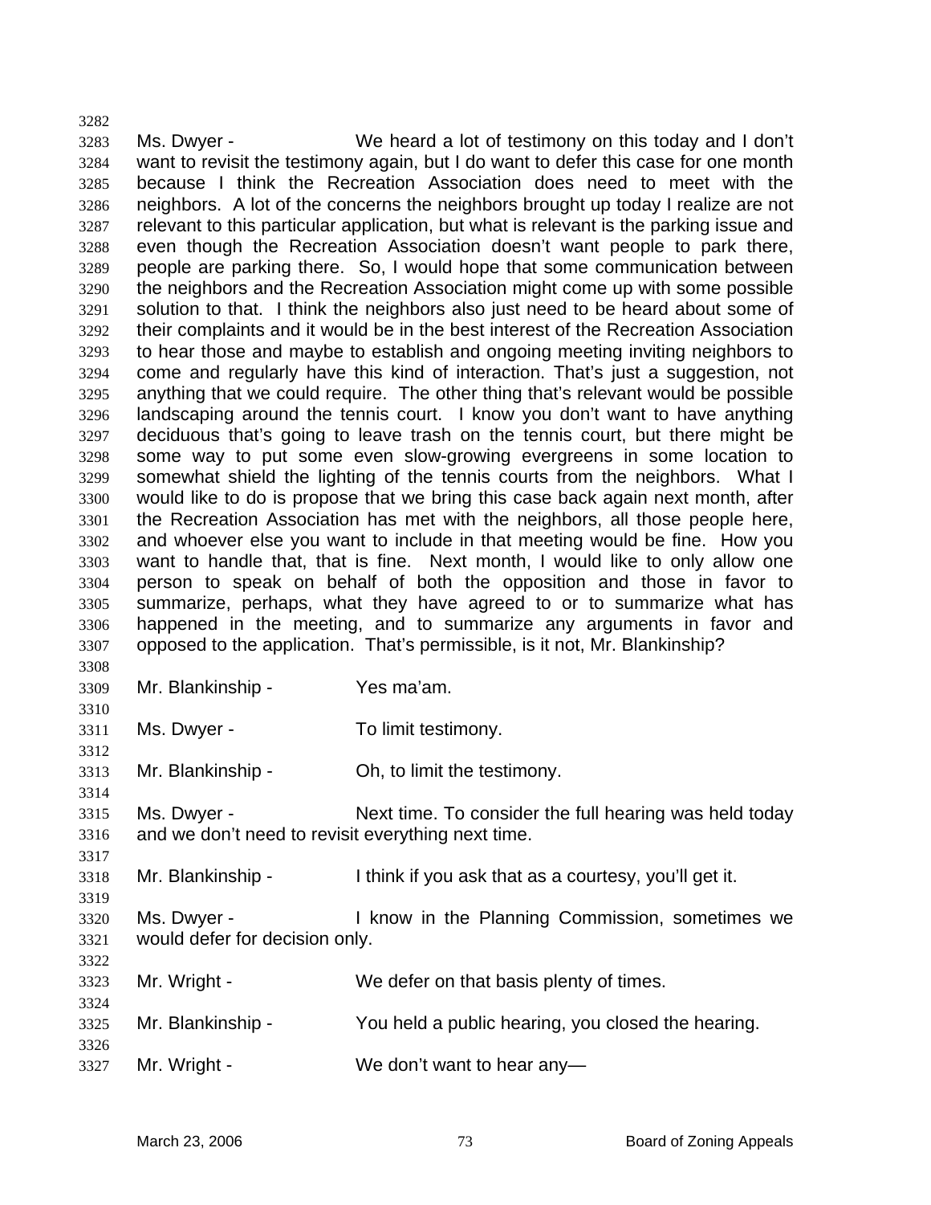Ms. Dwyer - We heard a lot of testimony on this today and I don't want to revisit the testimony again, but I do want to defer this case for one month because I think the Recreation Association does need to meet with the neighbors. A lot of the concerns the neighbors brought up today I realize are not relevant to this particular application, but what is relevant is the parking issue and even though the Recreation Association doesn't want people to park there, people are parking there. So, I would hope that some communication between the neighbors and the Recreation Association might come up with some possible solution to that. I think the neighbors also just need to be heard about some of their complaints and it would be in the best interest of the Recreation Association to hear those and maybe to establish and ongoing meeting inviting neighbors to come and regularly have this kind of interaction. That's just a suggestion, not anything that we could require. The other thing that's relevant would be possible landscaping around the tennis court. I know you don't want to have anything deciduous that's going to leave trash on the tennis court, but there might be some way to put some even slow-growing evergreens in some location to somewhat shield the lighting of the tennis courts from the neighbors. What I would like to do is propose that we bring this case back again next month, after the Recreation Association has met with the neighbors, all those people here, and whoever else you want to include in that meeting would be fine. How you want to handle that, that is fine. Next month, I would like to only allow one person to speak on behalf of both the opposition and those in favor to summarize, perhaps, what they have agreed to or to summarize what has happened in the meeting, and to summarize any arguments in favor and opposed to the application. That's permissible, is it not, Mr. Blankinship?

Mr. Blankinship - Yes ma'am.

Ms. Dwyer - To limit testimony.

Mr. Blankinship - Oh, to limit the testimony.

Ms. Dwyer - Next time. To consider the full hearing was held today and we don't need to revisit everything next time.

Mr. Blankinship - I think if you ask that as a courtesy, you'll get it.

Ms. Dwyer - I know in the Planning Commission, sometimes we would defer for decision only.

Mr. Wright - We defer on that basis plenty of times.

Mr. Blankinship - You held a public hearing, you closed the hearing.

Mr. Wright - We don't want to hear any—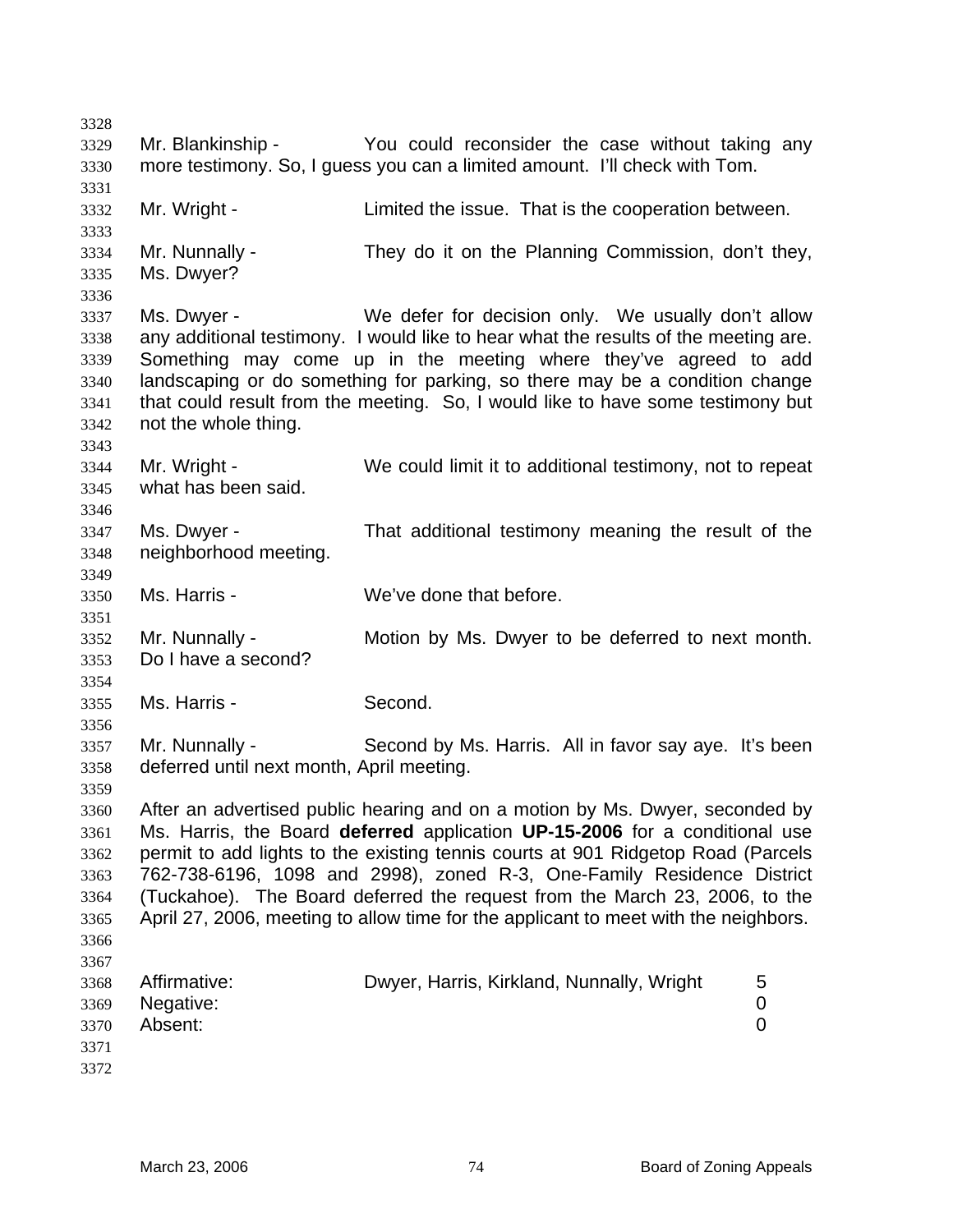Mr. Blankinship - You could reconsider the case without taking any more testimony. So, I guess you can a limited amount. I'll check with Tom.

Mr. Wright - Limited the issue. That is the cooperation between.

Mr. Nunnally - They do it on the Planning Commission, don't they, Ms. Dwyer?

Ms. Dwyer - We defer for decision only. We usually don't allow any additional testimony. I would like to hear what the results of the meeting are. Something may come up in the meeting where they've agreed to add landscaping or do something for parking, so there may be a condition change that could result from the meeting. So, I would like to have some testimony but not the whole thing.

Mr. Wright - We could limit it to additional testimony, not to repeat what has been said.

Ms. Dwyer - That additional testimony meaning the result of the neighborhood meeting.

Ms. Harris - We've done that before.

Mr. Nunnally - Motion by Ms. Dwyer to be deferred to next month. Do I have a second?

Ms. Harris - Second.

Mr. Nunnally - Second by Ms. Harris. All in favor say aye. It's been deferred until next month, April meeting.

After an advertised public hearing and on a motion by Ms. Dwyer, seconded by Ms. Harris, the Board **deferred** application **UP-15-2006** for a conditional use permit to add lights to the existing tennis courts at 901 Ridgetop Road (Parcels 762-738-6196, 1098 and 2998), zoned R-3, One-Family Residence District (Tuckahoe). The Board deferred the request from the March 23, 2006, to the April 27, 2006, meeting to allow time for the applicant to meet with the neighbors.

| | | |
|---|---|---|
| Affirmative: | Dwyer, Harris, Kirkland, Nunnally, Wright | 5 |
| Negative: | | 0 |
| Absent: | | 0 |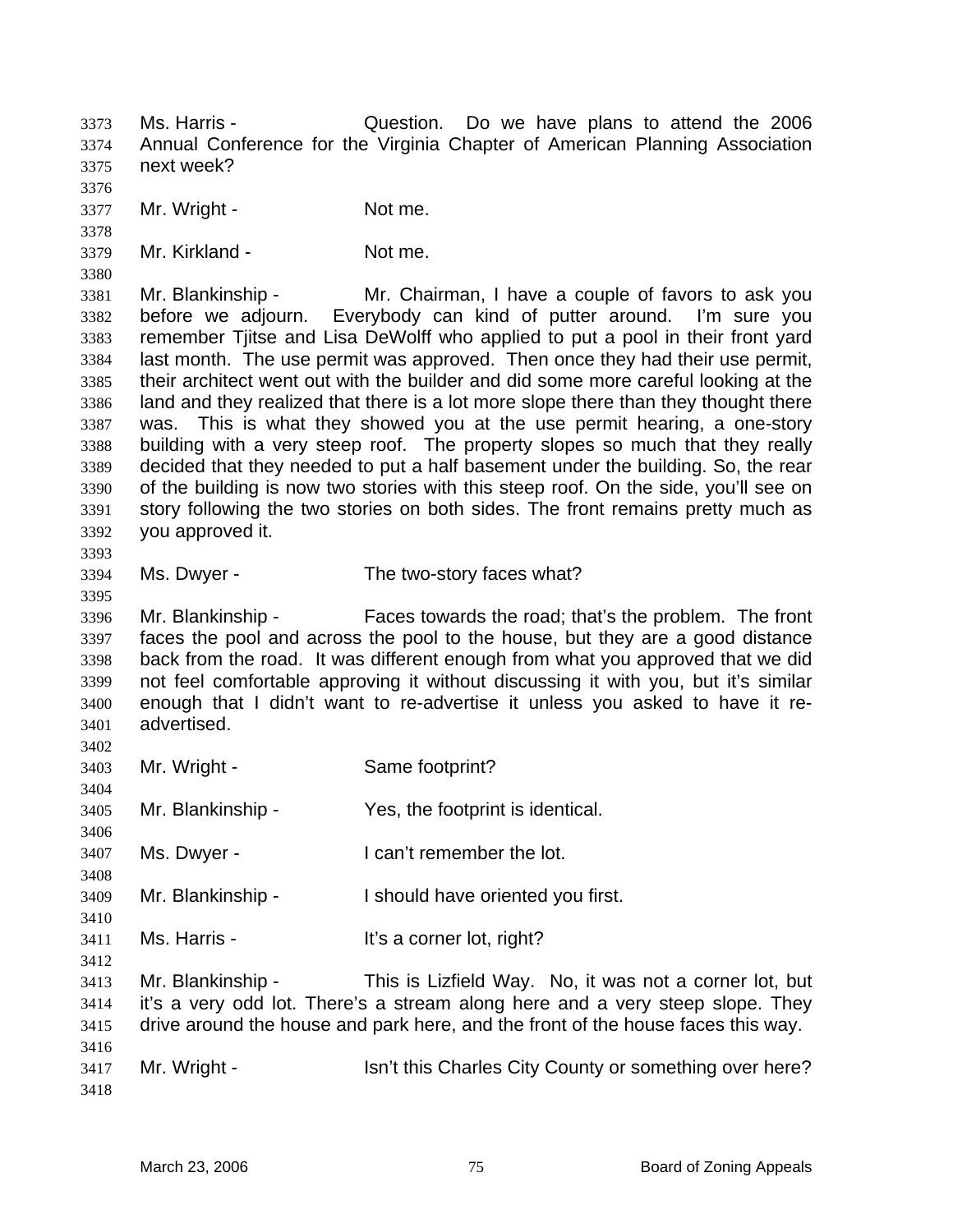Ms. Harris - Question. Do we have plans to attend the 2006 Annual Conference for the Virginia Chapter of American Planning Association next week?

Mr. Wright - Not me.

Mr. Kirkland - Not me.

Mr. Blankinship - Mr. Chairman, I have a couple of favors to ask you before we adjourn. Everybody can kind of putter around. I'm sure you remember Tjitse and Lisa DeWolff who applied to put a pool in their front yard last month. The use permit was approved. Then once they had their use permit, their architect went out with the builder and did some more careful looking at the land and they realized that there is a lot more slope there than they thought there was. This is what they showed you at the use permit hearing, a one-story building with a very steep roof. The property slopes so much that they really decided that they needed to put a half basement under the building. So, the rear of the building is now two stories with this steep roof. On the side, you'll see on story following the two stories on both sides. The front remains pretty much as you approved it.

Ms. Dwyer - The two-story faces what?

Mr. Blankinship - Faces towards the road; that's the problem. The front faces the pool and across the pool to the house, but they are a good distance back from the road. It was different enough from what you approved that we did not feel comfortable approving it without discussing it with you, but it's similar enough that I didn't want to re-advertise it unless you asked to have it re-advertised.

Mr. Wright - Same footprint?

Mr. Blankinship - Yes, the footprint is identical.

Ms. Dwyer - I can't remember the lot.

Mr. Blankinship - I should have oriented you first.

Ms. Harris - It's a corner lot, right?

Mr. Blankinship - This is Lizfield Way. No, it was not a corner lot, but it's a very odd lot. There's a stream along here and a very steep slope. They drive around the house and park here, and the front of the house faces this way.

Mr. Wright - Isn't this Charles City County or something over here?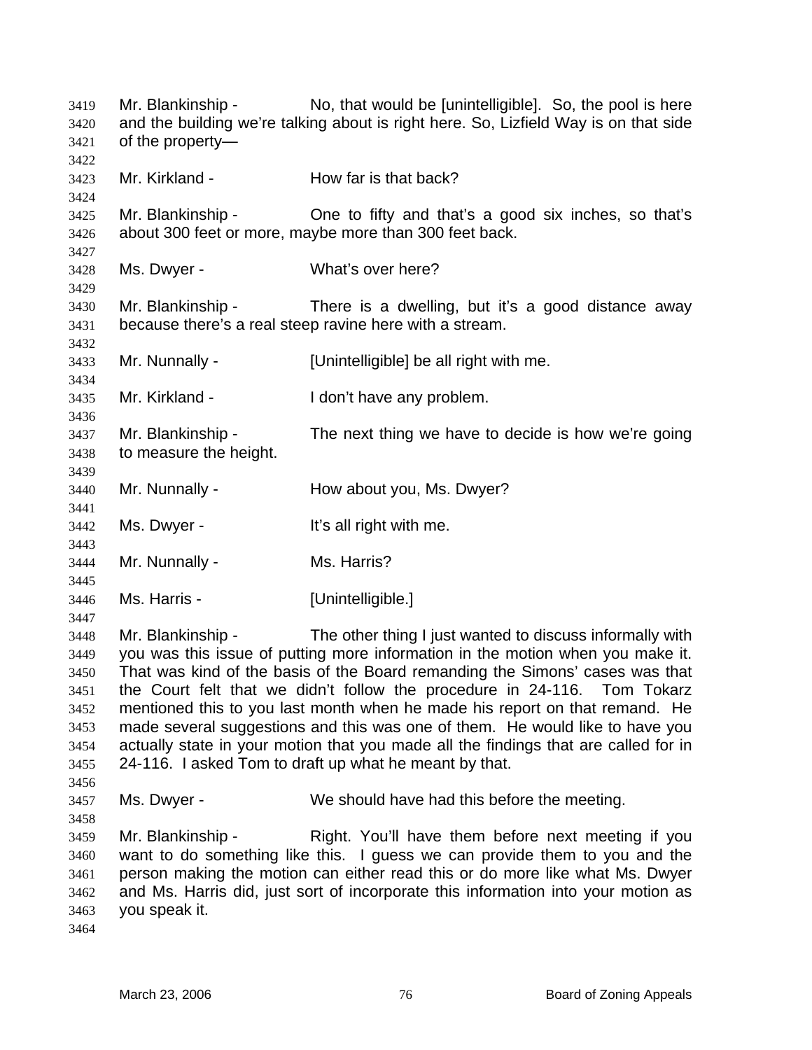Mr. Blankinship - No, that would be [unintelligible]. So, the pool is here and the building we're talking about is right here. So, Lizfield Way is on that side of the property—

Mr. Kirkland - How far is that back?

Mr. Blankinship - One to fifty and that's a good six inches, so that's about 300 feet or more, maybe more than 300 feet back.

Ms. Dwyer - What's over here?

Mr. Blankinship - There is a dwelling, but it's a good distance away because there's a real steep ravine here with a stream.

Mr. Nunnally - [Unintelligible] be all right with me.

Mr. Kirkland - I don't have any problem.

Mr. Blankinship - The next thing we have to decide is how we're going to measure the height.

Mr. Nunnally - How about you, Ms. Dwyer?

Ms. Dwyer - It's all right with me.

Mr. Nunnally - Ms. Harris?

Ms. Harris - [Unintelligible.]

Mr. Blankinship - The other thing I just wanted to discuss informally with you was this issue of putting more information in the motion when you make it. That was kind of the basis of the Board remanding the Simons' cases was that the Court felt that we didn't follow the procedure in 24-116. Tom Tokarz mentioned this to you last month when he made his report on that remand. He made several suggestions and this was one of them. He would like to have you actually state in your motion that you made all the findings that are called for in 24-116. I asked Tom to draft up what he meant by that.

Ms. Dwyer - We should have had this before the meeting.

Mr. Blankinship - Right. You'll have them before next meeting if you want to do something like this. I guess we can provide them to you and the person making the motion can either read this or do more like what Ms. Dwyer and Ms. Harris did, just sort of incorporate this information into your motion as you speak it.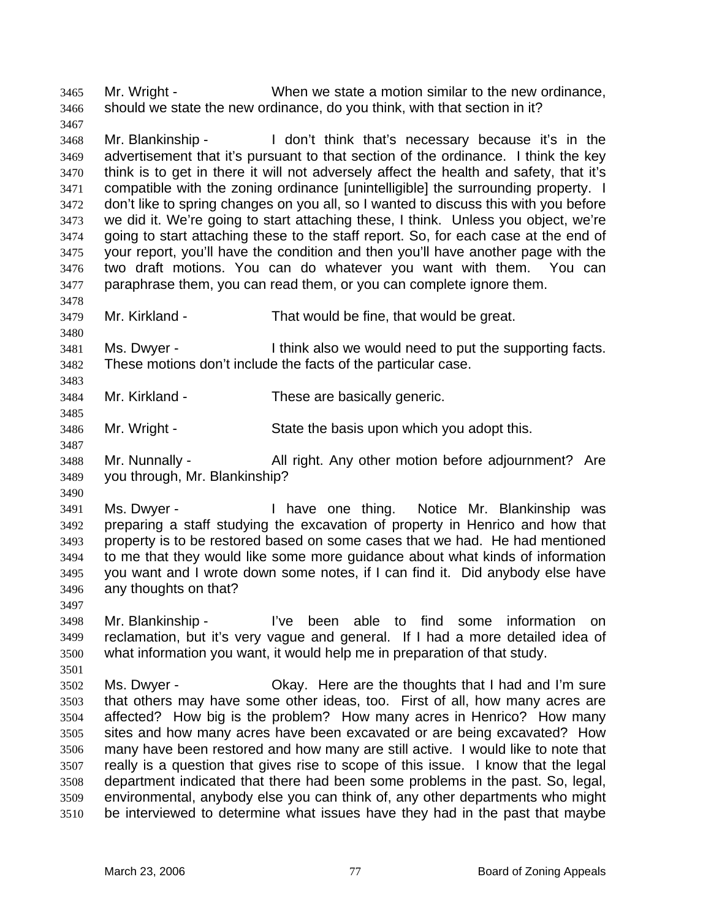3465 Mr. Wright - When we state a motion similar to the new ordinance, 3466 should we state the new ordinance, do you think, with that section in it?

3467

3468 Mr. Blankinship - I don't think that's necessary because it's in the 3469 advertisement that it's pursuant to that section of the ordinance. I think the key 3470 think is to get in there it will not adversely affect the health and safety, that it's 3471 compatible with the zoning ordinance [unintelligible] the surrounding property. I 3472 don't like to spring changes on you all, so I wanted to discuss this with you before 3473 we did it. We're going to start attaching these, I think. Unless you object, we're 3474 going to start attaching these to the staff report. So, for each case at the end of 3475 your report, you'll have the condition and then you'll have another page with the 3476 two draft motions. You can do whatever you want with them. You can 3477 paraphrase them, you can read them, or you can complete ignore them.

3478

3479 Mr. Kirkland - That would be fine, that would be great.

3480

3481 Ms. Dwyer - I think also we would need to put the supporting facts. 3482 These motions don't include the facts of the particular case.

3483

3484 Mr. Kirkland - These are basically generic.

3485

3486 Mr. Wright - State the basis upon which you adopt this.

3487

3488 Mr. Nunnally - All right. Any other motion before adjournment? Are 3489 you through, Mr. Blankinship?

3490

3491 Ms. Dwyer - I have one thing. Notice Mr. Blankinship was 3492 preparing a staff studying the excavation of property in Henrico and how that 3493 property is to be restored based on some cases that we had. He had mentioned 3494 to me that they would like some more guidance about what kinds of information 3495 you want and I wrote down some notes, if I can find it. Did anybody else have 3496 any thoughts on that?

3497

3498 Mr. Blankinship - I've been able to find some information on 3499 reclamation, but it's very vague and general. If I had a more detailed idea of 3500 what information you want, it would help me in preparation of that study.

3501

3502 Ms. Dwyer - Okay. Here are the thoughts that I had and I'm sure 3503 that others may have some other ideas, too. First of all, how many acres are 3504 affected? How big is the problem? How many acres in Henrico? How many 3505 sites and how many acres have been excavated or are being excavated? How 3506 many have been restored and how many are still active. I would like to note that 3507 really is a question that gives rise to scope of this issue. I know that the legal 3508 department indicated that there had been some problems in the past. So, legal, 3509 environmental, anybody else you can think of, any other departments who might 3510 be interviewed to determine what issues have they had in the past that maybe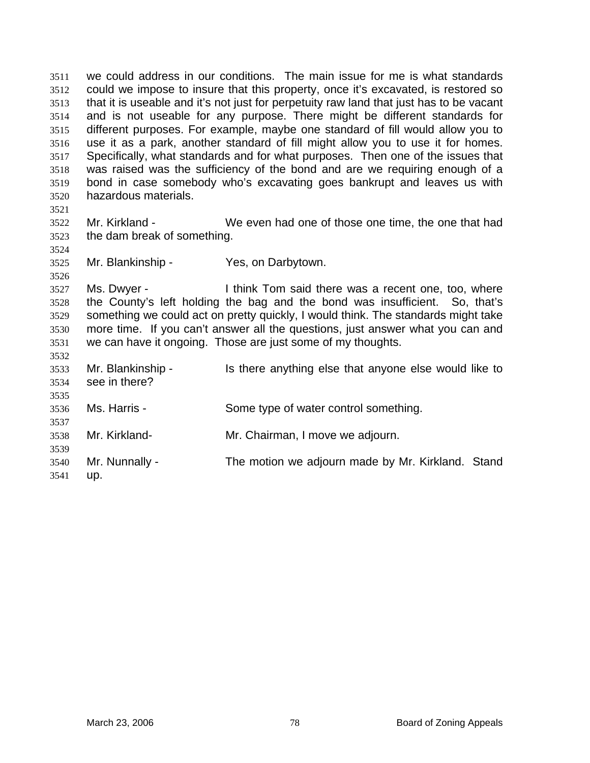we could address in our conditions. The main issue for me is what standards could we impose to insure that this property, once it's excavated, is restored so that it is useable and it's not just for perpetuity raw land that just has to be vacant and is not useable for any purpose. There might be different standards for different purposes. For example, maybe one standard of fill would allow you to use it as a park, another standard of fill might allow you to use it for homes. Specifically, what standards and for what purposes. Then one of the issues that was raised was the sufficiency of the bond and are we requiring enough of a bond in case somebody who's excavating goes bankrupt and leaves us with hazardous materials.

Mr. Kirkland - We even had one of those one time, the one that had the dam break of something.

Mr. Blankinship - Yes, on Darbytown.

Ms. Dwyer - I think Tom said there was a recent one, too, where the County's left holding the bag and the bond was insufficient. So, that's something we could act on pretty quickly, I would think. The standards might take more time. If you can't answer all the questions, just answer what you can and we can have it ongoing. Those are just some of my thoughts.

Mr. Blankinship - Is there anything else that anyone else would like to see in there?

Ms. Harris - Some type of water control something.

Mr. Kirkland- Mr. Chairman, I move we adjourn.

Mr. Nunnally - The motion we adjourn made by Mr. Kirkland. Stand up.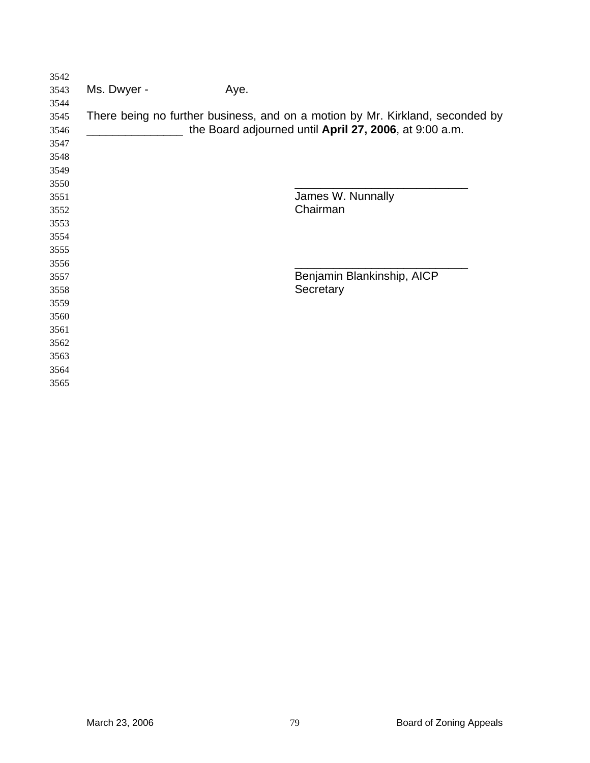Ms. Dwyer - Aye.

There being no further business, and on a motion by Mr. Kirkland, seconded by _______________ the Board adjourned until **April 27, 2006**, at 9:00 a.m.

___________________________

James W. Nunnally
Chairman

___________________________

Benjamin Blankinship, AICP
Secretary